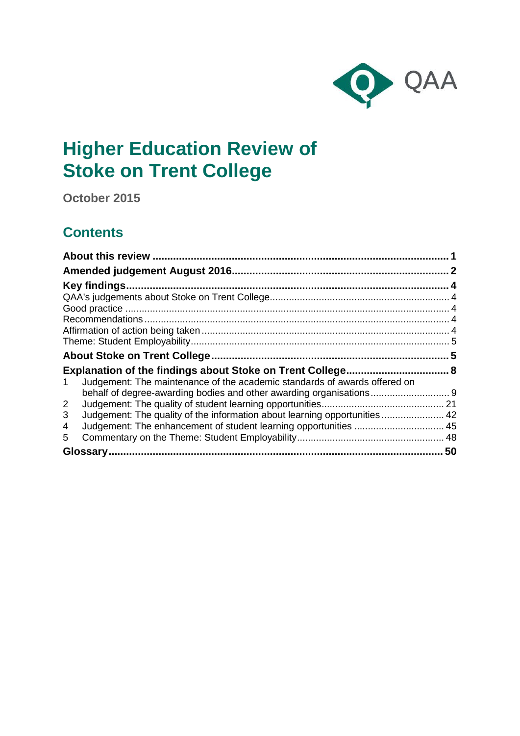QAA

# Higher Education Review of Stoke on Trent College

October 2015

## Contents

About this review ........................................................................................ 1
Amended judgement August 2016 ................................................................ 2
Key findings ................................................................................................. 4
QAA's judgements about Stoke on Trent College ......................................... 4
Good practice ............................................................................................... 4
Recommendations ........................................................................................ 4
Affirmation of action being taken .................................................................. 4
Theme: Student Employability ...................................................................... 5
About Stoke on Trent College ....................................................................... 5
Explanation of the findings about Stoke on Trent College ............................. 8
1 Judgement: The maintenance of the academic standards of awards offered on behalf of degree-awarding bodies and other awarding organisations ............... 9
2 Judgement: The quality of student learning opportunities ........................... 21
3 Judgement: The quality of the information about learning opportunities ...... 42
4 Judgement: The enhancement of student learning opportunities ................ 45
5 Commentary on the Theme: Student Employability .................................... 48
Glossary ....................................................................................................... 50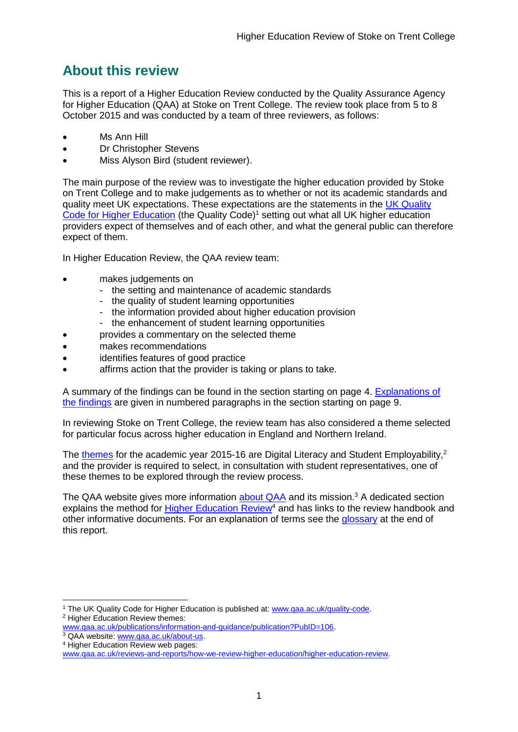## About this review

This is a report of a Higher Education Review conducted by the Quality Assurance Agency for Higher Education (QAA) at Stoke on Trent College. The review took place from 5 to 8 October 2015 and was conducted by a team of three reviewers, as follows:

- Ms Ann Hill
- Dr Christopher Stevens
- Miss Alyson Bird (student reviewer).

The main purpose of the review was to investigate the higher education provided by Stoke on Trent College and to make judgements as to whether or not its academic standards and quality meet UK expectations. These expectations are the statements in the UK Quality Code for Higher Education (the Quality Code)[1] setting out what all UK higher education providers expect of themselves and of each other, and what the general public can therefore expect of them.

In Higher Education Review, the QAA review team:

- makes judgements on
  - the setting and maintenance of academic standards
  - the quality of student learning opportunities
  - the information provided about higher education provision
  - the enhancement of student learning opportunities
- provides a commentary on the selected theme
- makes recommendations
- identifies features of good practice
- affirms action that the provider is taking or plans to take.

A summary of the findings can be found in the section starting on page 4. Explanations of the findings are given in numbered paragraphs in the section starting on page 9.

In reviewing Stoke on Trent College, the review team has also considered a theme selected for particular focus across higher education in England and Northern Ireland.

The themes for the academic year 2015-16 are Digital Literacy and Student Employability,[2] and the provider is required to select, in consultation with student representatives, one of these themes to be explored through the review process.

The QAA website gives more information about QAA and its mission.[3] A dedicated section explains the method for Higher Education Review[4] and has links to the review handbook and other informative documents. For an explanation of terms see the glossary at the end of this report.

---

[1] The UK Quality Code for Higher Education is published at: www.qaa.ac.uk/quality-code.

[2] Higher Education Review themes: www.qaa.ac.uk/publications/information-and-guidance/publication?PubID=106.

[3] QAA website: www.qaa.ac.uk/about-us.

[4] Higher Education Review web pages: www.qaa.ac.uk/reviews-and-reports/how-we-review-higher-education/higher-education-review.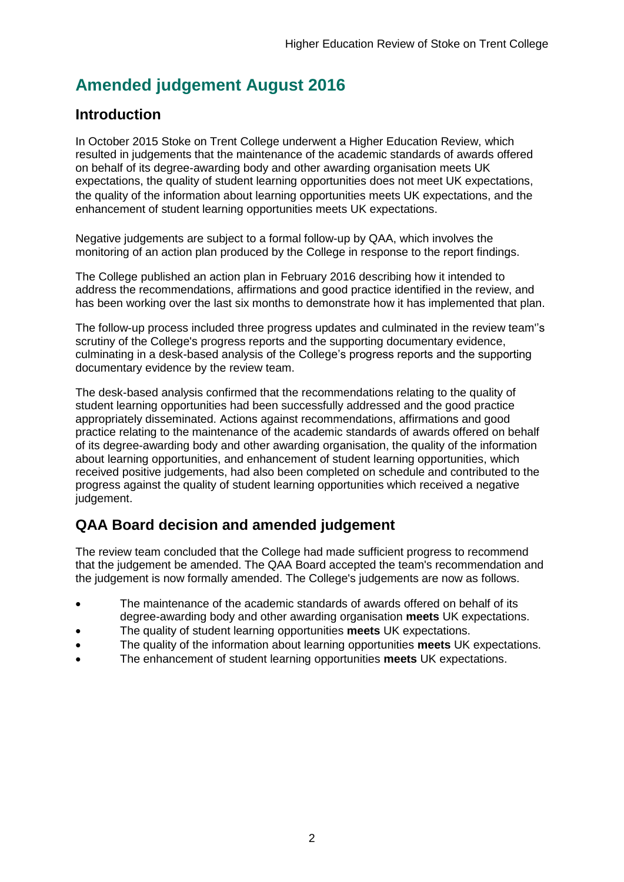# Amended judgement August 2016

## Introduction

In October 2015 Stoke on Trent College underwent a Higher Education Review, which resulted in judgements that the maintenance of the academic standards of awards offered on behalf of its degree-awarding body and other awarding organisation meets UK expectations, the quality of student learning opportunities does not meet UK expectations, the quality of the information about learning opportunities meets UK expectations, and the enhancement of student learning opportunities meets UK expectations.

Negative judgements are subject to a formal follow-up by QAA, which involves the monitoring of an action plan produced by the College in response to the report findings.

The College published an action plan in February 2016 describing how it intended to address the recommendations, affirmations and good practice identified in the review, and has been working over the last six months to demonstrate how it has implemented that plan.

The follow-up process included three progress updates and culminated in the review team''s scrutiny of the College's progress reports and the supporting documentary evidence, culminating in a desk-based analysis of the College's progress reports and the supporting documentary evidence by the review team.

The desk-based analysis confirmed that the recommendations relating to the quality of student learning opportunities had been successfully addressed and the good practice appropriately disseminated. Actions against recommendations, affirmations and good practice relating to the maintenance of the academic standards of awards offered on behalf of its degree-awarding body and other awarding organisation, the quality of the information about learning opportunities, and enhancement of student learning opportunities, which received positive judgements, had also been completed on schedule and contributed to the progress against the quality of student learning opportunities which received a negative judgement.

## QAA Board decision and amended judgement

The review team concluded that the College had made sufficient progress to recommend that the judgement be amended. The QAA Board accepted the team's recommendation and the judgement is now formally amended. The College's judgements are now as follows.

- The maintenance of the academic standards of awards offered on behalf of its degree-awarding body and other awarding organisation **meets** UK expectations.
- The quality of student learning opportunities **meets** UK expectations.
- The quality of the information about learning opportunities **meets** UK expectations.
- The enhancement of student learning opportunities **meets** UK expectations.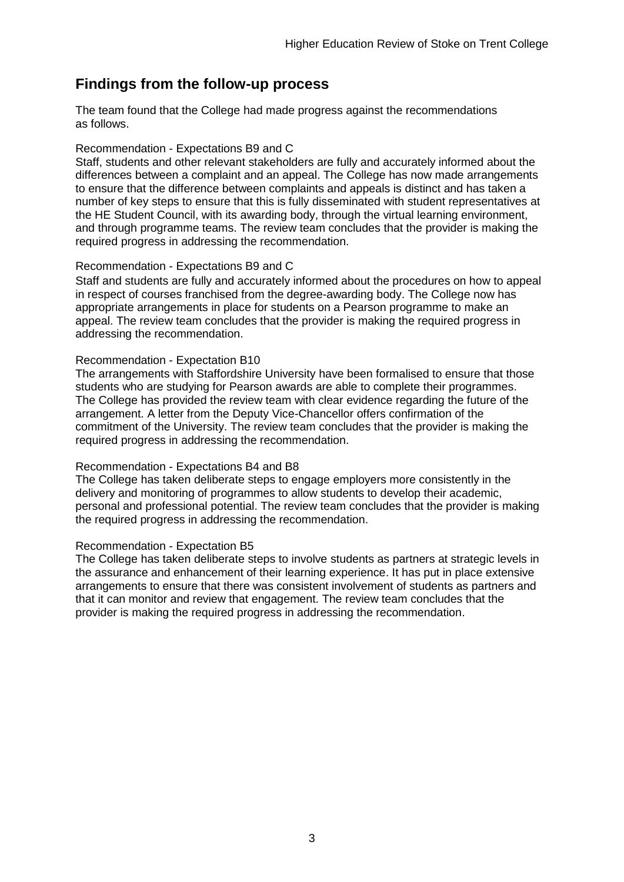## Findings from the follow-up process

The team found that the College had made progress against the recommendations as follows.

Recommendation - Expectations B9 and C

Staff, students and other relevant stakeholders are fully and accurately informed about the differences between a complaint and an appeal. The College has now made arrangements to ensure that the difference between complaints and appeals is distinct and has taken a number of key steps to ensure that this is fully disseminated with student representatives at the HE Student Council, with its awarding body, through the virtual learning environment, and through programme teams. The review team concludes that the provider is making the required progress in addressing the recommendation.

Recommendation - Expectations B9 and C

Staff and students are fully and accurately informed about the procedures on how to appeal in respect of courses franchised from the degree-awarding body. The College now has appropriate arrangements in place for students on a Pearson programme to make an appeal. The review team concludes that the provider is making the required progress in addressing the recommendation.

Recommendation - Expectation B10

The arrangements with Staffordshire University have been formalised to ensure that those students who are studying for Pearson awards are able to complete their programmes. The College has provided the review team with clear evidence regarding the future of the arrangement. A letter from the Deputy Vice-Chancellor offers confirmation of the commitment of the University. The review team concludes that the provider is making the required progress in addressing the recommendation.

Recommendation - Expectations B4 and B8

The College has taken deliberate steps to engage employers more consistently in the delivery and monitoring of programmes to allow students to develop their academic, personal and professional potential. The review team concludes that the provider is making the required progress in addressing the recommendation.

Recommendation - Expectation B5

The College has taken deliberate steps to involve students as partners at strategic levels in the assurance and enhancement of their learning experience. It has put in place extensive arrangements to ensure that there was consistent involvement of students as partners and that it can monitor and review that engagement. The review team concludes that the provider is making the required progress in addressing the recommendation.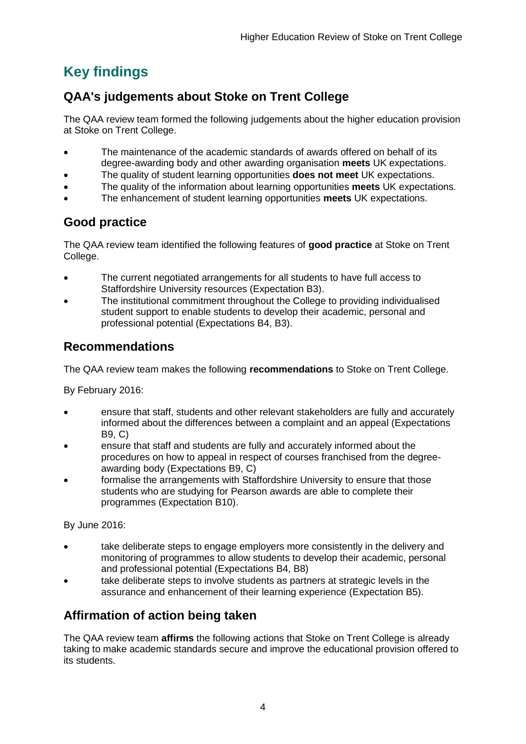## Key findings

### QAA's judgements about Stoke on Trent College

The QAA review team formed the following judgements about the higher education provision at Stoke on Trent College.

- The maintenance of the academic standards of awards offered on behalf of its degree-awarding body and other awarding organisation **meets** UK expectations.
- The quality of student learning opportunities **does not meet** UK expectations.
- The quality of the information about learning opportunities **meets** UK expectations.
- The enhancement of student learning opportunities **meets** UK expectations.

### Good practice

The QAA review team identified the following features of **good practice** at Stoke on Trent College.

- The current negotiated arrangements for all students to have full access to Staffordshire University resources (Expectation B3).
- The institutional commitment throughout the College to providing individualised student support to enable students to develop their academic, personal and professional potential (Expectations B4, B3).

### Recommendations

The QAA review team makes the following **recommendations** to Stoke on Trent College.

By February 2016:

- ensure that staff, students and other relevant stakeholders are fully and accurately informed about the differences between a complaint and an appeal (Expectations B9, C)
- ensure that staff and students are fully and accurately informed about the procedures on how to appeal in respect of courses franchised from the degree-awarding body (Expectations B9, C)
- formalise the arrangements with Staffordshire University to ensure that those students who are studying for Pearson awards are able to complete their programmes (Expectation B10).

By June 2016:

- take deliberate steps to engage employers more consistently in the delivery and monitoring of programmes to allow students to develop their academic, personal and professional potential (Expectations B4, B8)
- take deliberate steps to involve students as partners at strategic levels in the assurance and enhancement of their learning experience (Expectation B5).

### Affirmation of action being taken

The QAA review team **affirms** the following actions that Stoke on Trent College is already taking to make academic standards secure and improve the educational provision offered to its students.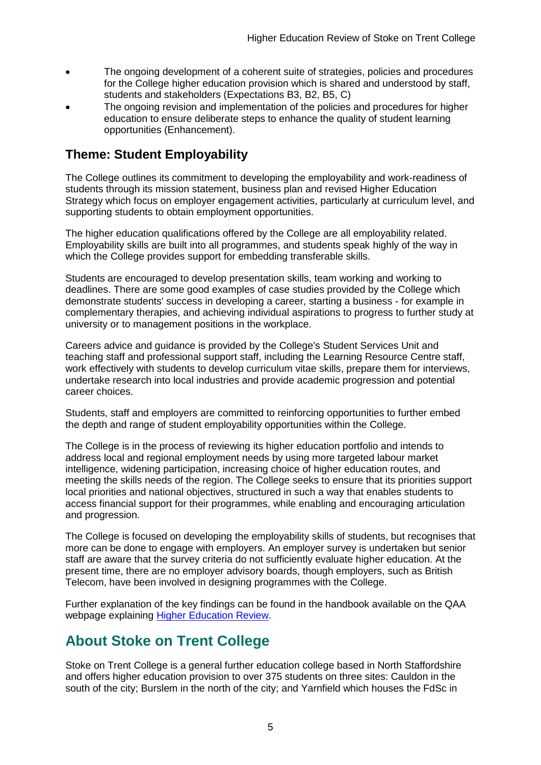- The ongoing development of a coherent suite of strategies, policies and procedures for the College higher education provision which is shared and understood by staff, students and stakeholders (Expectations B3, B2, B5, C)
- The ongoing revision and implementation of the policies and procedures for higher education to ensure deliberate steps to enhance the quality of student learning opportunities (Enhancement).

## Theme: Student Employability

The College outlines its commitment to developing the employability and work-readiness of students through its mission statement, business plan and revised Higher Education Strategy which focus on employer engagement activities, particularly at curriculum level, and supporting students to obtain employment opportunities.

The higher education qualifications offered by the College are all employability related. Employability skills are built into all programmes, and students speak highly of the way in which the College provides support for embedding transferable skills.

Students are encouraged to develop presentation skills, team working and working to deadlines. There are some good examples of case studies provided by the College which demonstrate students' success in developing a career, starting a business - for example in complementary therapies, and achieving individual aspirations to progress to further study at university or to management positions in the workplace.

Careers advice and guidance is provided by the College's Student Services Unit and teaching staff and professional support staff, including the Learning Resource Centre staff, work effectively with students to develop curriculum vitae skills, prepare them for interviews, undertake research into local industries and provide academic progression and potential career choices.

Students, staff and employers are committed to reinforcing opportunities to further embed the depth and range of student employability opportunities within the College.

The College is in the process of reviewing its higher education portfolio and intends to address local and regional employment needs by using more targeted labour market intelligence, widening participation, increasing choice of higher education routes, and meeting the skills needs of the region. The College seeks to ensure that its priorities support local priorities and national objectives, structured in such a way that enables students to access financial support for their programmes, while enabling and encouraging articulation and progression.

The College is focused on developing the employability skills of students, but recognises that more can be done to engage with employers. An employer survey is undertaken but senior staff are aware that the survey criteria do not sufficiently evaluate higher education. At the present time, there are no employer advisory boards, though employers, such as British Telecom, have been involved in designing programmes with the College.

Further explanation of the key findings can be found in the handbook available on the QAA webpage explaining [Higher Education Review](#).

# About Stoke on Trent College

Stoke on Trent College is a general further education college based in North Staffordshire and offers higher education provision to over 375 students on three sites: Cauldon in the south of the city; Burslem in the north of the city; and Yarnfield which houses the FdSc in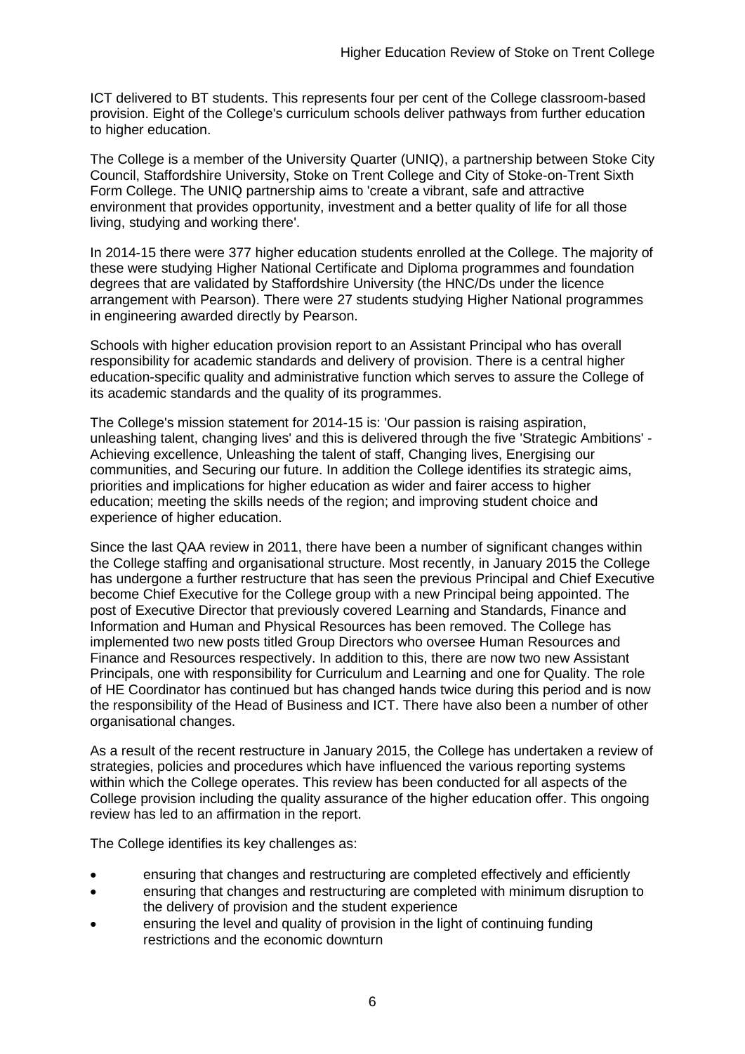ICT delivered to BT students. This represents four per cent of the College classroom-based provision. Eight of the College's curriculum schools deliver pathways from further education to higher education.

The College is a member of the University Quarter (UNIQ), a partnership between Stoke City Council, Staffordshire University, Stoke on Trent College and City of Stoke-on-Trent Sixth Form College. The UNIQ partnership aims to 'create a vibrant, safe and attractive environment that provides opportunity, investment and a better quality of life for all those living, studying and working there'.

In 2014-15 there were 377 higher education students enrolled at the College. The majority of these were studying Higher National Certificate and Diploma programmes and foundation degrees that are validated by Staffordshire University (the HNC/Ds under the licence arrangement with Pearson). There were 27 students studying Higher National programmes in engineering awarded directly by Pearson.

Schools with higher education provision report to an Assistant Principal who has overall responsibility for academic standards and delivery of provision. There is a central higher education-specific quality and administrative function which serves to assure the College of its academic standards and the quality of its programmes.

The College's mission statement for 2014-15 is: 'Our passion is raising aspiration, unleashing talent, changing lives' and this is delivered through the five 'Strategic Ambitions' - Achieving excellence, Unleashing the talent of staff, Changing lives, Energising our communities, and Securing our future. In addition the College identifies its strategic aims, priorities and implications for higher education as wider and fairer access to higher education; meeting the skills needs of the region; and improving student choice and experience of higher education.

Since the last QAA review in 2011, there have been a number of significant changes within the College staffing and organisational structure. Most recently, in January 2015 the College has undergone a further restructure that has seen the previous Principal and Chief Executive become Chief Executive for the College group with a new Principal being appointed. The post of Executive Director that previously covered Learning and Standards, Finance and Information and Human and Physical Resources has been removed. The College has implemented two new posts titled Group Directors who oversee Human Resources and Finance and Resources respectively. In addition to this, there are now two new Assistant Principals, one with responsibility for Curriculum and Learning and one for Quality. The role of HE Coordinator has continued but has changed hands twice during this period and is now the responsibility of the Head of Business and ICT. There have also been a number of other organisational changes.

As a result of the recent restructure in January 2015, the College has undertaken a review of strategies, policies and procedures which have influenced the various reporting systems within which the College operates. This review has been conducted for all aspects of the College provision including the quality assurance of the higher education offer. This ongoing review has led to an affirmation in the report.

The College identifies its key challenges as:

- ensuring that changes and restructuring are completed effectively and efficiently
- ensuring that changes and restructuring are completed with minimum disruption to the delivery of provision and the student experience
- ensuring the level and quality of provision in the light of continuing funding restrictions and the economic downturn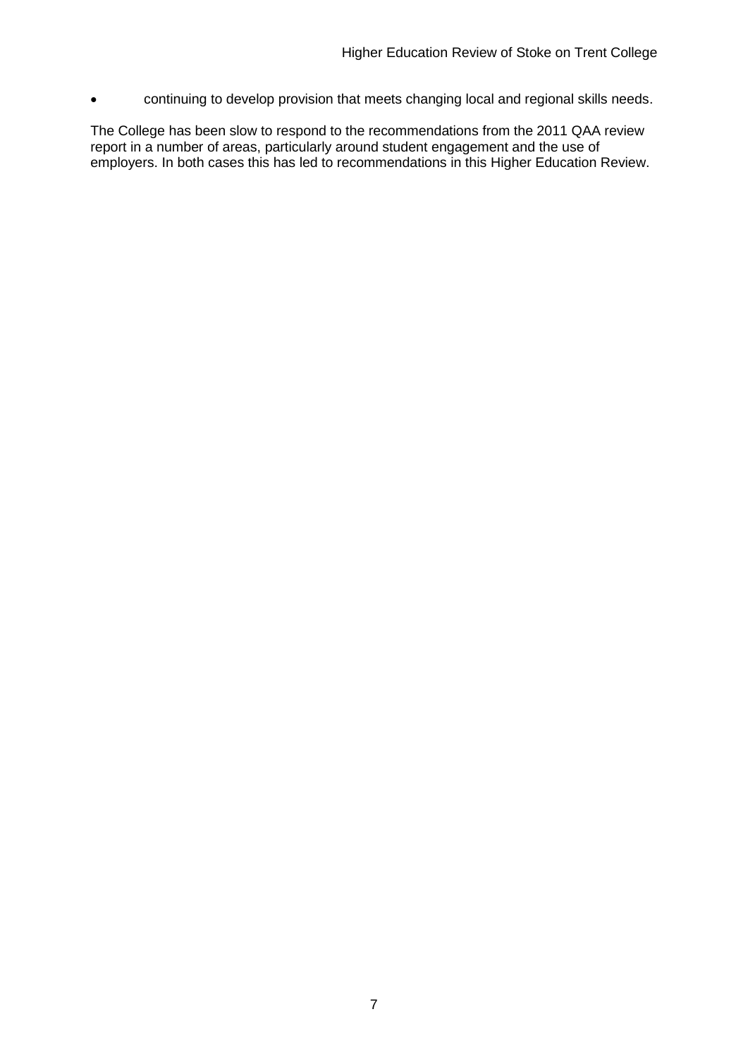- continuing to develop provision that meets changing local and regional skills needs.

The College has been slow to respond to the recommendations from the 2011 QAA review report in a number of areas, particularly around student engagement and the use of employers. In both cases this has led to recommendations in this Higher Education Review.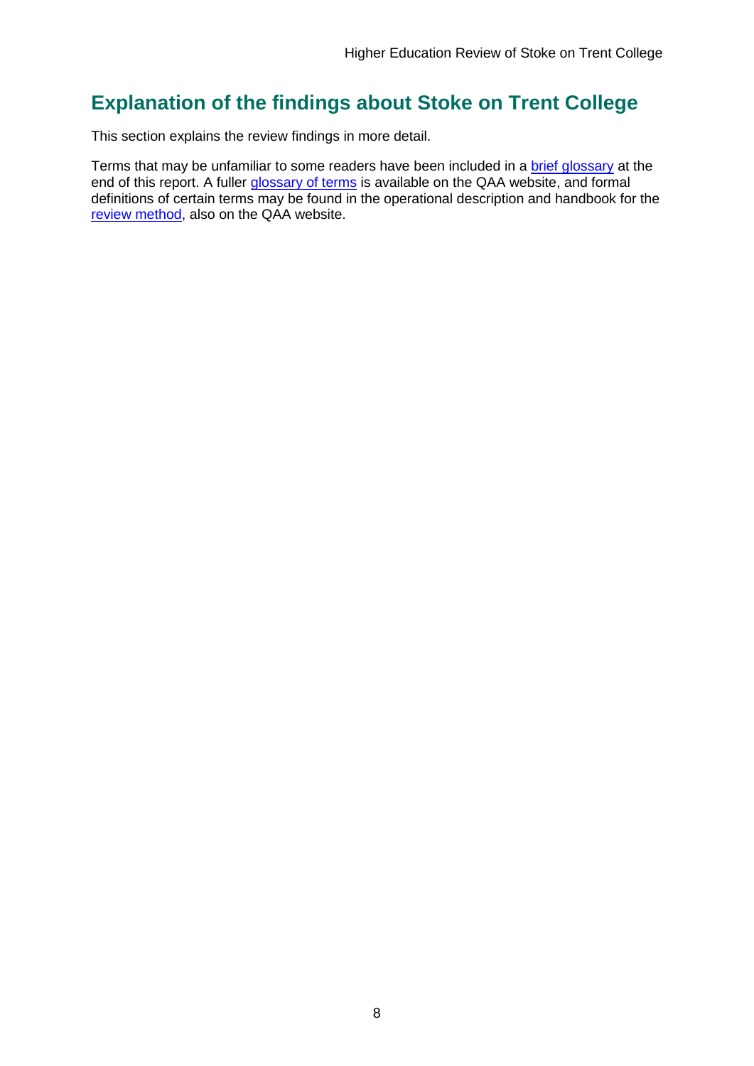## Explanation of the findings about Stoke on Trent College

This section explains the review findings in more detail.

Terms that may be unfamiliar to some readers have been included in a brief glossary at the end of this report. A fuller glossary of terms is available on the QAA website, and formal definitions of certain terms may be found in the operational description and handbook for the review method, also on the QAA website.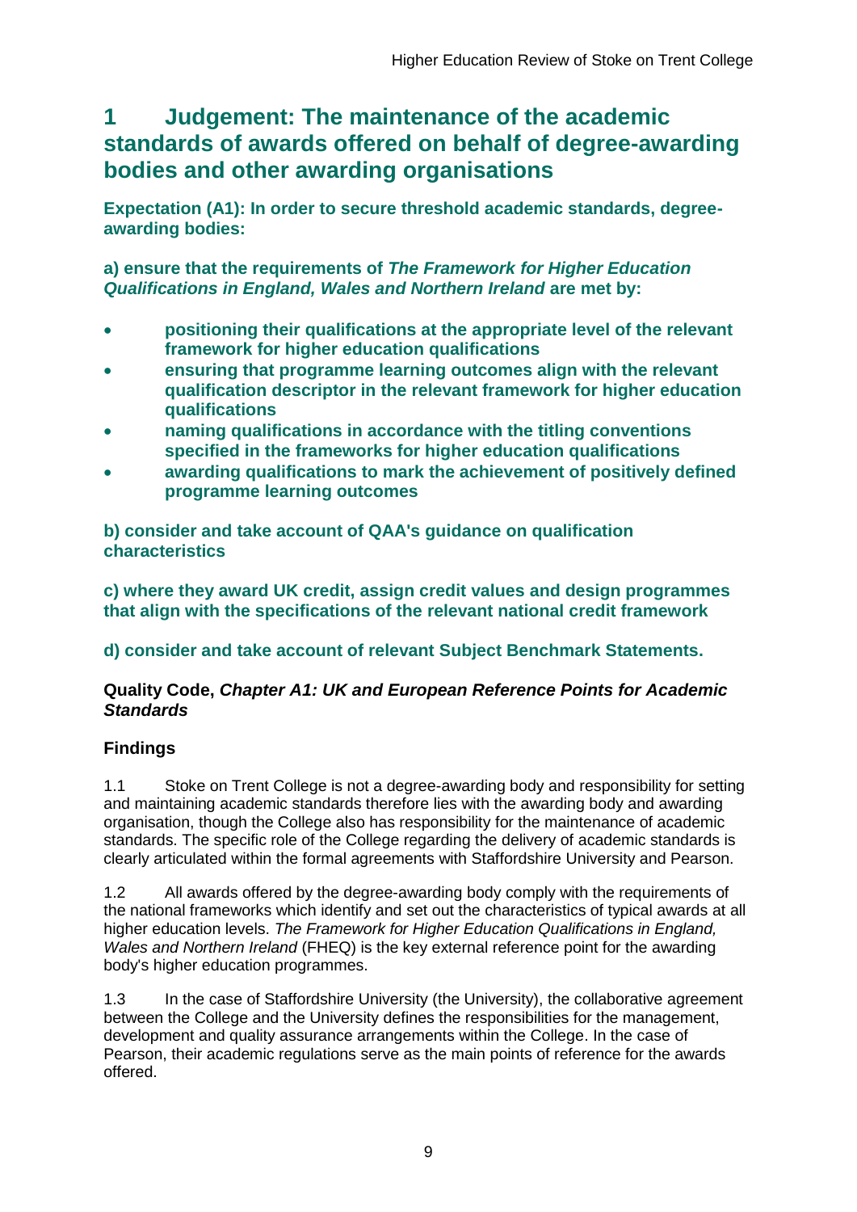# 1 Judgement: The maintenance of the academic standards of awards offered on behalf of degree-awarding bodies and other awarding organisations

**Expectation (A1): In order to secure threshold academic standards, degree-awarding bodies:**

**a) ensure that the requirements of *The Framework for Higher Education Qualifications in England, Wales and Northern Ireland* are met by:**

- **positioning their qualifications at the appropriate level of the relevant framework for higher education qualifications**
- **ensuring that programme learning outcomes align with the relevant qualification descriptor in the relevant framework for higher education qualifications**
- **naming qualifications in accordance with the titling conventions specified in the frameworks for higher education qualifications**
- **awarding qualifications to mark the achievement of positively defined programme learning outcomes**

**b) consider and take account of QAA's guidance on qualification characteristics**

**c) where they award UK credit, assign credit values and design programmes that align with the specifications of the relevant national credit framework**

**d) consider and take account of relevant Subject Benchmark Statements.**

**Quality Code, *Chapter A1: UK and European Reference Points for Academic Standards***

### Findings

1.1 Stoke on Trent College is not a degree-awarding body and responsibility for setting and maintaining academic standards therefore lies with the awarding body and awarding organisation, though the College also has responsibility for the maintenance of academic standards. The specific role of the College regarding the delivery of academic standards is clearly articulated within the formal agreements with Staffordshire University and Pearson.

1.2 All awards offered by the degree-awarding body comply with the requirements of the national frameworks which identify and set out the characteristics of typical awards at all higher education levels. *The Framework for Higher Education Qualifications in England, Wales and Northern Ireland* (FHEQ) is the key external reference point for the awarding body's higher education programmes.

1.3 In the case of Staffordshire University (the University), the collaborative agreement between the College and the University defines the responsibilities for the management, development and quality assurance arrangements within the College. In the case of Pearson, their academic regulations serve as the main points of reference for the awards offered.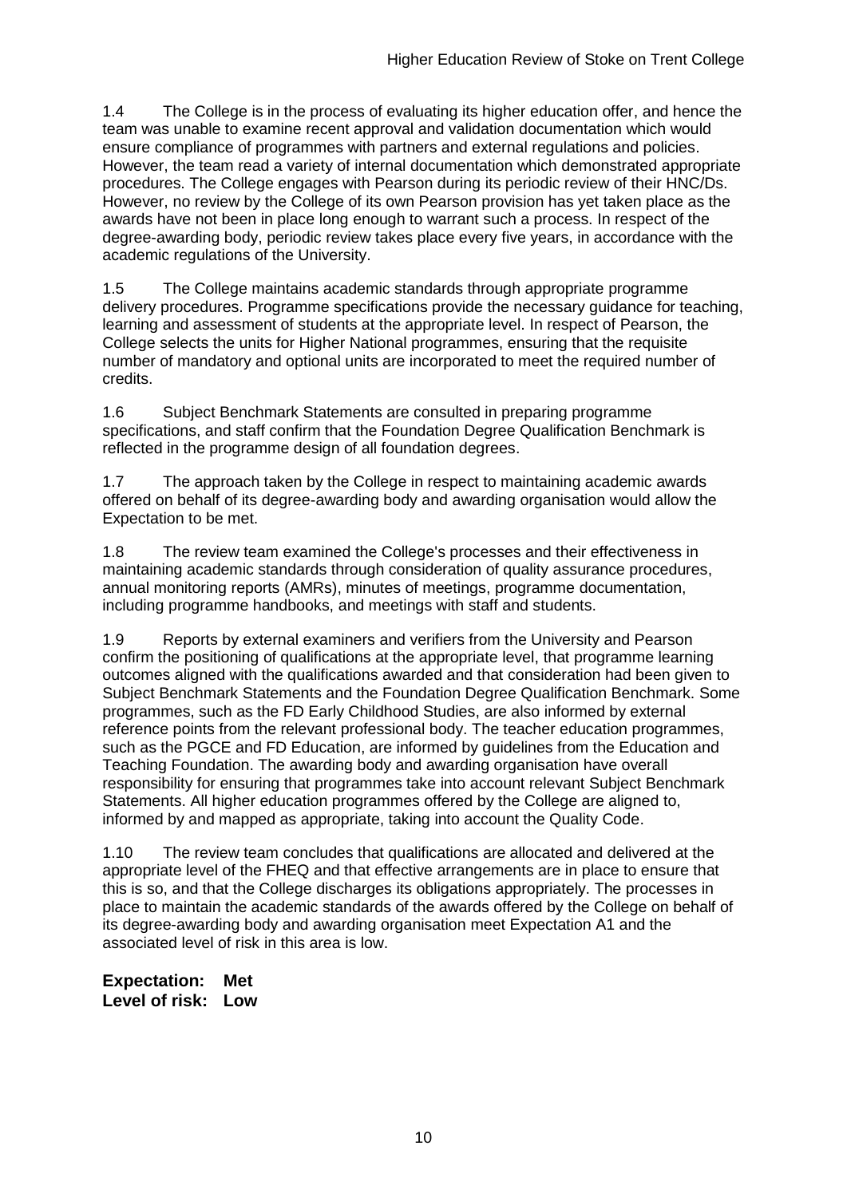1.4 The College is in the process of evaluating its higher education offer, and hence the team was unable to examine recent approval and validation documentation which would ensure compliance of programmes with partners and external regulations and policies. However, the team read a variety of internal documentation which demonstrated appropriate procedures. The College engages with Pearson during its periodic review of their HNC/Ds. However, no review by the College of its own Pearson provision has yet taken place as the awards have not been in place long enough to warrant such a process. In respect of the degree-awarding body, periodic review takes place every five years, in accordance with the academic regulations of the University.

1.5 The College maintains academic standards through appropriate programme delivery procedures. Programme specifications provide the necessary guidance for teaching, learning and assessment of students at the appropriate level. In respect of Pearson, the College selects the units for Higher National programmes, ensuring that the requisite number of mandatory and optional units are incorporated to meet the required number of credits.

1.6 Subject Benchmark Statements are consulted in preparing programme specifications, and staff confirm that the Foundation Degree Qualification Benchmark is reflected in the programme design of all foundation degrees.

1.7 The approach taken by the College in respect to maintaining academic awards offered on behalf of its degree-awarding body and awarding organisation would allow the Expectation to be met.

1.8 The review team examined the College's processes and their effectiveness in maintaining academic standards through consideration of quality assurance procedures, annual monitoring reports (AMRs), minutes of meetings, programme documentation, including programme handbooks, and meetings with staff and students.

1.9 Reports by external examiners and verifiers from the University and Pearson confirm the positioning of qualifications at the appropriate level, that programme learning outcomes aligned with the qualifications awarded and that consideration had been given to Subject Benchmark Statements and the Foundation Degree Qualification Benchmark. Some programmes, such as the FD Early Childhood Studies, are also informed by external reference points from the relevant professional body. The teacher education programmes, such as the PGCE and FD Education, are informed by guidelines from the Education and Teaching Foundation. The awarding body and awarding organisation have overall responsibility for ensuring that programmes take into account relevant Subject Benchmark Statements. All higher education programmes offered by the College are aligned to, informed by and mapped as appropriate, taking into account the Quality Code.

1.10 The review team concludes that qualifications are allocated and delivered at the appropriate level of the FHEQ and that effective arrangements are in place to ensure that this is so, and that the College discharges its obligations appropriately. The processes in place to maintain the academic standards of the awards offered by the College on behalf of its degree-awarding body and awarding organisation meet Expectation A1 and the associated level of risk in this area is low.

**Expectation: Met**
**Level of risk: Low**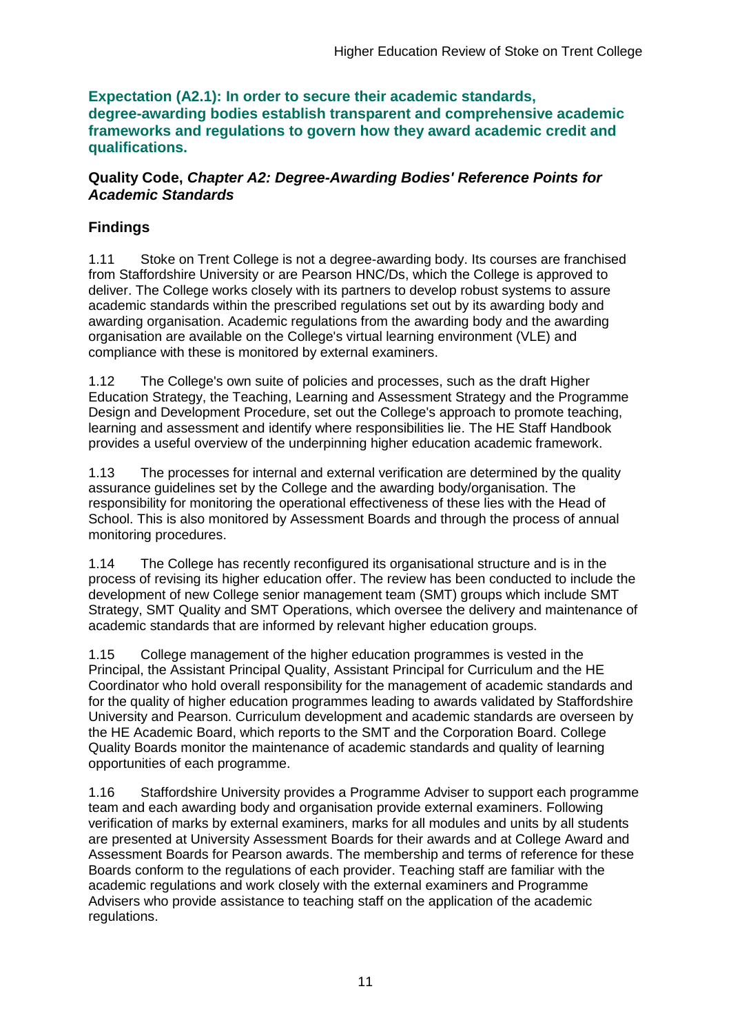**Expectation (A2.1): In order to secure their academic standards, degree-awarding bodies establish transparent and comprehensive academic frameworks and regulations to govern how they award academic credit and qualifications.**

**Quality Code, *Chapter A2: Degree-Awarding Bodies' Reference Points for Academic Standards***

## Findings

1.11 Stoke on Trent College is not a degree-awarding body. Its courses are franchised from Staffordshire University or are Pearson HNC/Ds, which the College is approved to deliver. The College works closely with its partners to develop robust systems to assure academic standards within the prescribed regulations set out by its awarding body and awarding organisation. Academic regulations from the awarding body and the awarding organisation are available on the College's virtual learning environment (VLE) and compliance with these is monitored by external examiners.

1.12 The College's own suite of policies and processes, such as the draft Higher Education Strategy, the Teaching, Learning and Assessment Strategy and the Programme Design and Development Procedure, set out the College's approach to promote teaching, learning and assessment and identify where responsibilities lie. The HE Staff Handbook provides a useful overview of the underpinning higher education academic framework.

1.13 The processes for internal and external verification are determined by the quality assurance guidelines set by the College and the awarding body/organisation. The responsibility for monitoring the operational effectiveness of these lies with the Head of School. This is also monitored by Assessment Boards and through the process of annual monitoring procedures.

1.14 The College has recently reconfigured its organisational structure and is in the process of revising its higher education offer. The review has been conducted to include the development of new College senior management team (SMT) groups which include SMT Strategy, SMT Quality and SMT Operations, which oversee the delivery and maintenance of academic standards that are informed by relevant higher education groups.

1.15 College management of the higher education programmes is vested in the Principal, the Assistant Principal Quality, Assistant Principal for Curriculum and the HE Coordinator who hold overall responsibility for the management of academic standards and for the quality of higher education programmes leading to awards validated by Staffordshire University and Pearson. Curriculum development and academic standards are overseen by the HE Academic Board, which reports to the SMT and the Corporation Board. College Quality Boards monitor the maintenance of academic standards and quality of learning opportunities of each programme.

1.16 Staffordshire University provides a Programme Adviser to support each programme team and each awarding body and organisation provide external examiners. Following verification of marks by external examiners, marks for all modules and units by all students are presented at University Assessment Boards for their awards and at College Award and Assessment Boards for Pearson awards. The membership and terms of reference for these Boards conform to the regulations of each provider. Teaching staff are familiar with the academic regulations and work closely with the external examiners and Programme Advisers who provide assistance to teaching staff on the application of the academic regulations.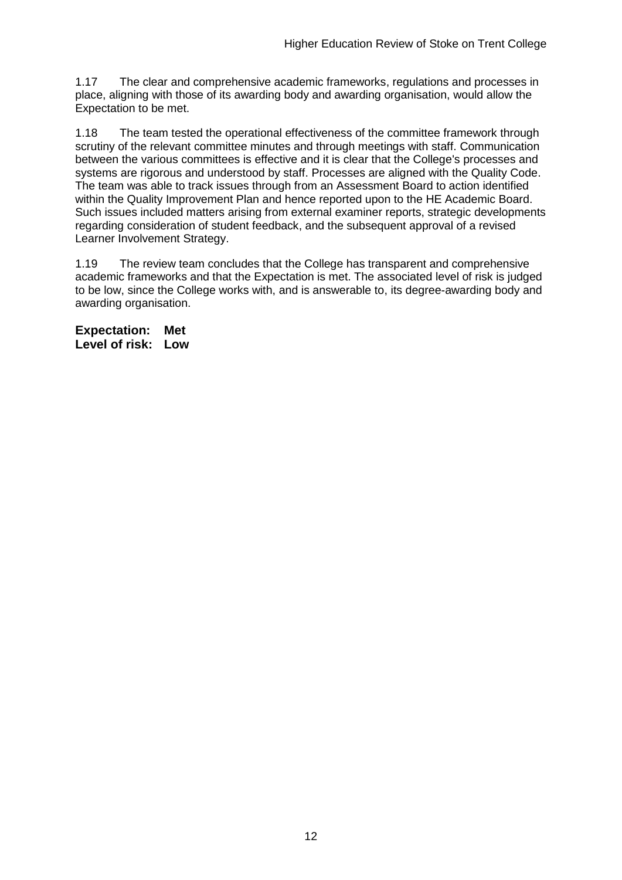1.17 The clear and comprehensive academic frameworks, regulations and processes in place, aligning with those of its awarding body and awarding organisation, would allow the Expectation to be met.

1.18 The team tested the operational effectiveness of the committee framework through scrutiny of the relevant committee minutes and through meetings with staff. Communication between the various committees is effective and it is clear that the College's processes and systems are rigorous and understood by staff. Processes are aligned with the Quality Code. The team was able to track issues through from an Assessment Board to action identified within the Quality Improvement Plan and hence reported upon to the HE Academic Board. Such issues included matters arising from external examiner reports, strategic developments regarding consideration of student feedback, and the subsequent approval of a revised Learner Involvement Strategy.

1.19 The review team concludes that the College has transparent and comprehensive academic frameworks and that the Expectation is met. The associated level of risk is judged to be low, since the College works with, and is answerable to, its degree-awarding body and awarding organisation.

**Expectation: Met**
**Level of risk: Low**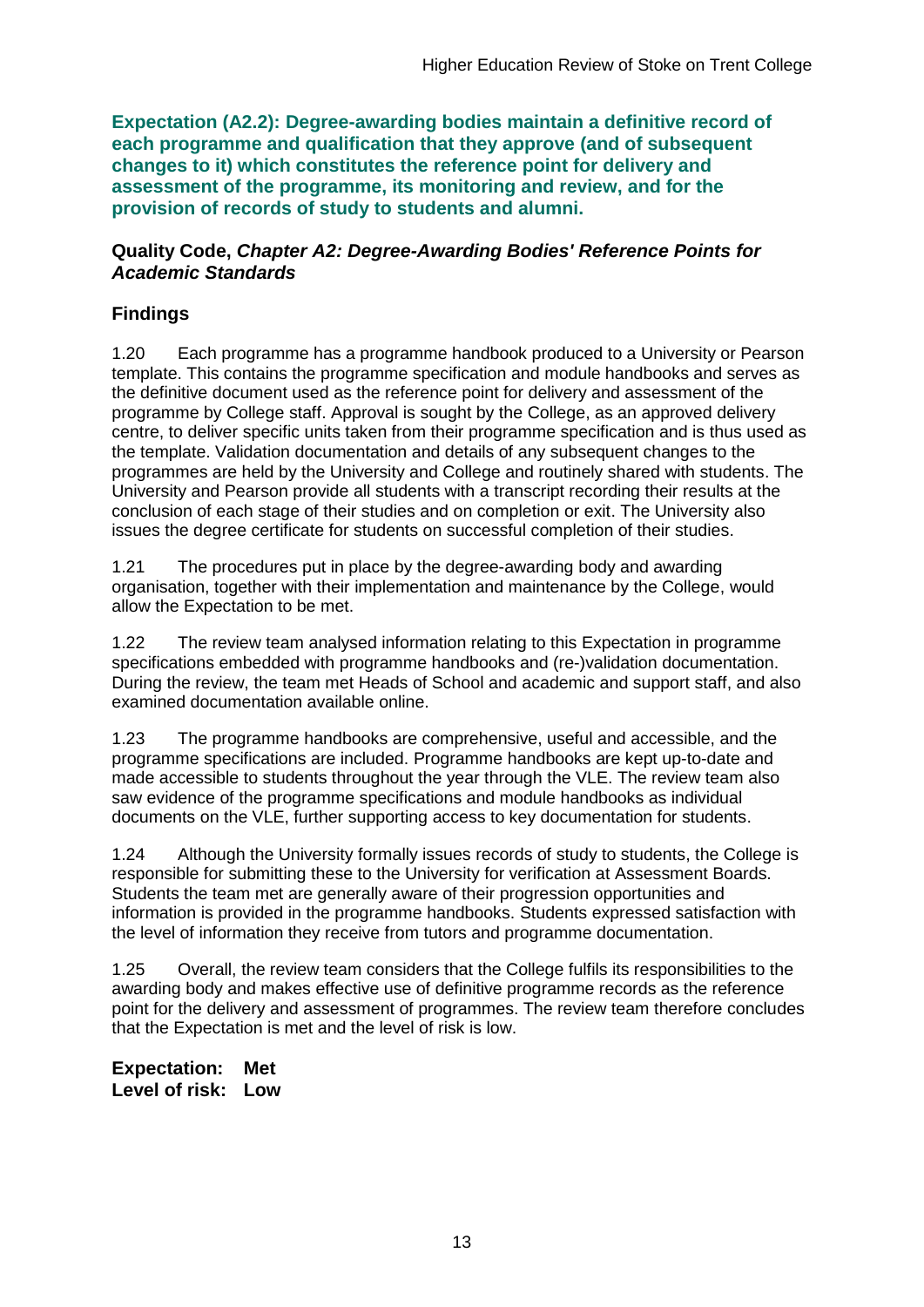**Expectation (A2.2): Degree-awarding bodies maintain a definitive record of each programme and qualification that they approve (and of subsequent changes to it) which constitutes the reference point for delivery and assessment of the programme, its monitoring and review, and for the provision of records of study to students and alumni.**

**Quality Code, *Chapter A2: Degree-Awarding Bodies' Reference Points for Academic Standards***

## Findings

1.20 Each programme has a programme handbook produced to a University or Pearson template. This contains the programme specification and module handbooks and serves as the definitive document used as the reference point for delivery and assessment of the programme by College staff. Approval is sought by the College, as an approved delivery centre, to deliver specific units taken from their programme specification and is thus used as the template. Validation documentation and details of any subsequent changes to the programmes are held by the University and College and routinely shared with students. The University and Pearson provide all students with a transcript recording their results at the conclusion of each stage of their studies and on completion or exit. The University also issues the degree certificate for students on successful completion of their studies.

1.21 The procedures put in place by the degree-awarding body and awarding organisation, together with their implementation and maintenance by the College, would allow the Expectation to be met.

1.22 The review team analysed information relating to this Expectation in programme specifications embedded with programme handbooks and (re-)validation documentation. During the review, the team met Heads of School and academic and support staff, and also examined documentation available online.

1.23 The programme handbooks are comprehensive, useful and accessible, and the programme specifications are included. Programme handbooks are kept up-to-date and made accessible to students throughout the year through the VLE. The review team also saw evidence of the programme specifications and module handbooks as individual documents on the VLE, further supporting access to key documentation for students.

1.24 Although the University formally issues records of study to students, the College is responsible for submitting these to the University for verification at Assessment Boards. Students the team met are generally aware of their progression opportunities and information is provided in the programme handbooks. Students expressed satisfaction with the level of information they receive from tutors and programme documentation.

1.25 Overall, the review team considers that the College fulfils its responsibilities to the awarding body and makes effective use of definitive programme records as the reference point for the delivery and assessment of programmes. The review team therefore concludes that the Expectation is met and the level of risk is low.

**Expectation: Met**
**Level of risk: Low**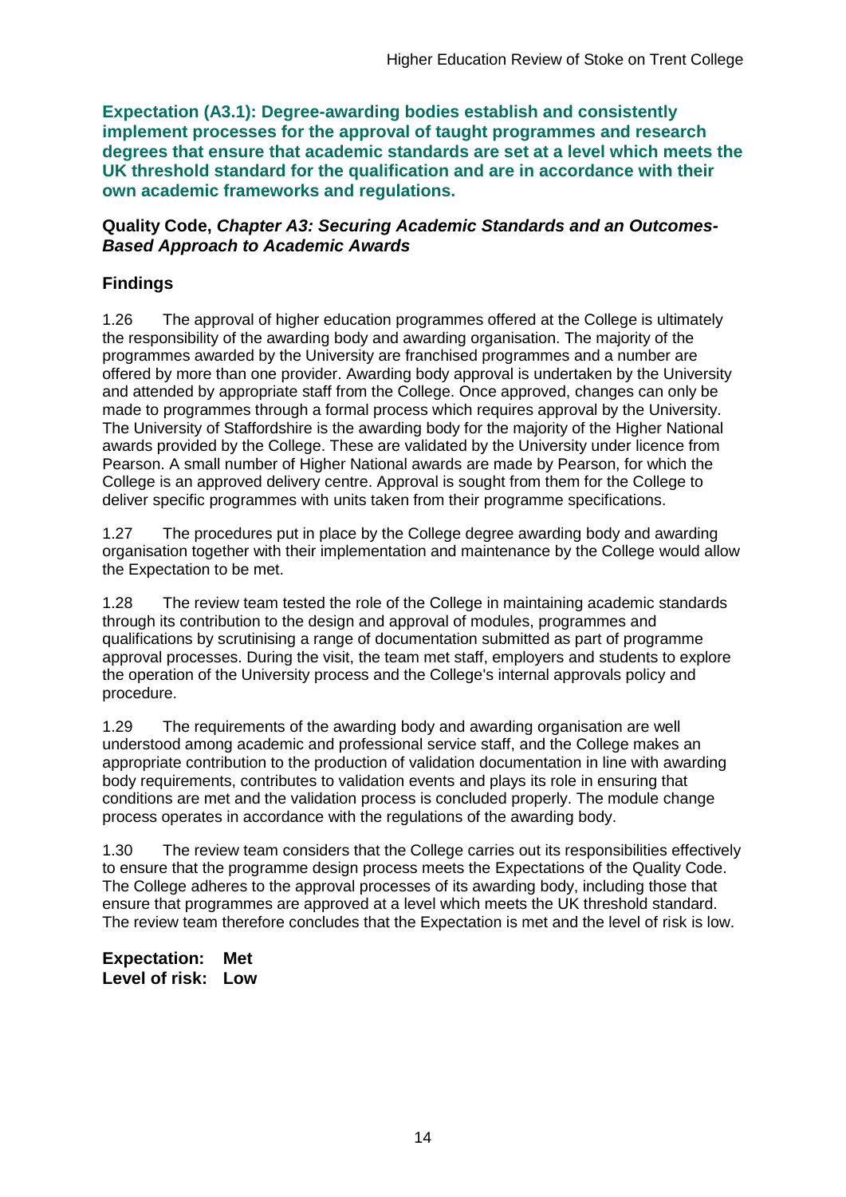**Expectation (A3.1): Degree-awarding bodies establish and consistently implement processes for the approval of taught programmes and research degrees that ensure that academic standards are set at a level which meets the UK threshold standard for the qualification and are in accordance with their own academic frameworks and regulations.**

**Quality Code, *Chapter A3: Securing Academic Standards and an Outcomes-Based Approach to Academic Awards***

## Findings

1.26 The approval of higher education programmes offered at the College is ultimately the responsibility of the awarding body and awarding organisation. The majority of the programmes awarded by the University are franchised programmes and a number are offered by more than one provider. Awarding body approval is undertaken by the University and attended by appropriate staff from the College. Once approved, changes can only be made to programmes through a formal process which requires approval by the University. The University of Staffordshire is the awarding body for the majority of the Higher National awards provided by the College. These are validated by the University under licence from Pearson. A small number of Higher National awards are made by Pearson, for which the College is an approved delivery centre. Approval is sought from them for the College to deliver specific programmes with units taken from their programme specifications.

1.27 The procedures put in place by the College degree awarding body and awarding organisation together with their implementation and maintenance by the College would allow the Expectation to be met.

1.28 The review team tested the role of the College in maintaining academic standards through its contribution to the design and approval of modules, programmes and qualifications by scrutinising a range of documentation submitted as part of programme approval processes. During the visit, the team met staff, employers and students to explore the operation of the University process and the College's internal approvals policy and procedure.

1.29 The requirements of the awarding body and awarding organisation are well understood among academic and professional service staff, and the College makes an appropriate contribution to the production of validation documentation in line with awarding body requirements, contributes to validation events and plays its role in ensuring that conditions are met and the validation process is concluded properly. The module change process operates in accordance with the regulations of the awarding body.

1.30 The review team considers that the College carries out its responsibilities effectively to ensure that the programme design process meets the Expectations of the Quality Code. The College adheres to the approval processes of its awarding body, including those that ensure that programmes are approved at a level which meets the UK threshold standard. The review team therefore concludes that the Expectation is met and the level of risk is low.

**Expectation: Met**
**Level of risk: Low**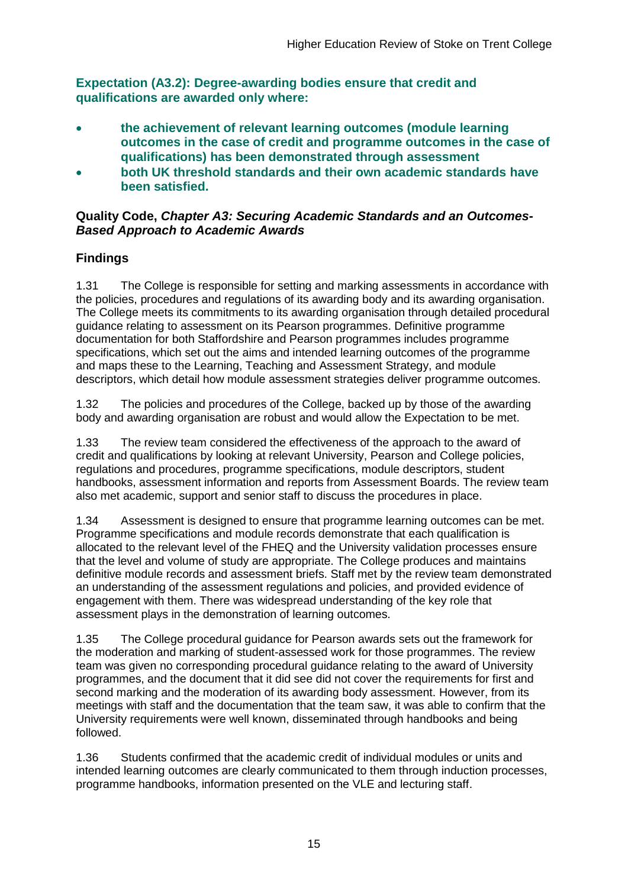**Expectation (A3.2): Degree-awarding bodies ensure that credit and qualifications are awarded only where:**

- **the achievement of relevant learning outcomes (module learning outcomes in the case of credit and programme outcomes in the case of qualifications) has been demonstrated through assessment**
- **both UK threshold standards and their own academic standards have been satisfied.**

**Quality Code, *Chapter A3: Securing Academic Standards and an Outcomes-Based Approach to Academic Awards***

### Findings

1.31 The College is responsible for setting and marking assessments in accordance with the policies, procedures and regulations of its awarding body and its awarding organisation. The College meets its commitments to its awarding organisation through detailed procedural guidance relating to assessment on its Pearson programmes. Definitive programme documentation for both Staffordshire and Pearson programmes includes programme specifications, which set out the aims and intended learning outcomes of the programme and maps these to the Learning, Teaching and Assessment Strategy, and module descriptors, which detail how module assessment strategies deliver programme outcomes.

1.32 The policies and procedures of the College, backed up by those of the awarding body and awarding organisation are robust and would allow the Expectation to be met.

1.33 The review team considered the effectiveness of the approach to the award of credit and qualifications by looking at relevant University, Pearson and College policies, regulations and procedures, programme specifications, module descriptors, student handbooks, assessment information and reports from Assessment Boards. The review team also met academic, support and senior staff to discuss the procedures in place.

1.34 Assessment is designed to ensure that programme learning outcomes can be met. Programme specifications and module records demonstrate that each qualification is allocated to the relevant level of the FHEQ and the University validation processes ensure that the level and volume of study are appropriate. The College produces and maintains definitive module records and assessment briefs. Staff met by the review team demonstrated an understanding of the assessment regulations and policies, and provided evidence of engagement with them. There was widespread understanding of the key role that assessment plays in the demonstration of learning outcomes.

1.35 The College procedural guidance for Pearson awards sets out the framework for the moderation and marking of student-assessed work for those programmes. The review team was given no corresponding procedural guidance relating to the award of University programmes, and the document that it did see did not cover the requirements for first and second marking and the moderation of its awarding body assessment. However, from its meetings with staff and the documentation that the team saw, it was able to confirm that the University requirements were well known, disseminated through handbooks and being followed.

1.36 Students confirmed that the academic credit of individual modules or units and intended learning outcomes are clearly communicated to them through induction processes, programme handbooks, information presented on the VLE and lecturing staff.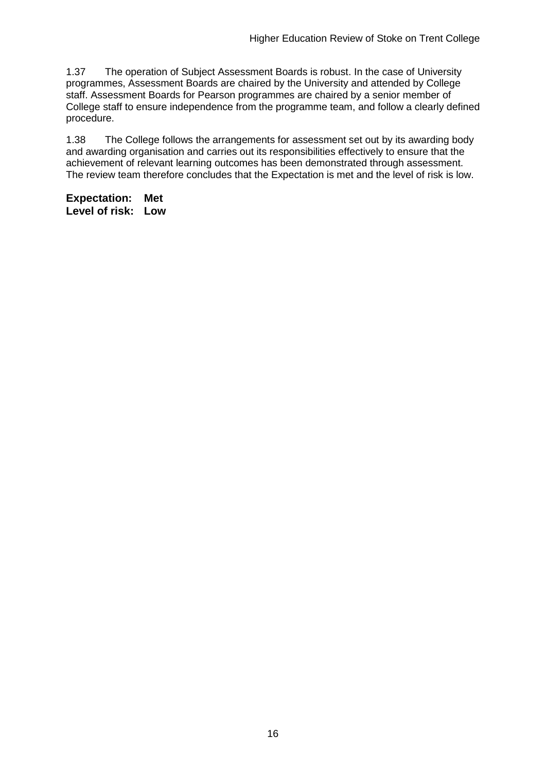1.37 The operation of Subject Assessment Boards is robust. In the case of University programmes, Assessment Boards are chaired by the University and attended by College staff. Assessment Boards for Pearson programmes are chaired by a senior member of College staff to ensure independence from the programme team, and follow a clearly defined procedure.

1.38 The College follows the arrangements for assessment set out by its awarding body and awarding organisation and carries out its responsibilities effectively to ensure that the achievement of relevant learning outcomes has been demonstrated through assessment. The review team therefore concludes that the Expectation is met and the level of risk is low.

**Expectation: Met**
**Level of risk: Low**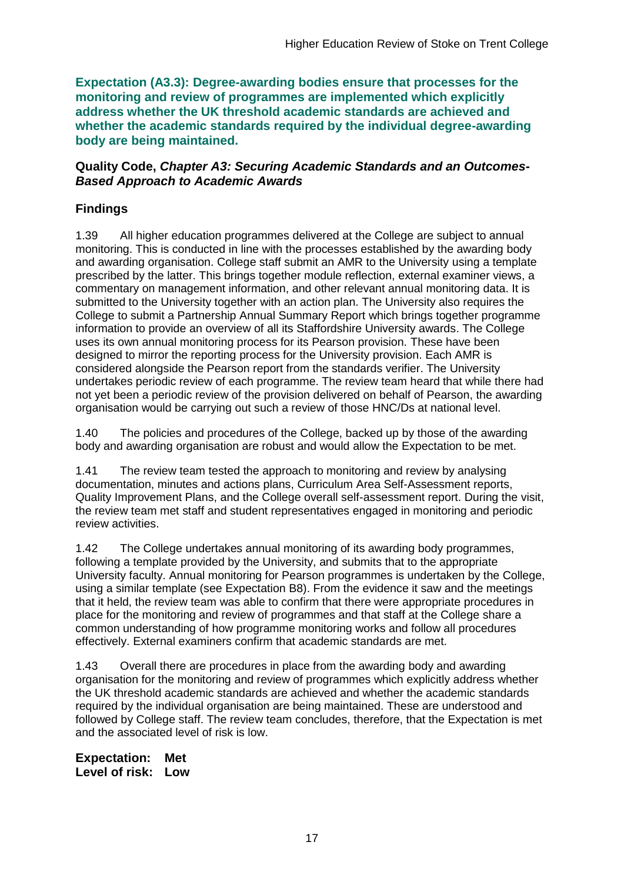**Expectation (A3.3): Degree-awarding bodies ensure that processes for the monitoring and review of programmes are implemented which explicitly address whether the UK threshold academic standards are achieved and whether the academic standards required by the individual degree-awarding body are being maintained.**

**Quality Code, *Chapter A3: Securing Academic Standards and an Outcomes-Based Approach to Academic Awards***

## Findings

1.39 All higher education programmes delivered at the College are subject to annual monitoring. This is conducted in line with the processes established by the awarding body and awarding organisation. College staff submit an AMR to the University using a template prescribed by the latter. This brings together module reflection, external examiner views, a commentary on management information, and other relevant annual monitoring data. It is submitted to the University together with an action plan. The University also requires the College to submit a Partnership Annual Summary Report which brings together programme information to provide an overview of all its Staffordshire University awards. The College uses its own annual monitoring process for its Pearson provision. These have been designed to mirror the reporting process for the University provision. Each AMR is considered alongside the Pearson report from the standards verifier. The University undertakes periodic review of each programme. The review team heard that while there had not yet been a periodic review of the provision delivered on behalf of Pearson, the awarding organisation would be carrying out such a review of those HNC/Ds at national level.

1.40 The policies and procedures of the College, backed up by those of the awarding body and awarding organisation are robust and would allow the Expectation to be met.

1.41 The review team tested the approach to monitoring and review by analysing documentation, minutes and actions plans, Curriculum Area Self-Assessment reports, Quality Improvement Plans, and the College overall self-assessment report. During the visit, the review team met staff and student representatives engaged in monitoring and periodic review activities.

1.42 The College undertakes annual monitoring of its awarding body programmes, following a template provided by the University, and submits that to the appropriate University faculty. Annual monitoring for Pearson programmes is undertaken by the College, using a similar template (see Expectation B8). From the evidence it saw and the meetings that it held, the review team was able to confirm that there were appropriate procedures in place for the monitoring and review of programmes and that staff at the College share a common understanding of how programme monitoring works and follow all procedures effectively. External examiners confirm that academic standards are met.

1.43 Overall there are procedures in place from the awarding body and awarding organisation for the monitoring and review of programmes which explicitly address whether the UK threshold academic standards are achieved and whether the academic standards required by the individual organisation are being maintained. These are understood and followed by College staff. The review team concludes, therefore, that the Expectation is met and the associated level of risk is low.

**Expectation: Met**
**Level of risk: Low**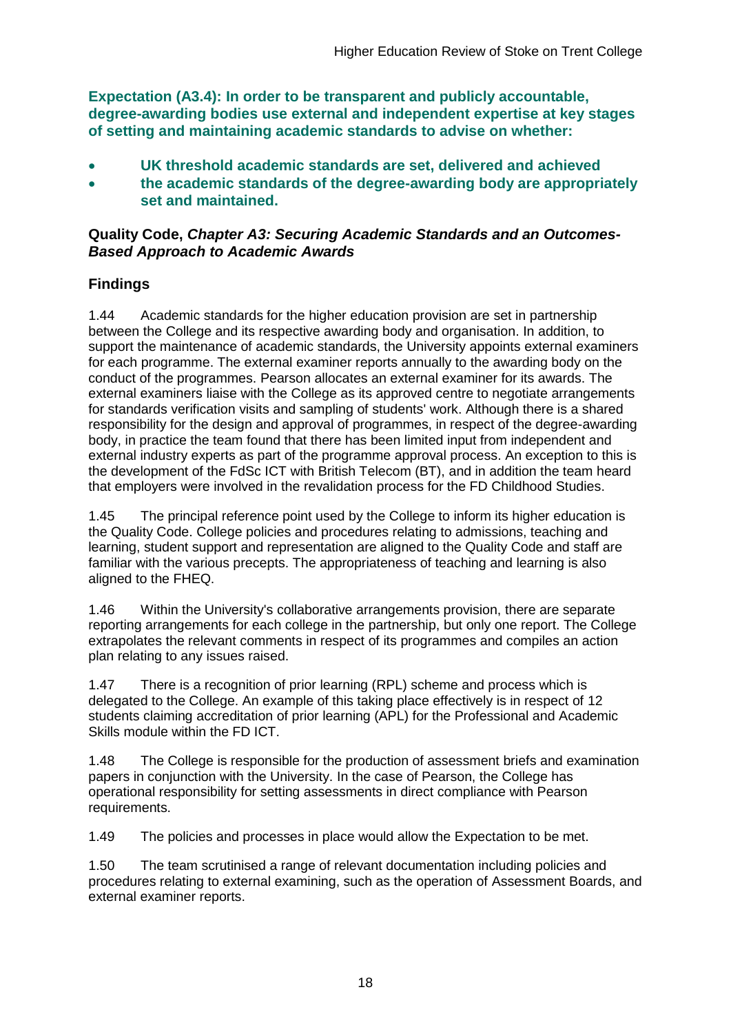**Expectation (A3.4): In order to be transparent and publicly accountable, degree-awarding bodies use external and independent expertise at key stages of setting and maintaining academic standards to advise on whether:**

- **UK threshold academic standards are set, delivered and achieved**
- **the academic standards of the degree-awarding body are appropriately set and maintained.**

**Quality Code, *Chapter A3: Securing Academic Standards and an Outcomes-Based Approach to Academic Awards***

## Findings

1.44 Academic standards for the higher education provision are set in partnership between the College and its respective awarding body and organisation. In addition, to support the maintenance of academic standards, the University appoints external examiners for each programme. The external examiner reports annually to the awarding body on the conduct of the programmes. Pearson allocates an external examiner for its awards. The external examiners liaise with the College as its approved centre to negotiate arrangements for standards verification visits and sampling of students' work. Although there is a shared responsibility for the design and approval of programmes, in respect of the degree-awarding body, in practice the team found that there has been limited input from independent and external industry experts as part of the programme approval process. An exception to this is the development of the FdSc ICT with British Telecom (BT), and in addition the team heard that employers were involved in the revalidation process for the FD Childhood Studies.

1.45 The principal reference point used by the College to inform its higher education is the Quality Code. College policies and procedures relating to admissions, teaching and learning, student support and representation are aligned to the Quality Code and staff are familiar with the various precepts. The appropriateness of teaching and learning is also aligned to the FHEQ.

1.46 Within the University's collaborative arrangements provision, there are separate reporting arrangements for each college in the partnership, but only one report. The College extrapolates the relevant comments in respect of its programmes and compiles an action plan relating to any issues raised.

1.47 There is a recognition of prior learning (RPL) scheme and process which is delegated to the College. An example of this taking place effectively is in respect of 12 students claiming accreditation of prior learning (APL) for the Professional and Academic Skills module within the FD ICT.

1.48 The College is responsible for the production of assessment briefs and examination papers in conjunction with the University. In the case of Pearson, the College has operational responsibility for setting assessments in direct compliance with Pearson requirements.

1.49 The policies and processes in place would allow the Expectation to be met.

1.50 The team scrutinised a range of relevant documentation including policies and procedures relating to external examining, such as the operation of Assessment Boards, and external examiner reports.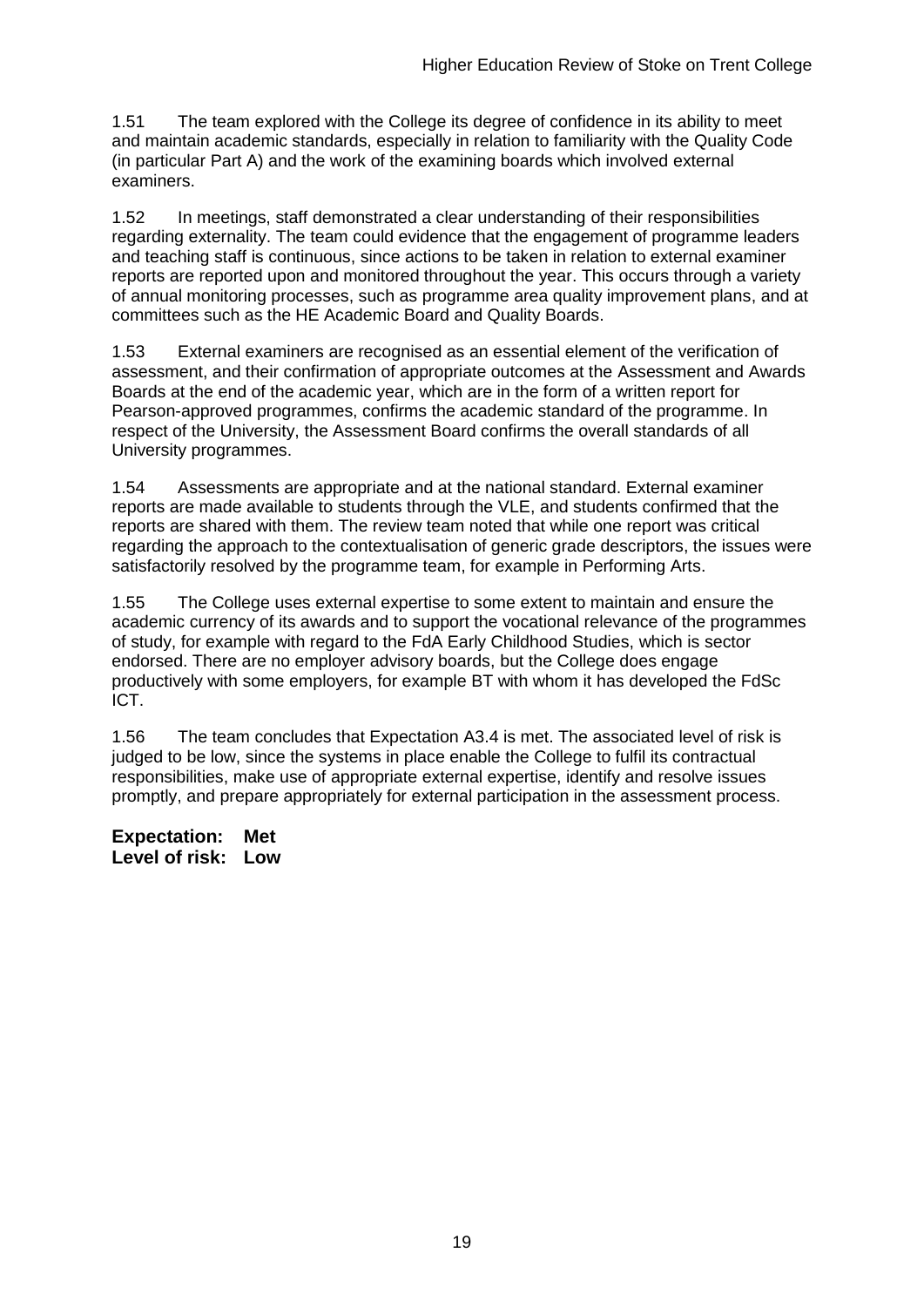1.51 The team explored with the College its degree of confidence in its ability to meet and maintain academic standards, especially in relation to familiarity with the Quality Code (in particular Part A) and the work of the examining boards which involved external examiners.

1.52 In meetings, staff demonstrated a clear understanding of their responsibilities regarding externality. The team could evidence that the engagement of programme leaders and teaching staff is continuous, since actions to be taken in relation to external examiner reports are reported upon and monitored throughout the year. This occurs through a variety of annual monitoring processes, such as programme area quality improvement plans, and at committees such as the HE Academic Board and Quality Boards.

1.53 External examiners are recognised as an essential element of the verification of assessment, and their confirmation of appropriate outcomes at the Assessment and Awards Boards at the end of the academic year, which are in the form of a written report for Pearson-approved programmes, confirms the academic standard of the programme. In respect of the University, the Assessment Board confirms the overall standards of all University programmes.

1.54 Assessments are appropriate and at the national standard. External examiner reports are made available to students through the VLE, and students confirmed that the reports are shared with them. The review team noted that while one report was critical regarding the approach to the contextualisation of generic grade descriptors, the issues were satisfactorily resolved by the programme team, for example in Performing Arts.

1.55 The College uses external expertise to some extent to maintain and ensure the academic currency of its awards and to support the vocational relevance of the programmes of study, for example with regard to the FdA Early Childhood Studies, which is sector endorsed. There are no employer advisory boards, but the College does engage productively with some employers, for example BT with whom it has developed the FdSc ICT.

1.56 The team concludes that Expectation A3.4 is met. The associated level of risk is judged to be low, since the systems in place enable the College to fulfil its contractual responsibilities, make use of appropriate external expertise, identify and resolve issues promptly, and prepare appropriately for external participation in the assessment process.

**Expectation: Met**
**Level of risk: Low**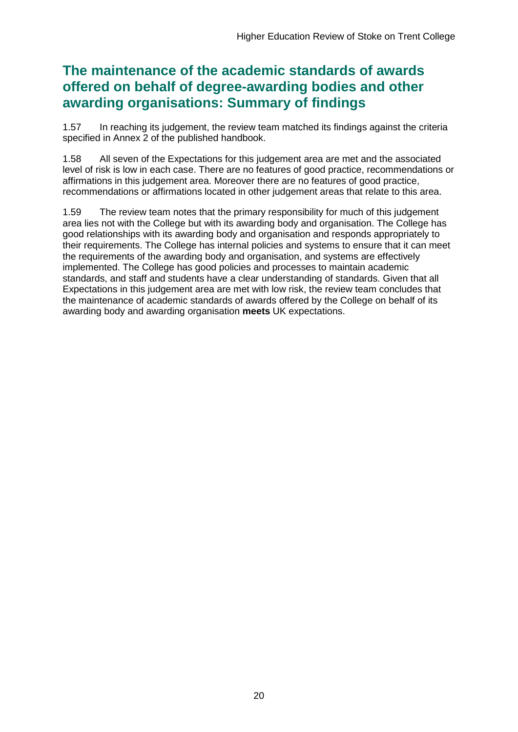## The maintenance of the academic standards of awards offered on behalf of degree-awarding bodies and other awarding organisations: Summary of findings

1.57 In reaching its judgement, the review team matched its findings against the criteria specified in Annex 2 of the published handbook.

1.58 All seven of the Expectations for this judgement area are met and the associated level of risk is low in each case. There are no features of good practice, recommendations or affirmations in this judgement area. Moreover there are no features of good practice, recommendations or affirmations located in other judgement areas that relate to this area.

1.59 The review team notes that the primary responsibility for much of this judgement area lies not with the College but with its awarding body and organisation. The College has good relationships with its awarding body and organisation and responds appropriately to their requirements. The College has internal policies and systems to ensure that it can meet the requirements of the awarding body and organisation, and systems are effectively implemented. The College has good policies and processes to maintain academic standards, and staff and students have a clear understanding of standards. Given that all Expectations in this judgement area are met with low risk, the review team concludes that the maintenance of academic standards of awards offered by the College on behalf of its awarding body and awarding organisation **meets** UK expectations.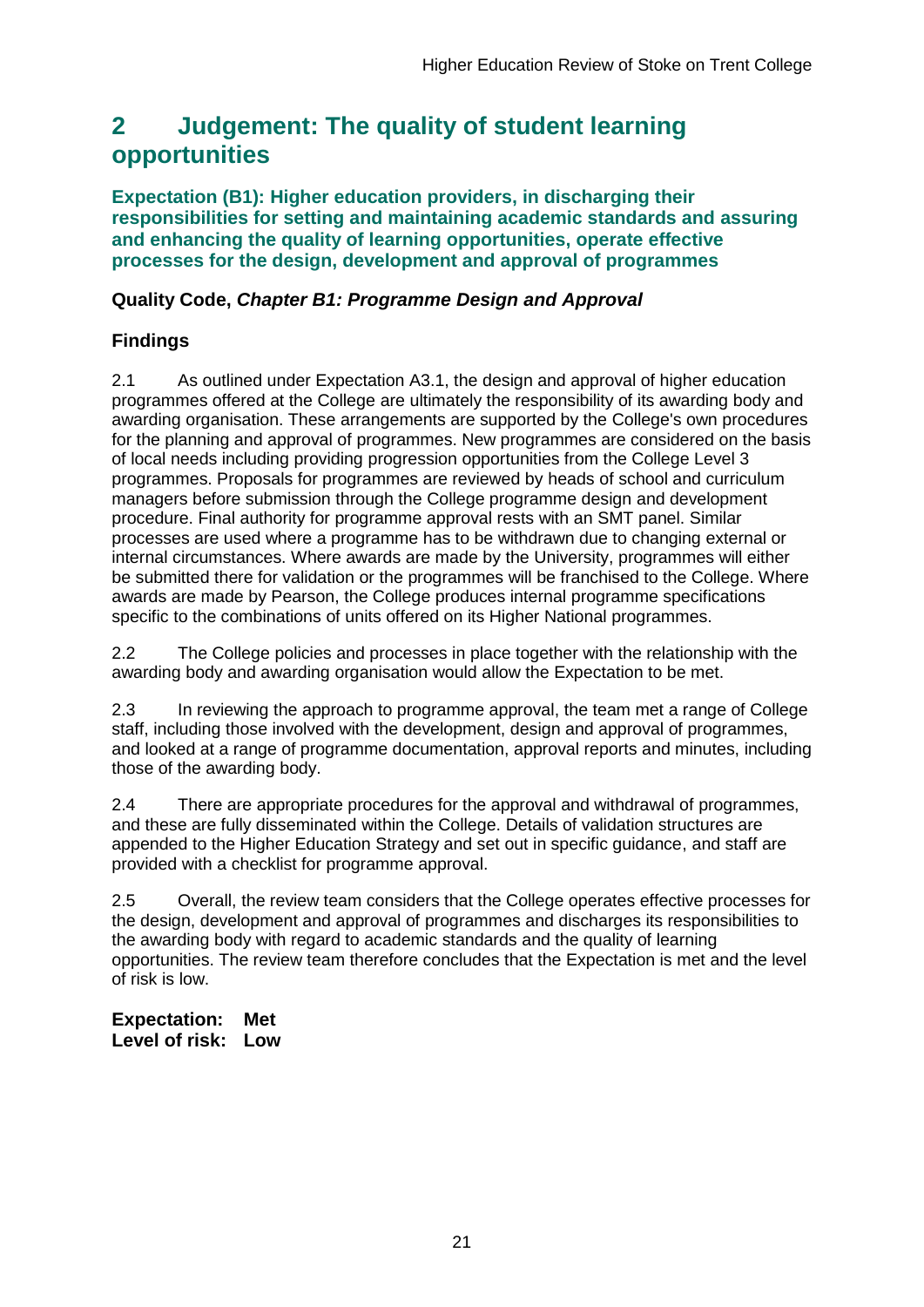## 2 Judgement: The quality of student learning opportunities

**Expectation (B1): Higher education providers, in discharging their responsibilities for setting and maintaining academic standards and assuring and enhancing the quality of learning opportunities, operate effective processes for the design, development and approval of programmes**

**Quality Code, *Chapter B1: Programme Design and Approval***

### Findings

2.1 As outlined under Expectation A3.1, the design and approval of higher education programmes offered at the College are ultimately the responsibility of its awarding body and awarding organisation. These arrangements are supported by the College's own procedures for the planning and approval of programmes. New programmes are considered on the basis of local needs including providing progression opportunities from the College Level 3 programmes. Proposals for programmes are reviewed by heads of school and curriculum managers before submission through the College programme design and development procedure. Final authority for programme approval rests with an SMT panel. Similar processes are used where a programme has to be withdrawn due to changing external or internal circumstances. Where awards are made by the University, programmes will either be submitted there for validation or the programmes will be franchised to the College. Where awards are made by Pearson, the College produces internal programme specifications specific to the combinations of units offered on its Higher National programmes.

2.2 The College policies and processes in place together with the relationship with the awarding body and awarding organisation would allow the Expectation to be met.

2.3 In reviewing the approach to programme approval, the team met a range of College staff, including those involved with the development, design and approval of programmes, and looked at a range of programme documentation, approval reports and minutes, including those of the awarding body.

2.4 There are appropriate procedures for the approval and withdrawal of programmes, and these are fully disseminated within the College. Details of validation structures are appended to the Higher Education Strategy and set out in specific guidance, and staff are provided with a checklist for programme approval.

2.5 Overall, the review team considers that the College operates effective processes for the design, development and approval of programmes and discharges its responsibilities to the awarding body with regard to academic standards and the quality of learning opportunities. The review team therefore concludes that the Expectation is met and the level of risk is low.

**Expectation: Met**
**Level of risk: Low**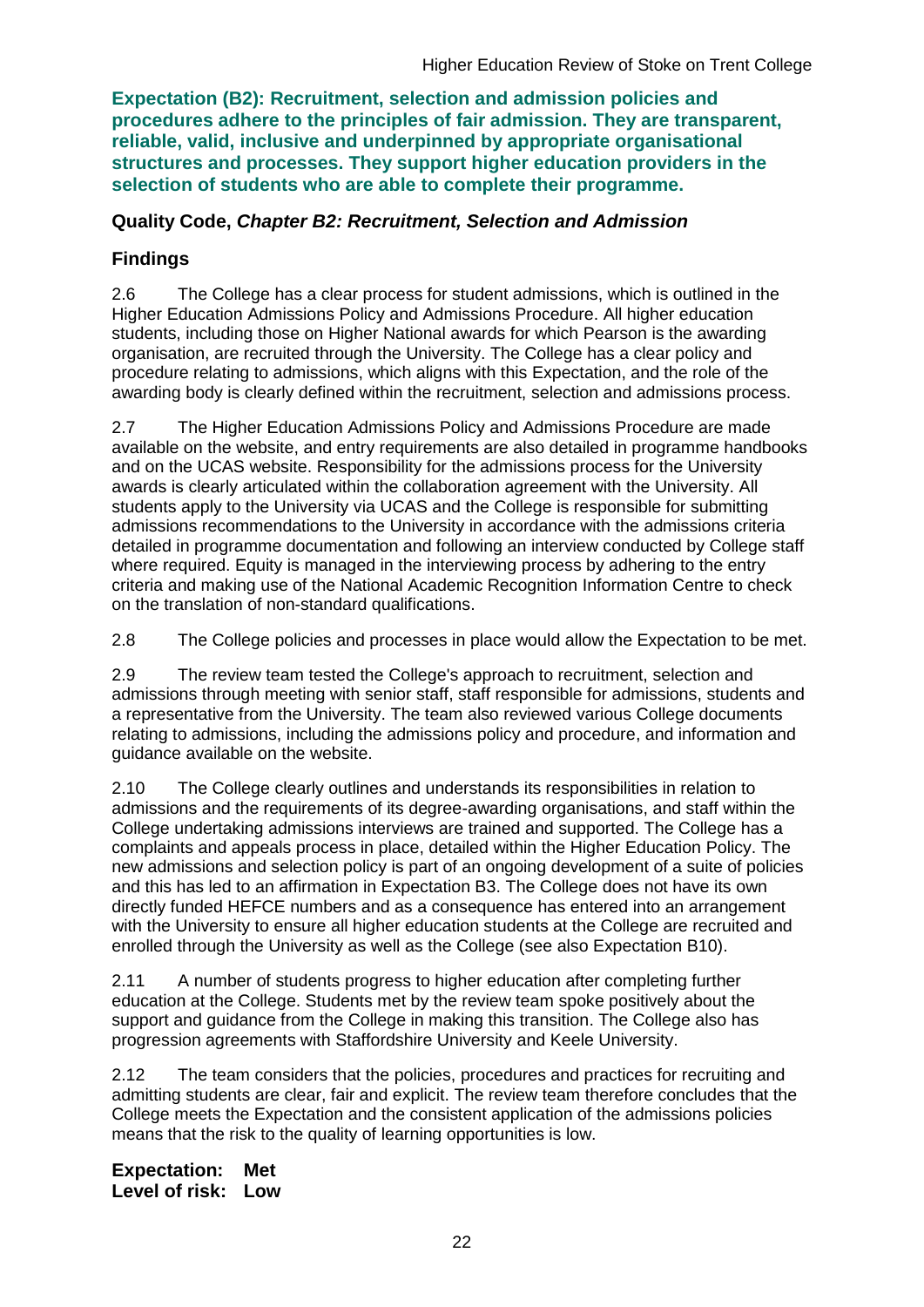**Expectation (B2): Recruitment, selection and admission policies and procedures adhere to the principles of fair admission. They are transparent, reliable, valid, inclusive and underpinned by appropriate organisational structures and processes. They support higher education providers in the selection of students who are able to complete their programme.**

**Quality Code, *Chapter B2: Recruitment, Selection and Admission***

### Findings

2.6 The College has a clear process for student admissions, which is outlined in the Higher Education Admissions Policy and Admissions Procedure. All higher education students, including those on Higher National awards for which Pearson is the awarding organisation, are recruited through the University. The College has a clear policy and procedure relating to admissions, which aligns with this Expectation, and the role of the awarding body is clearly defined within the recruitment, selection and admissions process.

2.7 The Higher Education Admissions Policy and Admissions Procedure are made available on the website, and entry requirements are also detailed in programme handbooks and on the UCAS website. Responsibility for the admissions process for the University awards is clearly articulated within the collaboration agreement with the University. All students apply to the University via UCAS and the College is responsible for submitting admissions recommendations to the University in accordance with the admissions criteria detailed in programme documentation and following an interview conducted by College staff where required. Equity is managed in the interviewing process by adhering to the entry criteria and making use of the National Academic Recognition Information Centre to check on the translation of non-standard qualifications.

2.8 The College policies and processes in place would allow the Expectation to be met.

2.9 The review team tested the College's approach to recruitment, selection and admissions through meeting with senior staff, staff responsible for admissions, students and a representative from the University. The team also reviewed various College documents relating to admissions, including the admissions policy and procedure, and information and guidance available on the website.

2.10 The College clearly outlines and understands its responsibilities in relation to admissions and the requirements of its degree-awarding organisations, and staff within the College undertaking admissions interviews are trained and supported. The College has a complaints and appeals process in place, detailed within the Higher Education Policy. The new admissions and selection policy is part of an ongoing development of a suite of policies and this has led to an affirmation in Expectation B3. The College does not have its own directly funded HEFCE numbers and as a consequence has entered into an arrangement with the University to ensure all higher education students at the College are recruited and enrolled through the University as well as the College (see also Expectation B10).

2.11 A number of students progress to higher education after completing further education at the College. Students met by the review team spoke positively about the support and guidance from the College in making this transition. The College also has progression agreements with Staffordshire University and Keele University.

2.12 The team considers that the policies, procedures and practices for recruiting and admitting students are clear, fair and explicit. The review team therefore concludes that the College meets the Expectation and the consistent application of the admissions policies means that the risk to the quality of learning opportunities is low.

**Expectation: Met**
**Level of risk: Low**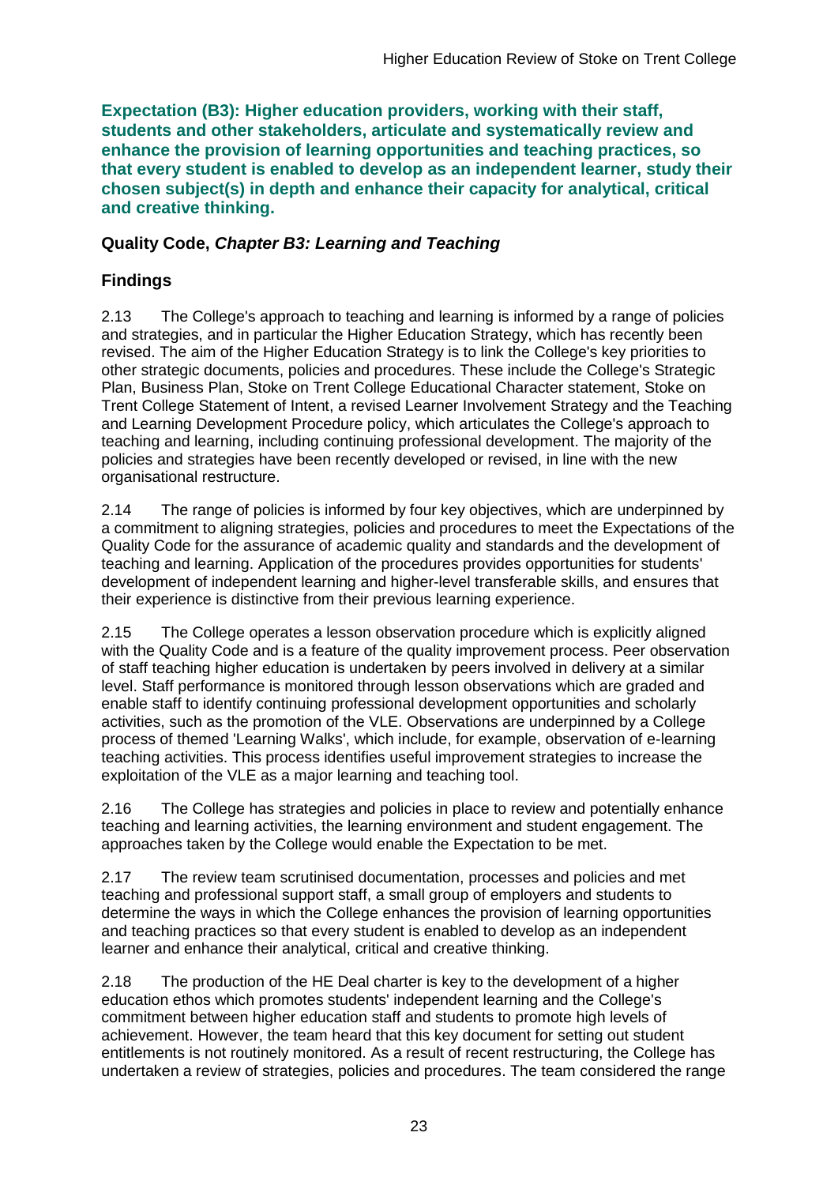**Expectation (B3): Higher education providers, working with their staff, students and other stakeholders, articulate and systematically review and enhance the provision of learning opportunities and teaching practices, so that every student is enabled to develop as an independent learner, study their chosen subject(s) in depth and enhance their capacity for analytical, critical and creative thinking.**

### Quality Code, *Chapter B3: Learning and Teaching*

### Findings

2.13 The College's approach to teaching and learning is informed by a range of policies and strategies, and in particular the Higher Education Strategy, which has recently been revised. The aim of the Higher Education Strategy is to link the College's key priorities to other strategic documents, policies and procedures. These include the College's Strategic Plan, Business Plan, Stoke on Trent College Educational Character statement, Stoke on Trent College Statement of Intent, a revised Learner Involvement Strategy and the Teaching and Learning Development Procedure policy, which articulates the College's approach to teaching and learning, including continuing professional development. The majority of the policies and strategies have been recently developed or revised, in line with the new organisational restructure.

2.14 The range of policies is informed by four key objectives, which are underpinned by a commitment to aligning strategies, policies and procedures to meet the Expectations of the Quality Code for the assurance of academic quality and standards and the development of teaching and learning. Application of the procedures provides opportunities for students' development of independent learning and higher-level transferable skills, and ensures that their experience is distinctive from their previous learning experience.

2.15 The College operates a lesson observation procedure which is explicitly aligned with the Quality Code and is a feature of the quality improvement process. Peer observation of staff teaching higher education is undertaken by peers involved in delivery at a similar level. Staff performance is monitored through lesson observations which are graded and enable staff to identify continuing professional development opportunities and scholarly activities, such as the promotion of the VLE. Observations are underpinned by a College process of themed 'Learning Walks', which include, for example, observation of e-learning teaching activities. This process identifies useful improvement strategies to increase the exploitation of the VLE as a major learning and teaching tool.

2.16 The College has strategies and policies in place to review and potentially enhance teaching and learning activities, the learning environment and student engagement. The approaches taken by the College would enable the Expectation to be met.

2.17 The review team scrutinised documentation, processes and policies and met teaching and professional support staff, a small group of employers and students to determine the ways in which the College enhances the provision of learning opportunities and teaching practices so that every student is enabled to develop as an independent learner and enhance their analytical, critical and creative thinking.

2.18 The production of the HE Deal charter is key to the development of a higher education ethos which promotes students' independent learning and the College's commitment between higher education staff and students to promote high levels of achievement. However, the team heard that this key document for setting out student entitlements is not routinely monitored. As a result of recent restructuring, the College has undertaken a review of strategies, policies and procedures. The team considered the range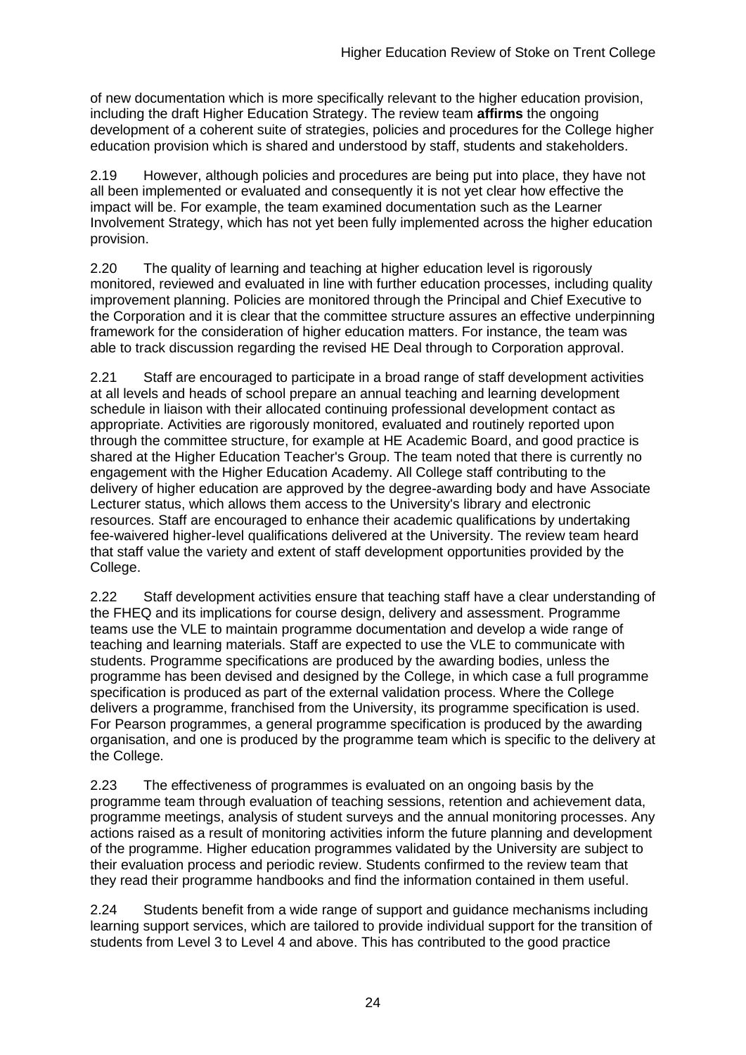of new documentation which is more specifically relevant to the higher education provision, including the draft Higher Education Strategy. The review team **affirms** the ongoing development of a coherent suite of strategies, policies and procedures for the College higher education provision which is shared and understood by staff, students and stakeholders.

2.19 However, although policies and procedures are being put into place, they have not all been implemented or evaluated and consequently it is not yet clear how effective the impact will be. For example, the team examined documentation such as the Learner Involvement Strategy, which has not yet been fully implemented across the higher education provision.

2.20 The quality of learning and teaching at higher education level is rigorously monitored, reviewed and evaluated in line with further education processes, including quality improvement planning. Policies are monitored through the Principal and Chief Executive to the Corporation and it is clear that the committee structure assures an effective underpinning framework for the consideration of higher education matters. For instance, the team was able to track discussion regarding the revised HE Deal through to Corporation approval.

2.21 Staff are encouraged to participate in a broad range of staff development activities at all levels and heads of school prepare an annual teaching and learning development schedule in liaison with their allocated continuing professional development contact as appropriate. Activities are rigorously monitored, evaluated and routinely reported upon through the committee structure, for example at HE Academic Board, and good practice is shared at the Higher Education Teacher's Group. The team noted that there is currently no engagement with the Higher Education Academy. All College staff contributing to the delivery of higher education are approved by the degree-awarding body and have Associate Lecturer status, which allows them access to the University's library and electronic resources. Staff are encouraged to enhance their academic qualifications by undertaking fee-waivered higher-level qualifications delivered at the University. The review team heard that staff value the variety and extent of staff development opportunities provided by the College.

2.22 Staff development activities ensure that teaching staff have a clear understanding of the FHEQ and its implications for course design, delivery and assessment. Programme teams use the VLE to maintain programme documentation and develop a wide range of teaching and learning materials. Staff are expected to use the VLE to communicate with students. Programme specifications are produced by the awarding bodies, unless the programme has been devised and designed by the College, in which case a full programme specification is produced as part of the external validation process. Where the College delivers a programme, franchised from the University, its programme specification is used. For Pearson programmes, a general programme specification is produced by the awarding organisation, and one is produced by the programme team which is specific to the delivery at the College.

2.23 The effectiveness of programmes is evaluated on an ongoing basis by the programme team through evaluation of teaching sessions, retention and achievement data, programme meetings, analysis of student surveys and the annual monitoring processes. Any actions raised as a result of monitoring activities inform the future planning and development of the programme. Higher education programmes validated by the University are subject to their evaluation process and periodic review. Students confirmed to the review team that they read their programme handbooks and find the information contained in them useful.

2.24 Students benefit from a wide range of support and guidance mechanisms including learning support services, which are tailored to provide individual support for the transition of students from Level 3 to Level 4 and above. This has contributed to the good practice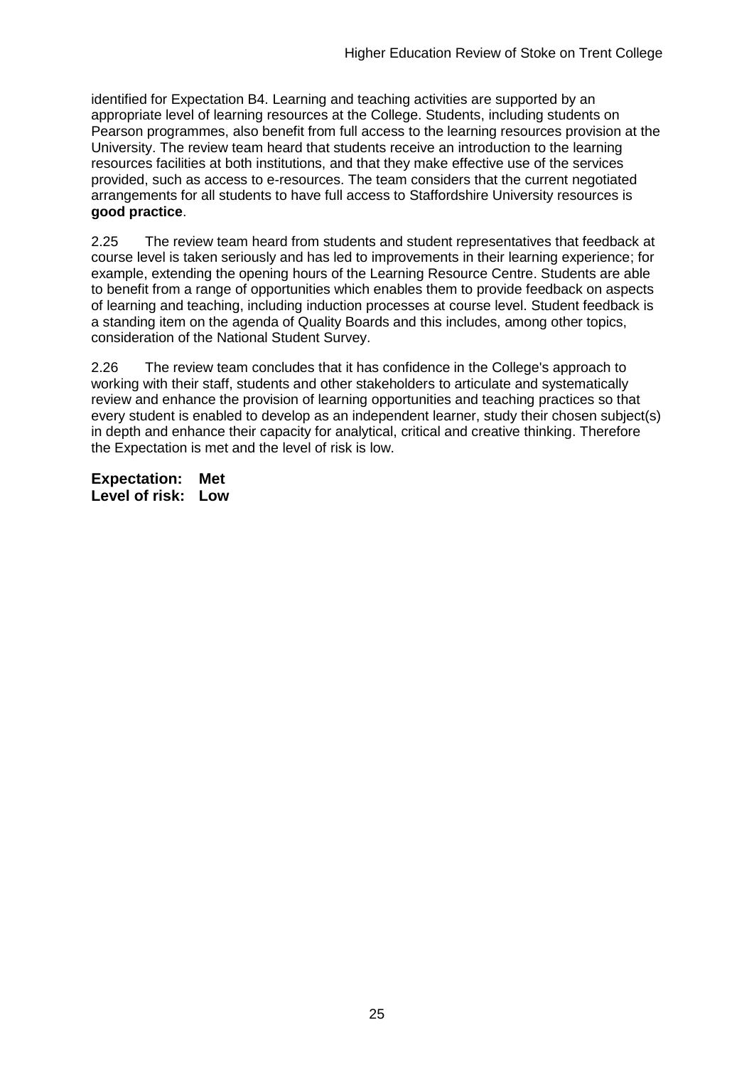identified for Expectation B4. Learning and teaching activities are supported by an appropriate level of learning resources at the College. Students, including students on Pearson programmes, also benefit from full access to the learning resources provision at the University. The review team heard that students receive an introduction to the learning resources facilities at both institutions, and that they make effective use of the services provided, such as access to e-resources. The team considers that the current negotiated arrangements for all students to have full access to Staffordshire University resources is **good practice**.

2.25 The review team heard from students and student representatives that feedback at course level is taken seriously and has led to improvements in their learning experience; for example, extending the opening hours of the Learning Resource Centre. Students are able to benefit from a range of opportunities which enables them to provide feedback on aspects of learning and teaching, including induction processes at course level. Student feedback is a standing item on the agenda of Quality Boards and this includes, among other topics, consideration of the National Student Survey.

2.26 The review team concludes that it has confidence in the College's approach to working with their staff, students and other stakeholders to articulate and systematically review and enhance the provision of learning opportunities and teaching practices so that every student is enabled to develop as an independent learner, study their chosen subject(s) in depth and enhance their capacity for analytical, critical and creative thinking. Therefore the Expectation is met and the level of risk is low.

**Expectation: Met**
**Level of risk: Low**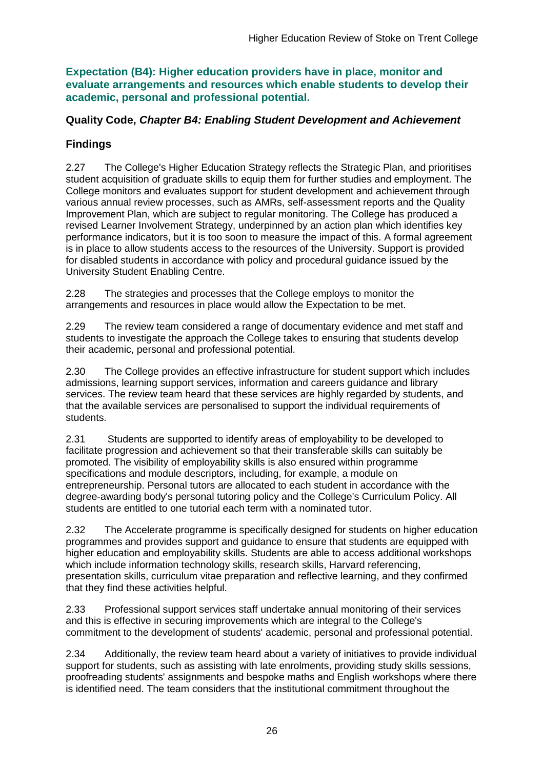### Expectation (B4): Higher education providers have in place, monitor and evaluate arrangements and resources which enable students to develop their academic, personal and professional potential.

### Quality Code, *Chapter B4: Enabling Student Development and Achievement*

### Findings

2.27 The College's Higher Education Strategy reflects the Strategic Plan, and prioritises student acquisition of graduate skills to equip them for further studies and employment. The College monitors and evaluates support for student development and achievement through various annual review processes, such as AMRs, self-assessment reports and the Quality Improvement Plan, which are subject to regular monitoring. The College has produced a revised Learner Involvement Strategy, underpinned by an action plan which identifies key performance indicators, but it is too soon to measure the impact of this. A formal agreement is in place to allow students access to the resources of the University. Support is provided for disabled students in accordance with policy and procedural guidance issued by the University Student Enabling Centre.

2.28 The strategies and processes that the College employs to monitor the arrangements and resources in place would allow the Expectation to be met.

2.29 The review team considered a range of documentary evidence and met staff and students to investigate the approach the College takes to ensuring that students develop their academic, personal and professional potential.

2.30 The College provides an effective infrastructure for student support which includes admissions, learning support services, information and careers guidance and library services. The review team heard that these services are highly regarded by students, and that the available services are personalised to support the individual requirements of students.

2.31 Students are supported to identify areas of employability to be developed to facilitate progression and achievement so that their transferable skills can suitably be promoted. The visibility of employability skills is also ensured within programme specifications and module descriptors, including, for example, a module on entrepreneurship. Personal tutors are allocated to each student in accordance with the degree-awarding body's personal tutoring policy and the College's Curriculum Policy. All students are entitled to one tutorial each term with a nominated tutor.

2.32 The Accelerate programme is specifically designed for students on higher education programmes and provides support and guidance to ensure that students are equipped with higher education and employability skills. Students are able to access additional workshops which include information technology skills, research skills, Harvard referencing, presentation skills, curriculum vitae preparation and reflective learning, and they confirmed that they find these activities helpful.

2.33 Professional support services staff undertake annual monitoring of their services and this is effective in securing improvements which are integral to the College's commitment to the development of students' academic, personal and professional potential.

2.34 Additionally, the review team heard about a variety of initiatives to provide individual support for students, such as assisting with late enrolments, providing study skills sessions, proofreading students' assignments and bespoke maths and English workshops where there is identified need. The team considers that the institutional commitment throughout the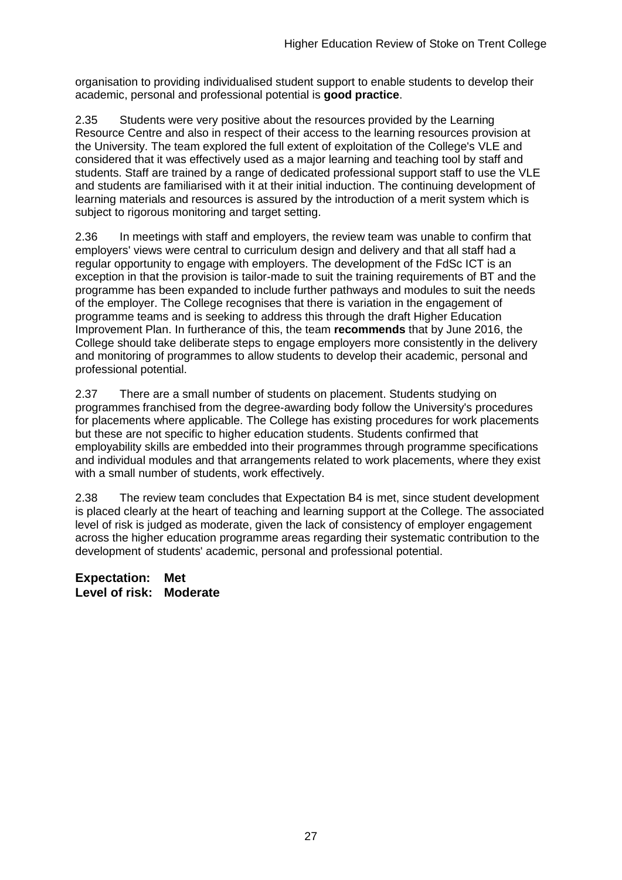organisation to providing individualised student support to enable students to develop their academic, personal and professional potential is **good practice**.

2.35 Students were very positive about the resources provided by the Learning Resource Centre and also in respect of their access to the learning resources provision at the University. The team explored the full extent of exploitation of the College's VLE and considered that it was effectively used as a major learning and teaching tool by staff and students. Staff are trained by a range of dedicated professional support staff to use the VLE and students are familiarised with it at their initial induction. The continuing development of learning materials and resources is assured by the introduction of a merit system which is subject to rigorous monitoring and target setting.

2.36 In meetings with staff and employers, the review team was unable to confirm that employers' views were central to curriculum design and delivery and that all staff had a regular opportunity to engage with employers. The development of the FdSc ICT is an exception in that the provision is tailor-made to suit the training requirements of BT and the programme has been expanded to include further pathways and modules to suit the needs of the employer. The College recognises that there is variation in the engagement of programme teams and is seeking to address this through the draft Higher Education Improvement Plan. In furtherance of this, the team **recommends** that by June 2016, the College should take deliberate steps to engage employers more consistently in the delivery and monitoring of programmes to allow students to develop their academic, personal and professional potential.

2.37 There are a small number of students on placement. Students studying on programmes franchised from the degree-awarding body follow the University's procedures for placements where applicable. The College has existing procedures for work placements but these are not specific to higher education students. Students confirmed that employability skills are embedded into their programmes through programme specifications and individual modules and that arrangements related to work placements, where they exist with a small number of students, work effectively.

2.38 The review team concludes that Expectation B4 is met, since student development is placed clearly at the heart of teaching and learning support at the College. The associated level of risk is judged as moderate, given the lack of consistency of employer engagement across the higher education programme areas regarding their systematic contribution to the development of students' academic, personal and professional potential.

**Expectation: Met**
**Level of risk: Moderate**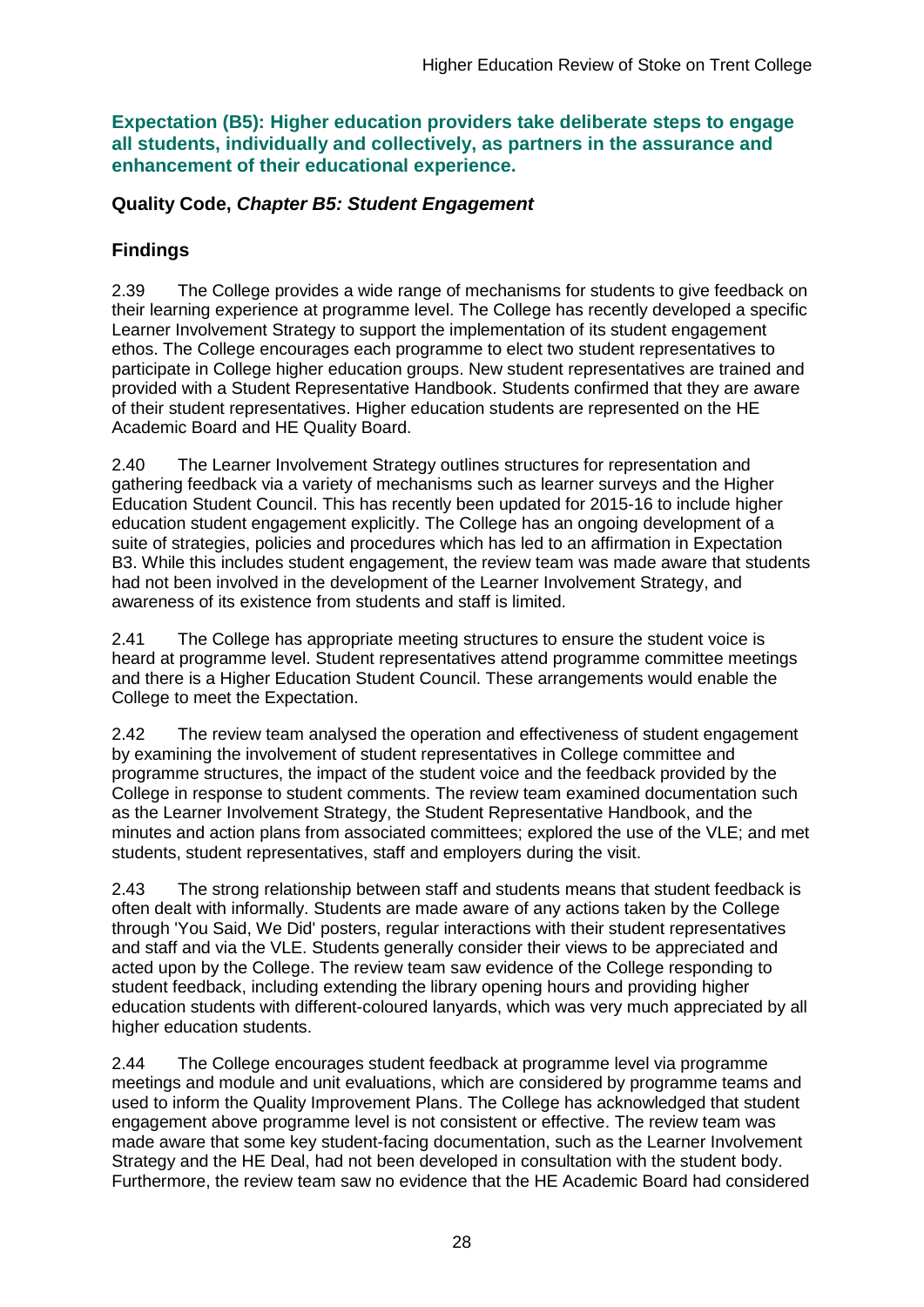### Expectation (B5): Higher education providers take deliberate steps to engage all students, individually and collectively, as partners in the assurance and enhancement of their educational experience.

### Quality Code, *Chapter B5: Student Engagement*

### Findings

2.39 The College provides a wide range of mechanisms for students to give feedback on their learning experience at programme level. The College has recently developed a specific Learner Involvement Strategy to support the implementation of its student engagement ethos. The College encourages each programme to elect two student representatives to participate in College higher education groups. New student representatives are trained and provided with a Student Representative Handbook. Students confirmed that they are aware of their student representatives. Higher education students are represented on the HE Academic Board and HE Quality Board.

2.40 The Learner Involvement Strategy outlines structures for representation and gathering feedback via a variety of mechanisms such as learner surveys and the Higher Education Student Council. This has recently been updated for 2015-16 to include higher education student engagement explicitly. The College has an ongoing development of a suite of strategies, policies and procedures which has led to an affirmation in Expectation B3. While this includes student engagement, the review team was made aware that students had not been involved in the development of the Learner Involvement Strategy, and awareness of its existence from students and staff is limited.

2.41 The College has appropriate meeting structures to ensure the student voice is heard at programme level. Student representatives attend programme committee meetings and there is a Higher Education Student Council. These arrangements would enable the College to meet the Expectation.

2.42 The review team analysed the operation and effectiveness of student engagement by examining the involvement of student representatives in College committee and programme structures, the impact of the student voice and the feedback provided by the College in response to student comments. The review team examined documentation such as the Learner Involvement Strategy, the Student Representative Handbook, and the minutes and action plans from associated committees; explored the use of the VLE; and met students, student representatives, staff and employers during the visit.

2.43 The strong relationship between staff and students means that student feedback is often dealt with informally. Students are made aware of any actions taken by the College through 'You Said, We Did' posters, regular interactions with their student representatives and staff and via the VLE. Students generally consider their views to be appreciated and acted upon by the College. The review team saw evidence of the College responding to student feedback, including extending the library opening hours and providing higher education students with different-coloured lanyards, which was very much appreciated by all higher education students.

2.44 The College encourages student feedback at programme level via programme meetings and module and unit evaluations, which are considered by programme teams and used to inform the Quality Improvement Plans. The College has acknowledged that student engagement above programme level is not consistent or effective. The review team was made aware that some key student-facing documentation, such as the Learner Involvement Strategy and the HE Deal, had not been developed in consultation with the student body. Furthermore, the review team saw no evidence that the HE Academic Board had considered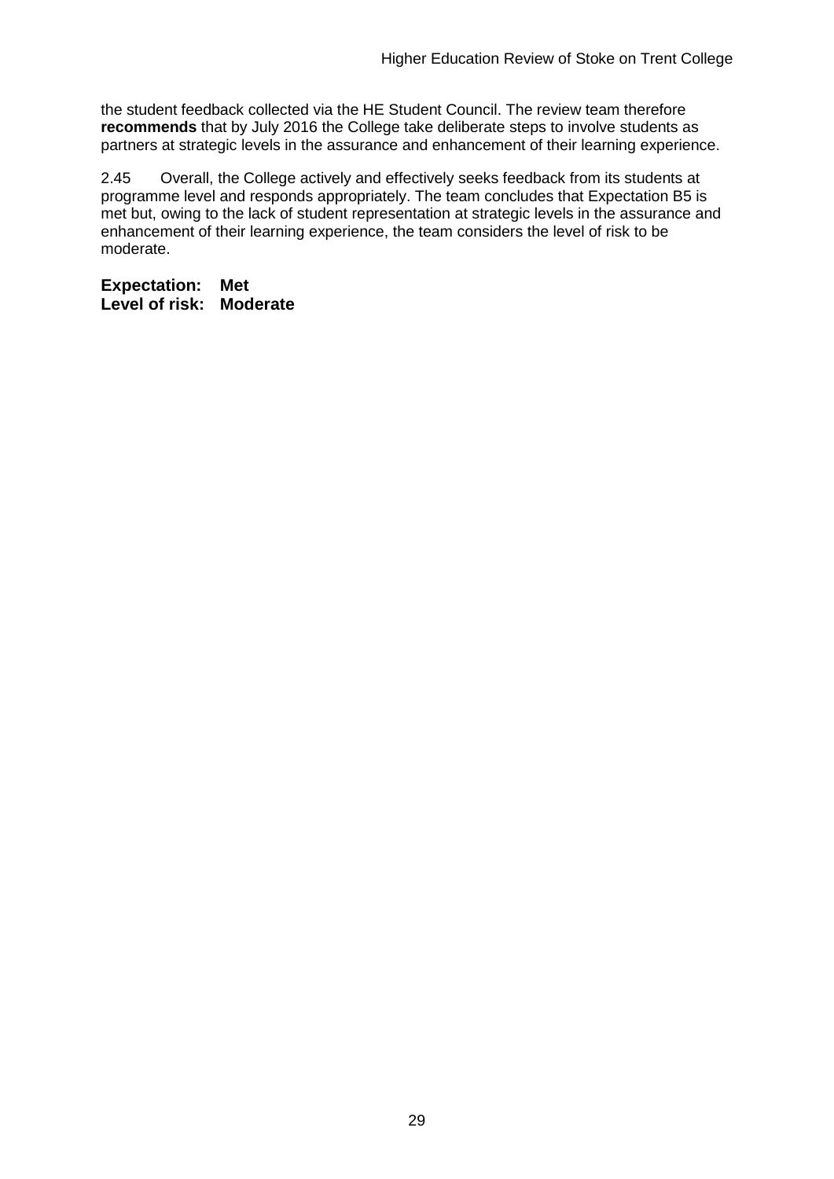the student feedback collected via the HE Student Council. The review team therefore **recommends** that by July 2016 the College take deliberate steps to involve students as partners at strategic levels in the assurance and enhancement of their learning experience.

2.45 Overall, the College actively and effectively seeks feedback from its students at programme level and responds appropriately. The team concludes that Expectation B5 is met but, owing to the lack of student representation at strategic levels in the assurance and enhancement of their learning experience, the team considers the level of risk to be moderate.

**Expectation: Met**
**Level of risk: Moderate**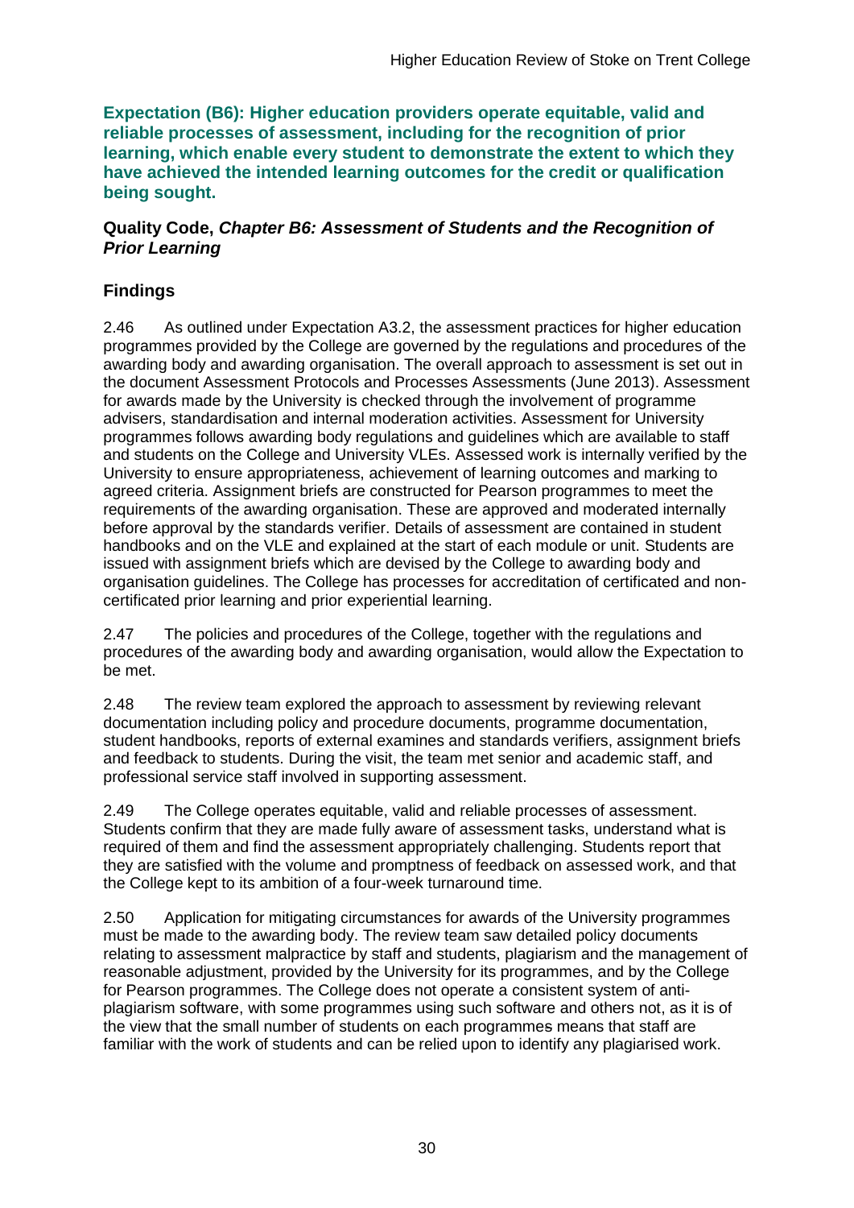**Expectation (B6): Higher education providers operate equitable, valid and reliable processes of assessment, including for the recognition of prior learning, which enable every student to demonstrate the extent to which they have achieved the intended learning outcomes for the credit or qualification being sought.**

**Quality Code, *Chapter B6: Assessment of Students and the Recognition of Prior Learning***

## Findings

2.46 As outlined under Expectation A3.2, the assessment practices for higher education programmes provided by the College are governed by the regulations and procedures of the awarding body and awarding organisation. The overall approach to assessment is set out in the document Assessment Protocols and Processes Assessments (June 2013). Assessment for awards made by the University is checked through the involvement of programme advisers, standardisation and internal moderation activities. Assessment for University programmes follows awarding body regulations and guidelines which are available to staff and students on the College and University VLEs. Assessed work is internally verified by the University to ensure appropriateness, achievement of learning outcomes and marking to agreed criteria. Assignment briefs are constructed for Pearson programmes to meet the requirements of the awarding organisation. These are approved and moderated internally before approval by the standards verifier. Details of assessment are contained in student handbooks and on the VLE and explained at the start of each module or unit. Students are issued with assignment briefs which are devised by the College to awarding body and organisation guidelines. The College has processes for accreditation of certificated and non-certificated prior learning and prior experiential learning.

2.47 The policies and procedures of the College, together with the regulations and procedures of the awarding body and awarding organisation, would allow the Expectation to be met.

2.48 The review team explored the approach to assessment by reviewing relevant documentation including policy and procedure documents, programme documentation, student handbooks, reports of external examines and standards verifiers, assignment briefs and feedback to students. During the visit, the team met senior and academic staff, and professional service staff involved in supporting assessment.

2.49 The College operates equitable, valid and reliable processes of assessment. Students confirm that they are made fully aware of assessment tasks, understand what is required of them and find the assessment appropriately challenging. Students report that they are satisfied with the volume and promptness of feedback on assessed work, and that the College kept to its ambition of a four-week turnaround time.

2.50 Application for mitigating circumstances for awards of the University programmes must be made to the awarding body. The review team saw detailed policy documents relating to assessment malpractice by staff and students, plagiarism and the management of reasonable adjustment, provided by the University for its programmes, and by the College for Pearson programmes. The College does not operate a consistent system of anti-plagiarism software, with some programmes using such software and others not, as it is of the view that the small number of students on each programmes means that staff are familiar with the work of students and can be relied upon to identify any plagiarised work.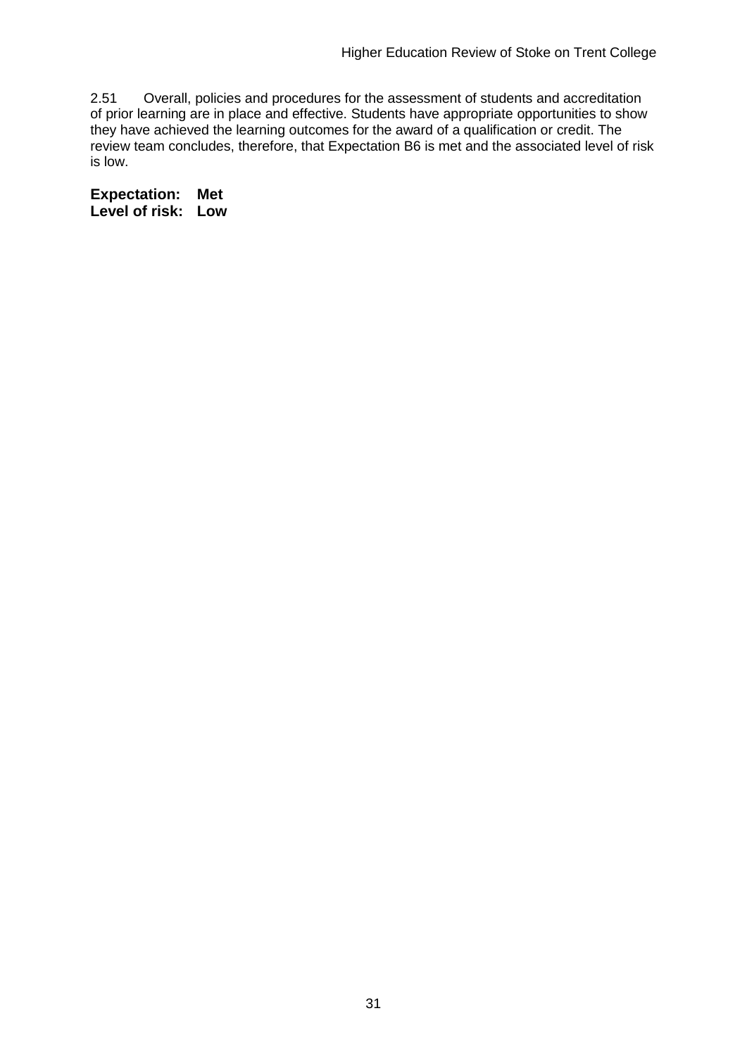2.51 Overall, policies and procedures for the assessment of students and accreditation of prior learning are in place and effective. Students have appropriate opportunities to show they have achieved the learning outcomes for the award of a qualification or credit. The review team concludes, therefore, that Expectation B6 is met and the associated level of risk is low.

**Expectation: Met**
**Level of risk: Low**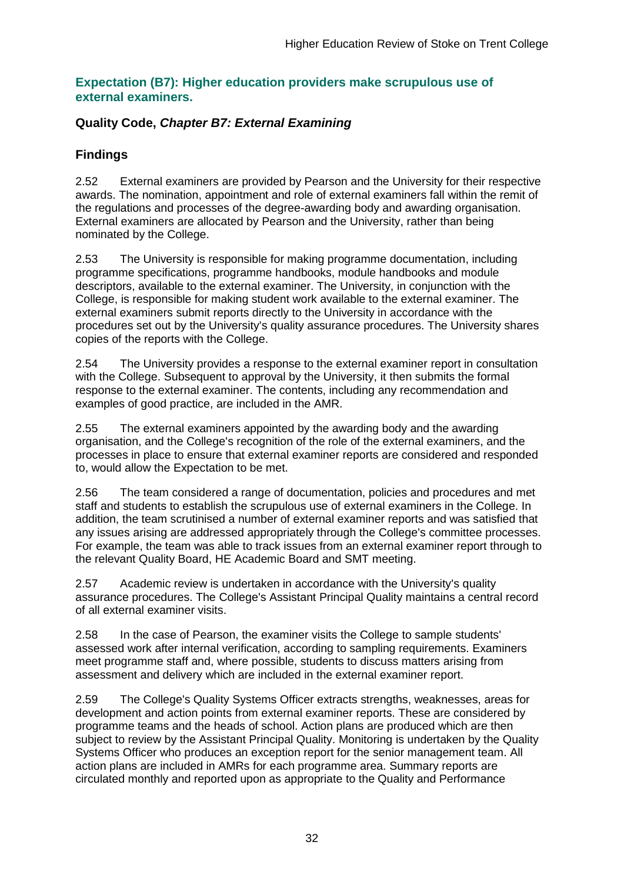## Expectation (B7): Higher education providers make scrupulous use of external examiners.

### Quality Code, *Chapter B7: External Examining*

### Findings

2.52 External examiners are provided by Pearson and the University for their respective awards. The nomination, appointment and role of external examiners fall within the remit of the regulations and processes of the degree-awarding body and awarding organisation. External examiners are allocated by Pearson and the University, rather than being nominated by the College.

2.53 The University is responsible for making programme documentation, including programme specifications, programme handbooks, module handbooks and module descriptors, available to the external examiner. The University, in conjunction with the College, is responsible for making student work available to the external examiner. The external examiners submit reports directly to the University in accordance with the procedures set out by the University's quality assurance procedures. The University shares copies of the reports with the College.

2.54 The University provides a response to the external examiner report in consultation with the College. Subsequent to approval by the University, it then submits the formal response to the external examiner. The contents, including any recommendation and examples of good practice, are included in the AMR.

2.55 The external examiners appointed by the awarding body and the awarding organisation, and the College's recognition of the role of the external examiners, and the processes in place to ensure that external examiner reports are considered and responded to, would allow the Expectation to be met.

2.56 The team considered a range of documentation, policies and procedures and met staff and students to establish the scrupulous use of external examiners in the College. In addition, the team scrutinised a number of external examiner reports and was satisfied that any issues arising are addressed appropriately through the College's committee processes. For example, the team was able to track issues from an external examiner report through to the relevant Quality Board, HE Academic Board and SMT meeting.

2.57 Academic review is undertaken in accordance with the University's quality assurance procedures. The College's Assistant Principal Quality maintains a central record of all external examiner visits.

2.58 In the case of Pearson, the examiner visits the College to sample students' assessed work after internal verification, according to sampling requirements. Examiners meet programme staff and, where possible, students to discuss matters arising from assessment and delivery which are included in the external examiner report.

2.59 The College's Quality Systems Officer extracts strengths, weaknesses, areas for development and action points from external examiner reports. These are considered by programme teams and the heads of school. Action plans are produced which are then subject to review by the Assistant Principal Quality. Monitoring is undertaken by the Quality Systems Officer who produces an exception report for the senior management team. All action plans are included in AMRs for each programme area. Summary reports are circulated monthly and reported upon as appropriate to the Quality and Performance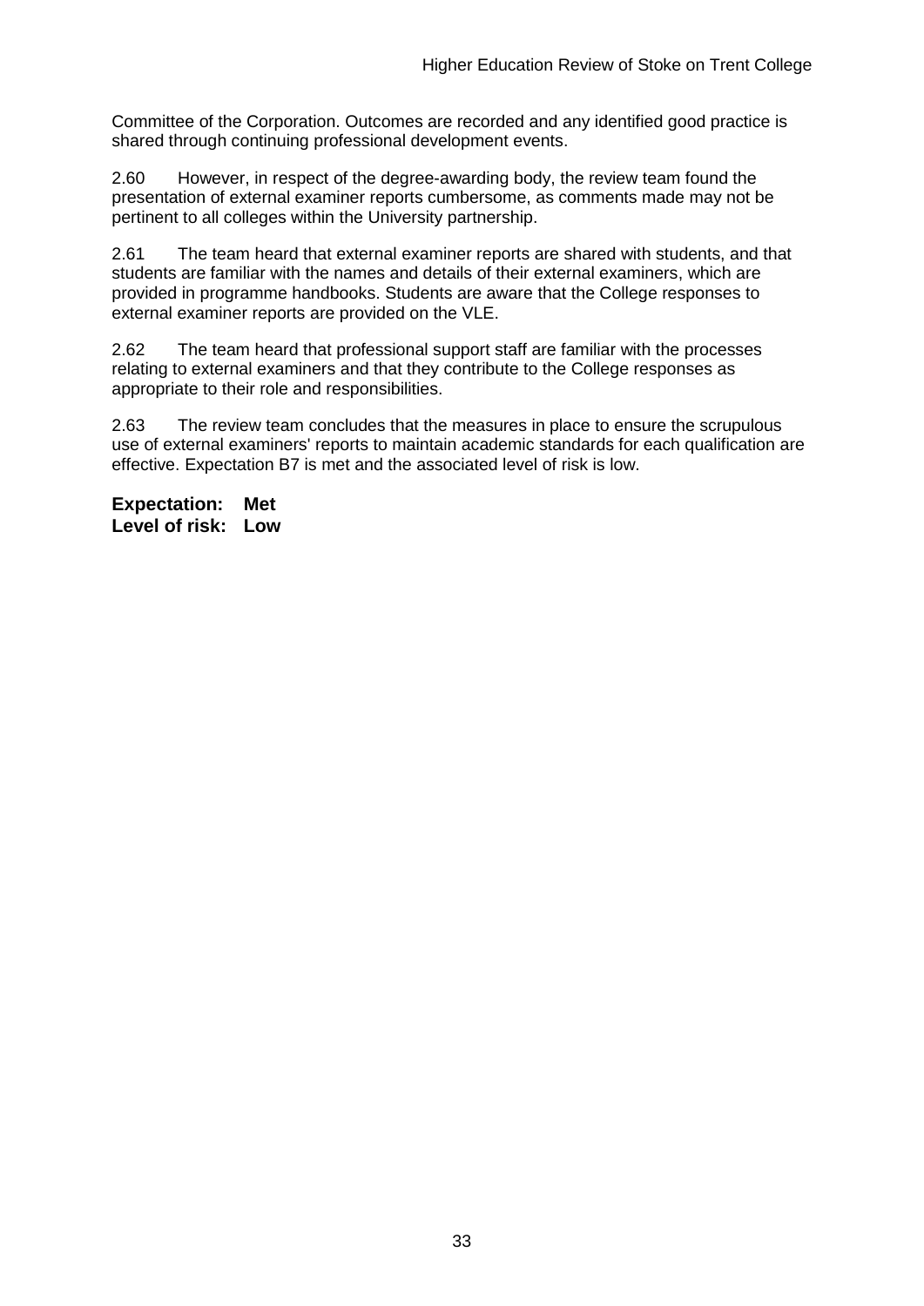Committee of the Corporation. Outcomes are recorded and any identified good practice is shared through continuing professional development events.

2.60 However, in respect of the degree-awarding body, the review team found the presentation of external examiner reports cumbersome, as comments made may not be pertinent to all colleges within the University partnership.

2.61 The team heard that external examiner reports are shared with students, and that students are familiar with the names and details of their external examiners, which are provided in programme handbooks. Students are aware that the College responses to external examiner reports are provided on the VLE.

2.62 The team heard that professional support staff are familiar with the processes relating to external examiners and that they contribute to the College responses as appropriate to their role and responsibilities.

2.63 The review team concludes that the measures in place to ensure the scrupulous use of external examiners' reports to maintain academic standards for each qualification are effective. Expectation B7 is met and the associated level of risk is low.

**Expectation: Met**
**Level of risk: Low**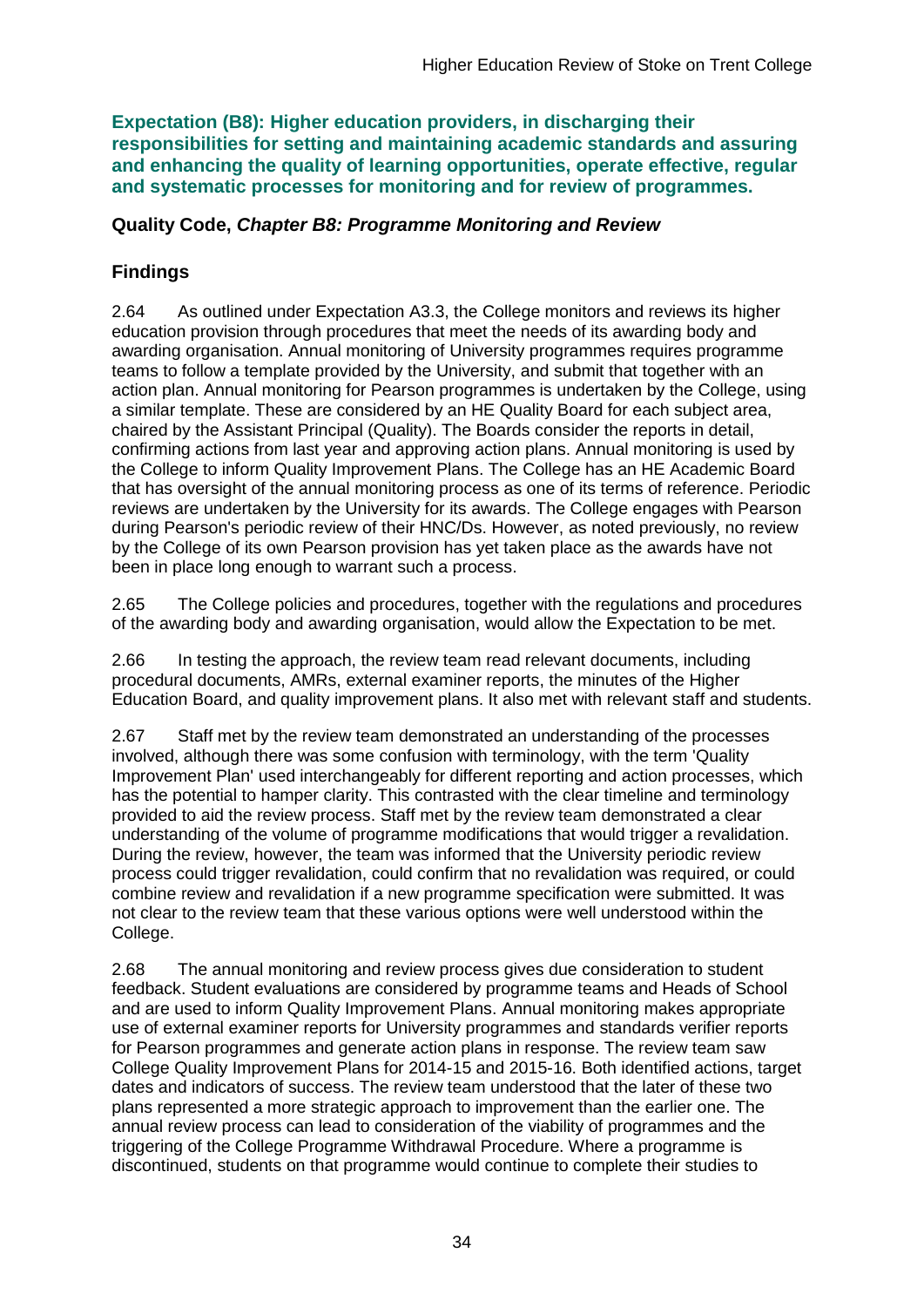**Expectation (B8): Higher education providers, in discharging their responsibilities for setting and maintaining academic standards and assuring and enhancing the quality of learning opportunities, operate effective, regular and systematic processes for monitoring and for review of programmes.**

**Quality Code, *Chapter B8: Programme Monitoring and Review***

## Findings

2.64 As outlined under Expectation A3.3, the College monitors and reviews its higher education provision through procedures that meet the needs of its awarding body and awarding organisation. Annual monitoring of University programmes requires programme teams to follow a template provided by the University, and submit that together with an action plan. Annual monitoring for Pearson programmes is undertaken by the College, using a similar template. These are considered by an HE Quality Board for each subject area, chaired by the Assistant Principal (Quality). The Boards consider the reports in detail, confirming actions from last year and approving action plans. Annual monitoring is used by the College to inform Quality Improvement Plans. The College has an HE Academic Board that has oversight of the annual monitoring process as one of its terms of reference. Periodic reviews are undertaken by the University for its awards. The College engages with Pearson during Pearson's periodic review of their HNC/Ds. However, as noted previously, no review by the College of its own Pearson provision has yet taken place as the awards have not been in place long enough to warrant such a process.

2.65 The College policies and procedures, together with the regulations and procedures of the awarding body and awarding organisation, would allow the Expectation to be met.

2.66 In testing the approach, the review team read relevant documents, including procedural documents, AMRs, external examiner reports, the minutes of the Higher Education Board, and quality improvement plans. It also met with relevant staff and students.

2.67 Staff met by the review team demonstrated an understanding of the processes involved, although there was some confusion with terminology, with the term 'Quality Improvement Plan' used interchangeably for different reporting and action processes, which has the potential to hamper clarity. This contrasted with the clear timeline and terminology provided to aid the review process. Staff met by the review team demonstrated a clear understanding of the volume of programme modifications that would trigger a revalidation. During the review, however, the team was informed that the University periodic review process could trigger revalidation, could confirm that no revalidation was required, or could combine review and revalidation if a new programme specification were submitted. It was not clear to the review team that these various options were well understood within the College.

2.68 The annual monitoring and review process gives due consideration to student feedback. Student evaluations are considered by programme teams and Heads of School and are used to inform Quality Improvement Plans. Annual monitoring makes appropriate use of external examiner reports for University programmes and standards verifier reports for Pearson programmes and generate action plans in response. The review team saw College Quality Improvement Plans for 2014-15 and 2015-16. Both identified actions, target dates and indicators of success. The review team understood that the later of these two plans represented a more strategic approach to improvement than the earlier one. The annual review process can lead to consideration of the viability of programmes and the triggering of the College Programme Withdrawal Procedure. Where a programme is discontinued, students on that programme would continue to complete their studies to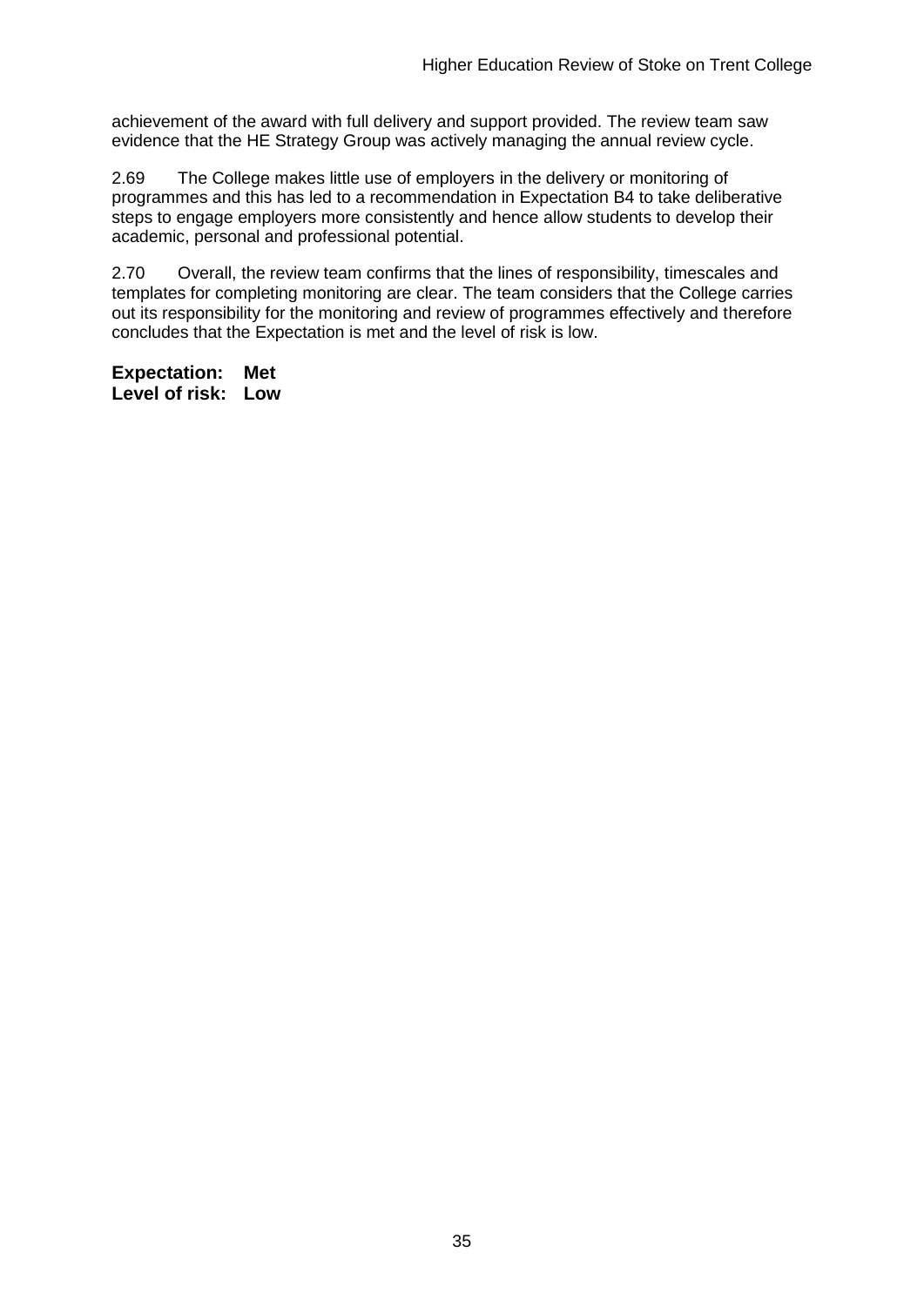achievement of the award with full delivery and support provided. The review team saw evidence that the HE Strategy Group was actively managing the annual review cycle.

2.69 The College makes little use of employers in the delivery or monitoring of programmes and this has led to a recommendation in Expectation B4 to take deliberative steps to engage employers more consistently and hence allow students to develop their academic, personal and professional potential.

2.70 Overall, the review team confirms that the lines of responsibility, timescales and templates for completing monitoring are clear. The team considers that the College carries out its responsibility for the monitoring and review of programmes effectively and therefore concludes that the Expectation is met and the level of risk is low.

**Expectation: Met**
**Level of risk: Low**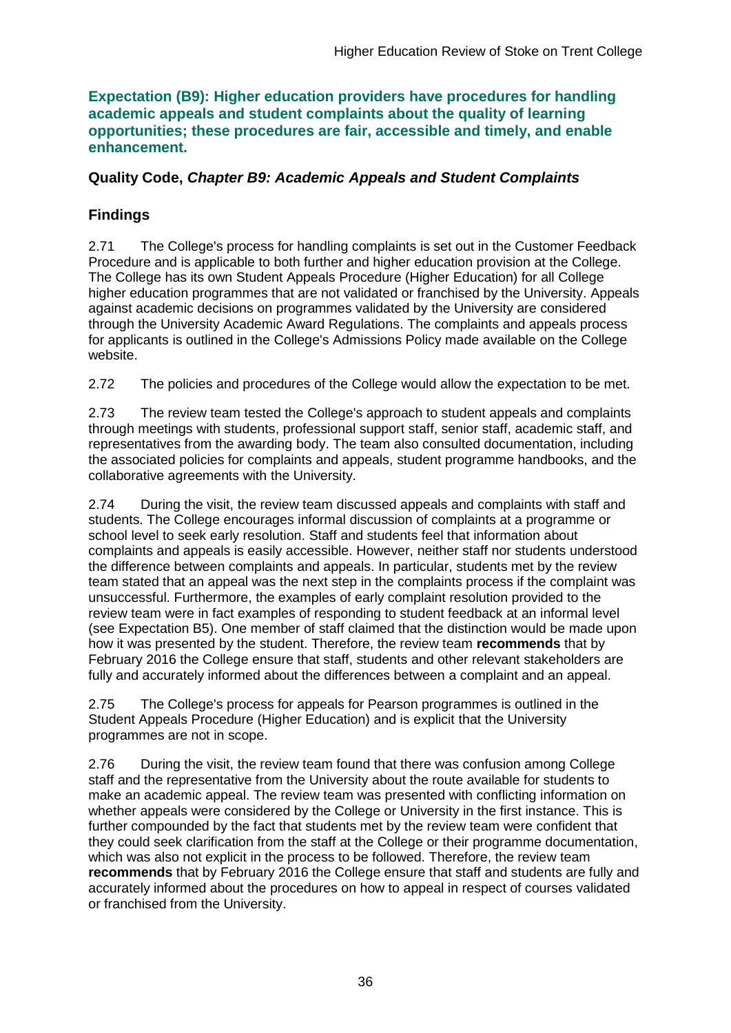**Expectation (B9): Higher education providers have procedures for handling academic appeals and student complaints about the quality of learning opportunities; these procedures are fair, accessible and timely, and enable enhancement.**

**Quality Code, *Chapter B9: Academic Appeals and Student Complaints***

## Findings

2.71 The College's process for handling complaints is set out in the Customer Feedback Procedure and is applicable to both further and higher education provision at the College. The College has its own Student Appeals Procedure (Higher Education) for all College higher education programmes that are not validated or franchised by the University. Appeals against academic decisions on programmes validated by the University are considered through the University Academic Award Regulations. The complaints and appeals process for applicants is outlined in the College's Admissions Policy made available on the College website.

2.72 The policies and procedures of the College would allow the expectation to be met.

2.73 The review team tested the College's approach to student appeals and complaints through meetings with students, professional support staff, senior staff, academic staff, and representatives from the awarding body. The team also consulted documentation, including the associated policies for complaints and appeals, student programme handbooks, and the collaborative agreements with the University.

2.74 During the visit, the review team discussed appeals and complaints with staff and students. The College encourages informal discussion of complaints at a programme or school level to seek early resolution. Staff and students feel that information about complaints and appeals is easily accessible. However, neither staff nor students understood the difference between complaints and appeals. In particular, students met by the review team stated that an appeal was the next step in the complaints process if the complaint was unsuccessful. Furthermore, the examples of early complaint resolution provided to the review team were in fact examples of responding to student feedback at an informal level (see Expectation B5). One member of staff claimed that the distinction would be made upon how it was presented by the student. Therefore, the review team **recommends** that by February 2016 the College ensure that staff, students and other relevant stakeholders are fully and accurately informed about the differences between a complaint and an appeal.

2.75 The College's process for appeals for Pearson programmes is outlined in the Student Appeals Procedure (Higher Education) and is explicit that the University programmes are not in scope.

2.76 During the visit, the review team found that there was confusion among College staff and the representative from the University about the route available for students to make an academic appeal. The review team was presented with conflicting information on whether appeals were considered by the College or University in the first instance. This is further compounded by the fact that students met by the review team were confident that they could seek clarification from the staff at the College or their programme documentation, which was also not explicit in the process to be followed. Therefore, the review team **recommends** that by February 2016 the College ensure that staff and students are fully and accurately informed about the procedures on how to appeal in respect of courses validated or franchised from the University.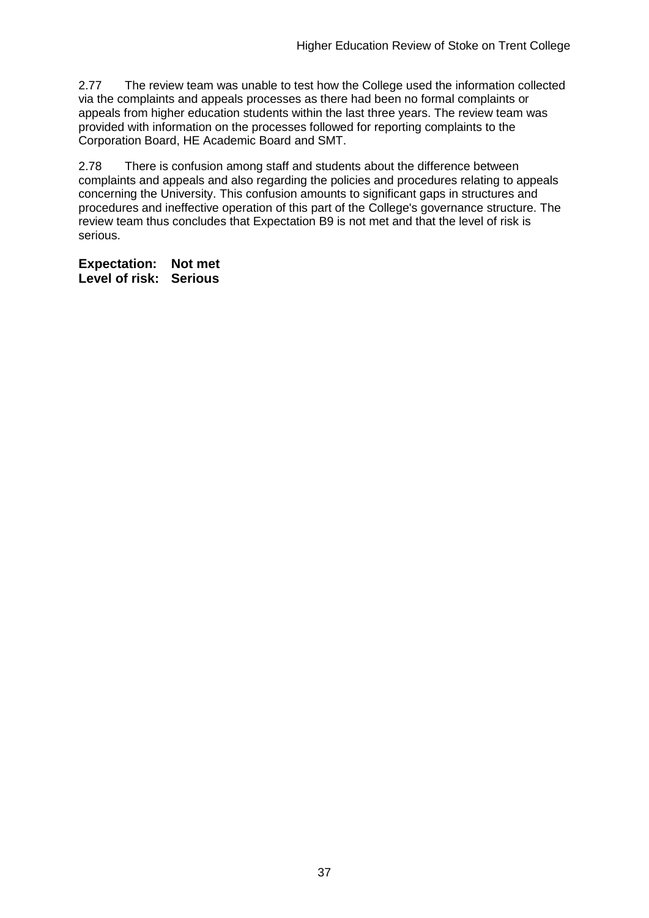2.77 The review team was unable to test how the College used the information collected via the complaints and appeals processes as there had been no formal complaints or appeals from higher education students within the last three years. The review team was provided with information on the processes followed for reporting complaints to the Corporation Board, HE Academic Board and SMT.

2.78 There is confusion among staff and students about the difference between complaints and appeals and also regarding the policies and procedures relating to appeals concerning the University. This confusion amounts to significant gaps in structures and procedures and ineffective operation of this part of the College's governance structure. The review team thus concludes that Expectation B9 is not met and that the level of risk is serious.

**Expectation: Not met**
**Level of risk: Serious**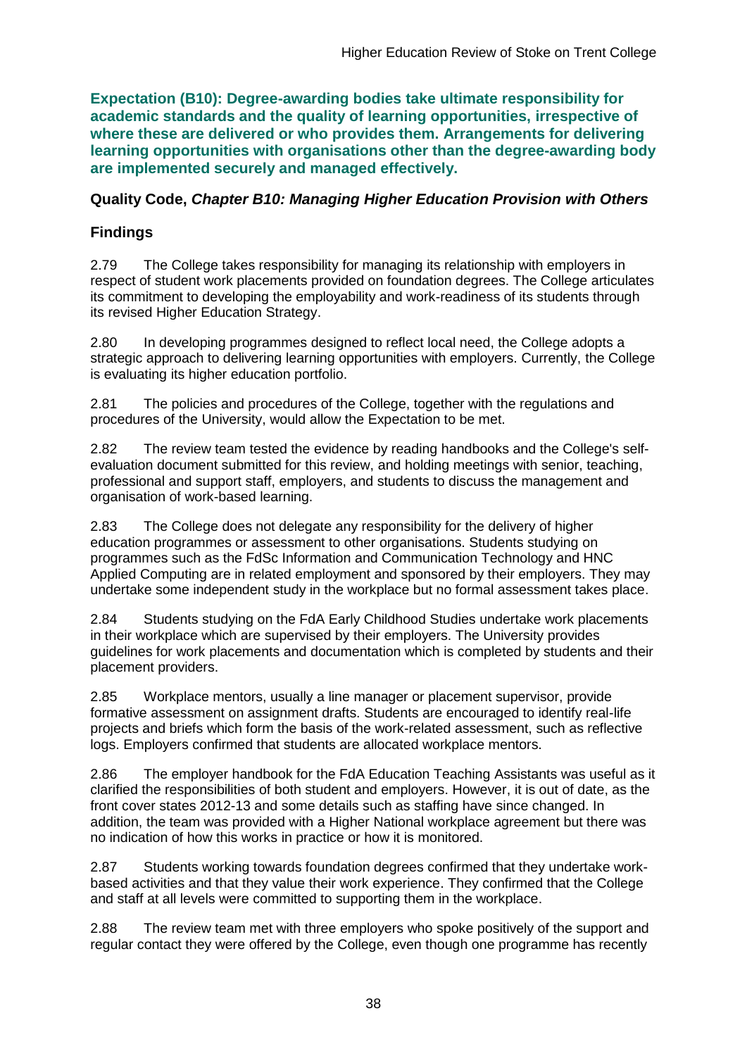**Expectation (B10): Degree-awarding bodies take ultimate responsibility for academic standards and the quality of learning opportunities, irrespective of where these are delivered or who provides them. Arrangements for delivering learning opportunities with organisations other than the degree-awarding body are implemented securely and managed effectively.**

### Quality Code, *Chapter B10: Managing Higher Education Provision with Others*

### Findings

2.79 The College takes responsibility for managing its relationship with employers in respect of student work placements provided on foundation degrees. The College articulates its commitment to developing the employability and work-readiness of its students through its revised Higher Education Strategy.

2.80 In developing programmes designed to reflect local need, the College adopts a strategic approach to delivering learning opportunities with employers. Currently, the College is evaluating its higher education portfolio.

2.81 The policies and procedures of the College, together with the regulations and procedures of the University, would allow the Expectation to be met.

2.82 The review team tested the evidence by reading handbooks and the College's self-evaluation document submitted for this review, and holding meetings with senior, teaching, professional and support staff, employers, and students to discuss the management and organisation of work-based learning.

2.83 The College does not delegate any responsibility for the delivery of higher education programmes or assessment to other organisations. Students studying on programmes such as the FdSc Information and Communication Technology and HNC Applied Computing are in related employment and sponsored by their employers. They may undertake some independent study in the workplace but no formal assessment takes place.

2.84 Students studying on the FdA Early Childhood Studies undertake work placements in their workplace which are supervised by their employers. The University provides guidelines for work placements and documentation which is completed by students and their placement providers.

2.85 Workplace mentors, usually a line manager or placement supervisor, provide formative assessment on assignment drafts. Students are encouraged to identify real-life projects and briefs which form the basis of the work-related assessment, such as reflective logs. Employers confirmed that students are allocated workplace mentors.

2.86 The employer handbook for the FdA Education Teaching Assistants was useful as it clarified the responsibilities of both student and employers. However, it is out of date, as the front cover states 2012-13 and some details such as staffing have since changed. In addition, the team was provided with a Higher National workplace agreement but there was no indication of how this works in practice or how it is monitored.

2.87 Students working towards foundation degrees confirmed that they undertake work-based activities and that they value their work experience. They confirmed that the College and staff at all levels were committed to supporting them in the workplace.

2.88 The review team met with three employers who spoke positively of the support and regular contact they were offered by the College, even though one programme has recently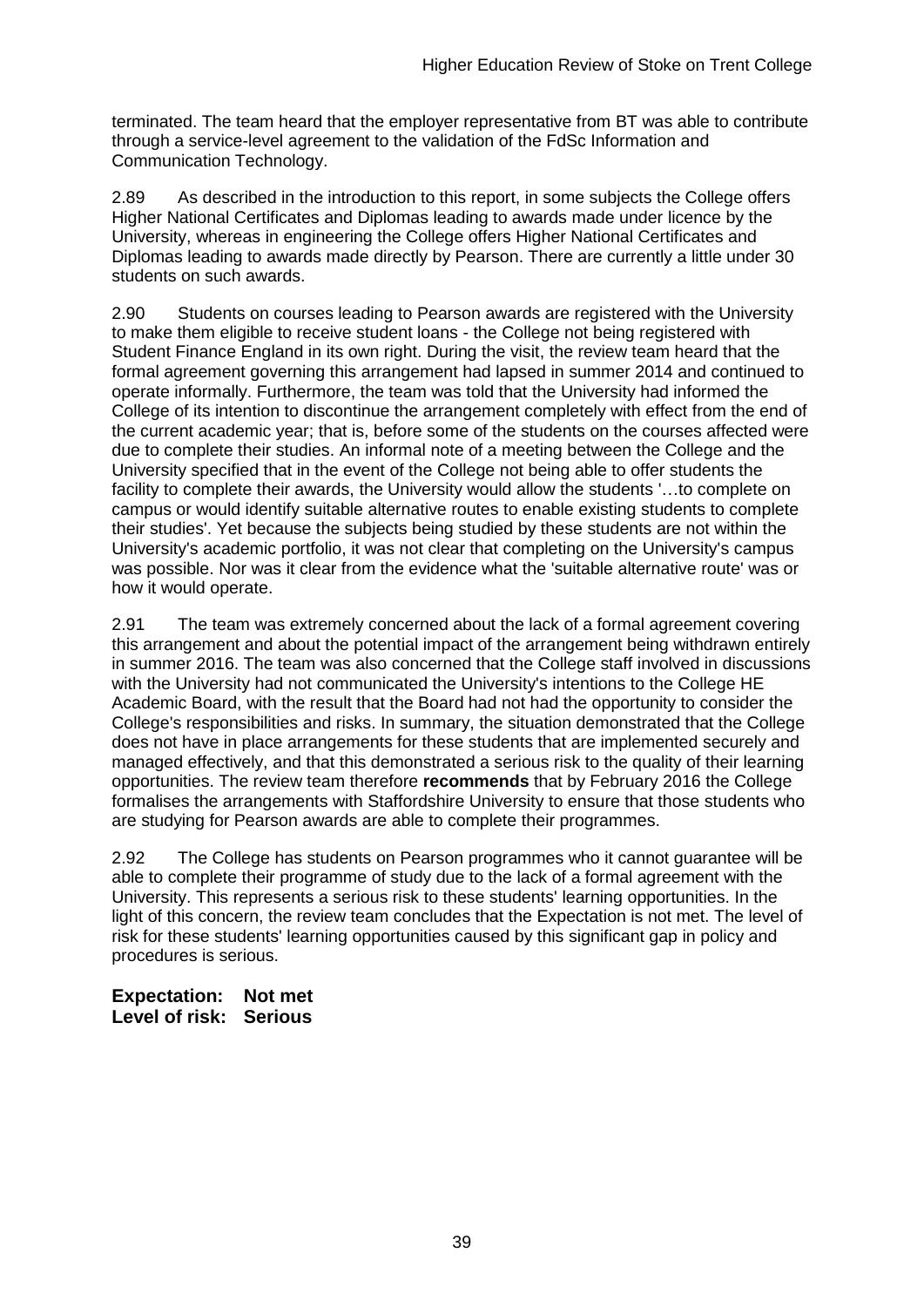terminated. The team heard that the employer representative from BT was able to contribute through a service-level agreement to the validation of the FdSc Information and Communication Technology.

2.89 As described in the introduction to this report, in some subjects the College offers Higher National Certificates and Diplomas leading to awards made under licence by the University, whereas in engineering the College offers Higher National Certificates and Diplomas leading to awards made directly by Pearson. There are currently a little under 30 students on such awards.

2.90 Students on courses leading to Pearson awards are registered with the University to make them eligible to receive student loans - the College not being registered with Student Finance England in its own right. During the visit, the review team heard that the formal agreement governing this arrangement had lapsed in summer 2014 and continued to operate informally. Furthermore, the team was told that the University had informed the College of its intention to discontinue the arrangement completely with effect from the end of the current academic year; that is, before some of the students on the courses affected were due to complete their studies. An informal note of a meeting between the College and the University specified that in the event of the College not being able to offer students the facility to complete their awards, the University would allow the students '…to complete on campus or would identify suitable alternative routes to enable existing students to complete their studies'. Yet because the subjects being studied by these students are not within the University's academic portfolio, it was not clear that completing on the University's campus was possible. Nor was it clear from the evidence what the 'suitable alternative route' was or how it would operate.

2.91 The team was extremely concerned about the lack of a formal agreement covering this arrangement and about the potential impact of the arrangement being withdrawn entirely in summer 2016. The team was also concerned that the College staff involved in discussions with the University had not communicated the University's intentions to the College HE Academic Board, with the result that the Board had not had the opportunity to consider the College's responsibilities and risks. In summary, the situation demonstrated that the College does not have in place arrangements for these students that are implemented securely and managed effectively, and that this demonstrated a serious risk to the quality of their learning opportunities. The review team therefore **recommends** that by February 2016 the College formalises the arrangements with Staffordshire University to ensure that those students who are studying for Pearson awards are able to complete their programmes.

2.92 The College has students on Pearson programmes who it cannot guarantee will be able to complete their programme of study due to the lack of a formal agreement with the University. This represents a serious risk to these students' learning opportunities. In the light of this concern, the review team concludes that the Expectation is not met. The level of risk for these students' learning opportunities caused by this significant gap in policy and procedures is serious.

**Expectation: Not met**
**Level of risk: Serious**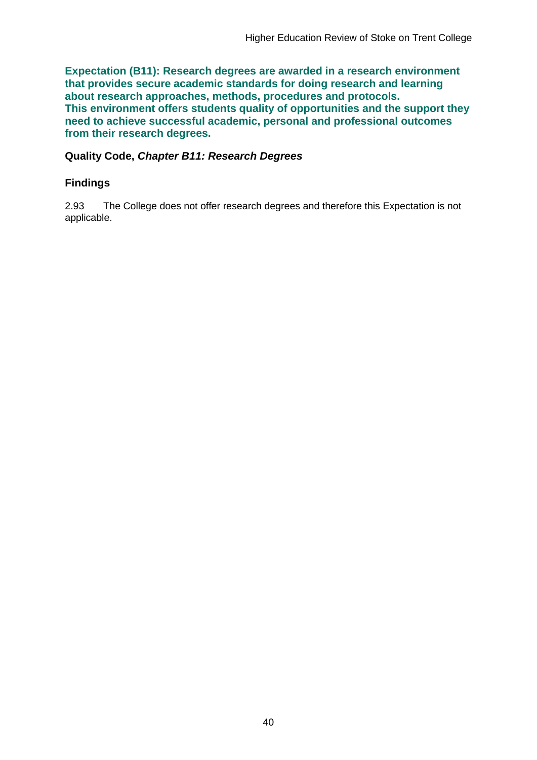**Expectation (B11): Research degrees are awarded in a research environment that provides secure academic standards for doing research and learning about research approaches, methods, procedures and protocols. This environment offers students quality of opportunities and the support they need to achieve successful academic, personal and professional outcomes from their research degrees.**

**Quality Code, *Chapter B11: Research Degrees***

### Findings

2.93 The College does not offer research degrees and therefore this Expectation is not applicable.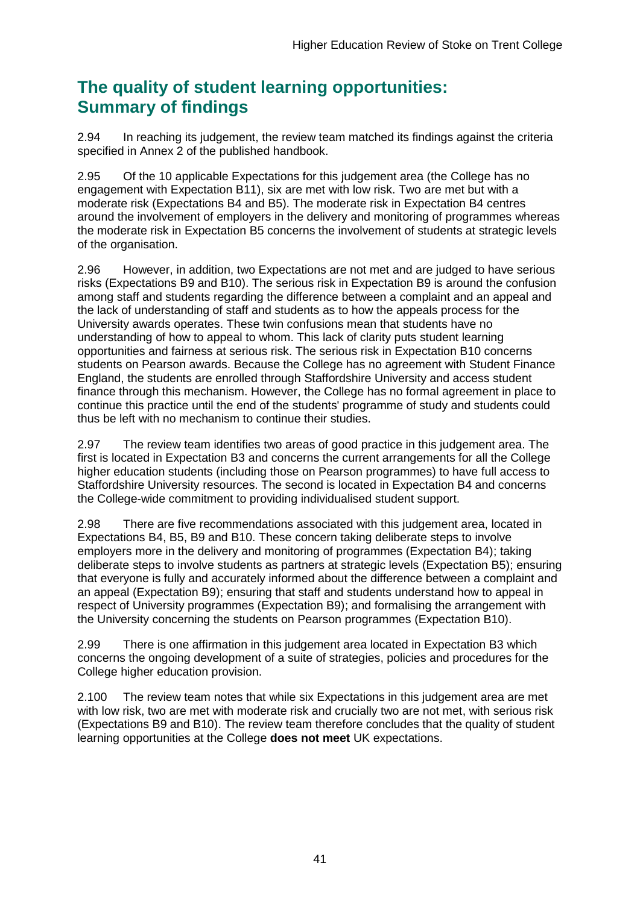## The quality of student learning opportunities: Summary of findings

2.94 In reaching its judgement, the review team matched its findings against the criteria specified in Annex 2 of the published handbook.

2.95 Of the 10 applicable Expectations for this judgement area (the College has no engagement with Expectation B11), six are met with low risk. Two are met but with a moderate risk (Expectations B4 and B5). The moderate risk in Expectation B4 centres around the involvement of employers in the delivery and monitoring of programmes whereas the moderate risk in Expectation B5 concerns the involvement of students at strategic levels of the organisation.

2.96 However, in addition, two Expectations are not met and are judged to have serious risks (Expectations B9 and B10). The serious risk in Expectation B9 is around the confusion among staff and students regarding the difference between a complaint and an appeal and the lack of understanding of staff and students as to how the appeals process for the University awards operates. These twin confusions mean that students have no understanding of how to appeal to whom. This lack of clarity puts student learning opportunities and fairness at serious risk. The serious risk in Expectation B10 concerns students on Pearson awards. Because the College has no agreement with Student Finance England, the students are enrolled through Staffordshire University and access student finance through this mechanism. However, the College has no formal agreement in place to continue this practice until the end of the students' programme of study and students could thus be left with no mechanism to continue their studies.

2.97 The review team identifies two areas of good practice in this judgement area. The first is located in Expectation B3 and concerns the current arrangements for all the College higher education students (including those on Pearson programmes) to have full access to Staffordshire University resources. The second is located in Expectation B4 and concerns the College-wide commitment to providing individualised student support.

2.98 There are five recommendations associated with this judgement area, located in Expectations B4, B5, B9 and B10. These concern taking deliberate steps to involve employers more in the delivery and monitoring of programmes (Expectation B4); taking deliberate steps to involve students as partners at strategic levels (Expectation B5); ensuring that everyone is fully and accurately informed about the difference between a complaint and an appeal (Expectation B9); ensuring that staff and students understand how to appeal in respect of University programmes (Expectation B9); and formalising the arrangement with the University concerning the students on Pearson programmes (Expectation B10).

2.99 There is one affirmation in this judgement area located in Expectation B3 which concerns the ongoing development of a suite of strategies, policies and procedures for the College higher education provision.

2.100 The review team notes that while six Expectations in this judgement area are met with low risk, two are met with moderate risk and crucially two are not met, with serious risk (Expectations B9 and B10). The review team therefore concludes that the quality of student learning opportunities at the College **does not meet** UK expectations.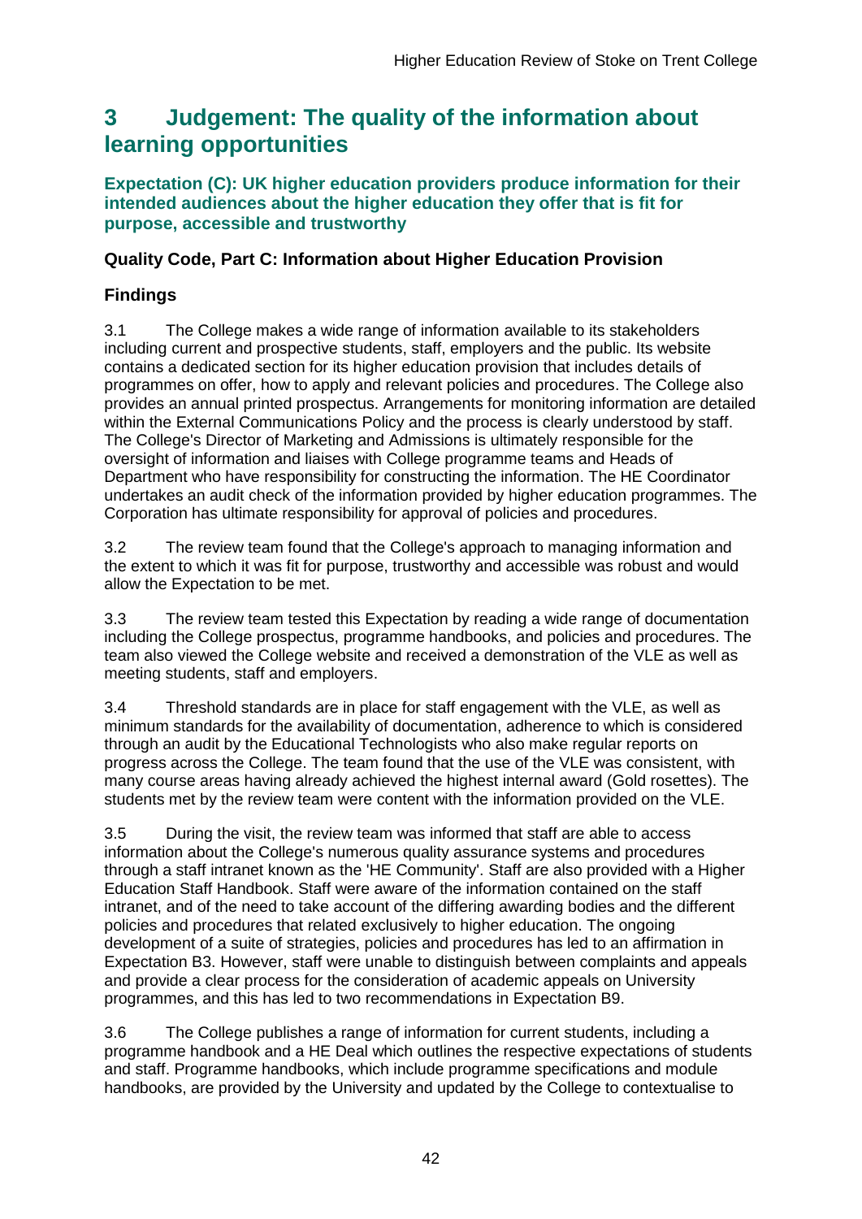# 3 Judgement: The quality of the information about learning opportunities

**Expectation (C): UK higher education providers produce information for their intended audiences about the higher education they offer that is fit for purpose, accessible and trustworthy**

### Quality Code, Part C: Information about Higher Education Provision

### Findings

3.1 The College makes a wide range of information available to its stakeholders including current and prospective students, staff, employers and the public. Its website contains a dedicated section for its higher education provision that includes details of programmes on offer, how to apply and relevant policies and procedures. The College also provides an annual printed prospectus. Arrangements for monitoring information are detailed within the External Communications Policy and the process is clearly understood by staff. The College's Director of Marketing and Admissions is ultimately responsible for the oversight of information and liaises with College programme teams and Heads of Department who have responsibility for constructing the information. The HE Coordinator undertakes an audit check of the information provided by higher education programmes. The Corporation has ultimate responsibility for approval of policies and procedures.

3.2 The review team found that the College's approach to managing information and the extent to which it was fit for purpose, trustworthy and accessible was robust and would allow the Expectation to be met.

3.3 The review team tested this Expectation by reading a wide range of documentation including the College prospectus, programme handbooks, and policies and procedures. The team also viewed the College website and received a demonstration of the VLE as well as meeting students, staff and employers.

3.4 Threshold standards are in place for staff engagement with the VLE, as well as minimum standards for the availability of documentation, adherence to which is considered through an audit by the Educational Technologists who also make regular reports on progress across the College. The team found that the use of the VLE was consistent, with many course areas having already achieved the highest internal award (Gold rosettes). The students met by the review team were content with the information provided on the VLE.

3.5 During the visit, the review team was informed that staff are able to access information about the College's numerous quality assurance systems and procedures through a staff intranet known as the 'HE Community'. Staff are also provided with a Higher Education Staff Handbook. Staff were aware of the information contained on the staff intranet, and of the need to take account of the differing awarding bodies and the different policies and procedures that related exclusively to higher education. The ongoing development of a suite of strategies, policies and procedures has led to an affirmation in Expectation B3. However, staff were unable to distinguish between complaints and appeals and provide a clear process for the consideration of academic appeals on University programmes, and this has led to two recommendations in Expectation B9.

3.6 The College publishes a range of information for current students, including a programme handbook and a HE Deal which outlines the respective expectations of students and staff. Programme handbooks, which include programme specifications and module handbooks, are provided by the University and updated by the College to contextualise to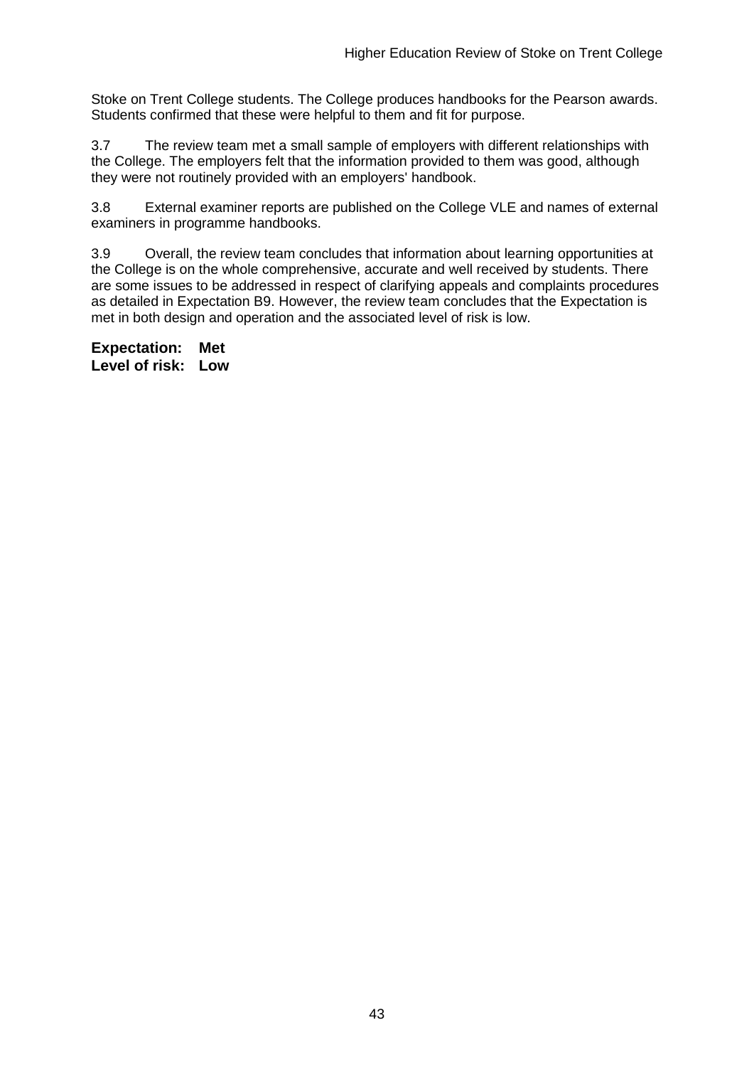Stoke on Trent College students. The College produces handbooks for the Pearson awards. Students confirmed that these were helpful to them and fit for purpose.

3.7 The review team met a small sample of employers with different relationships with the College. The employers felt that the information provided to them was good, although they were not routinely provided with an employers' handbook.

3.8 External examiner reports are published on the College VLE and names of external examiners in programme handbooks.

3.9 Overall, the review team concludes that information about learning opportunities at the College is on the whole comprehensive, accurate and well received by students. There are some issues to be addressed in respect of clarifying appeals and complaints procedures as detailed in Expectation B9. However, the review team concludes that the Expectation is met in both design and operation and the associated level of risk is low.

**Expectation: Met**
**Level of risk: Low**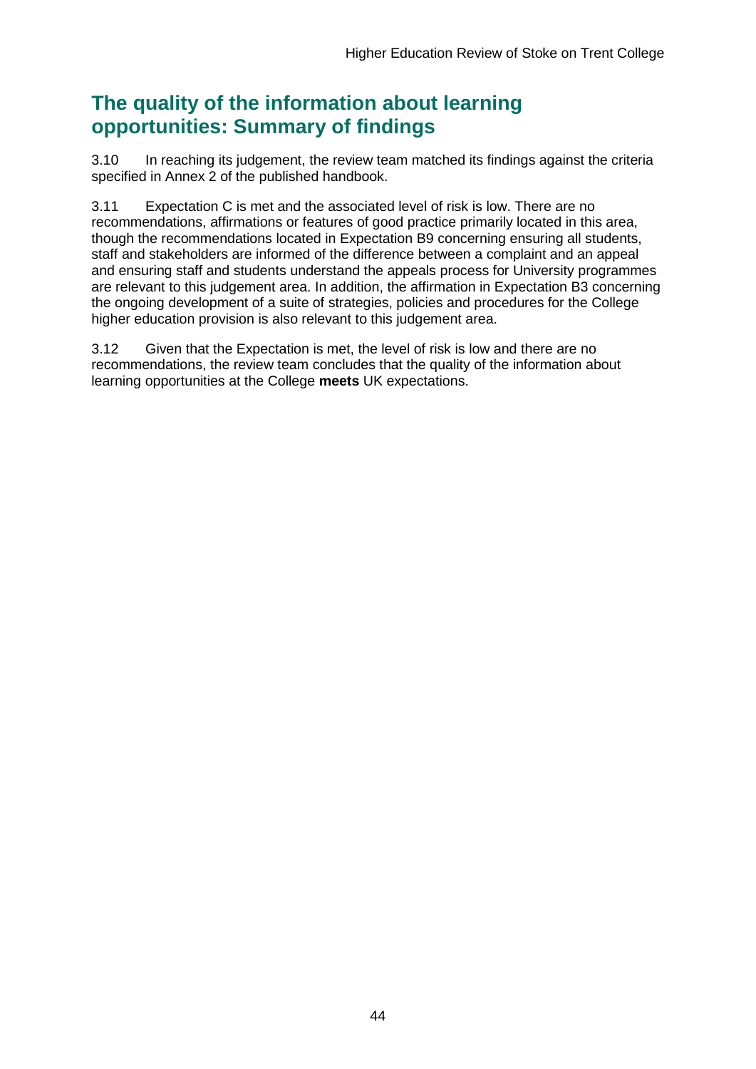## The quality of the information about learning opportunities: Summary of findings

3.10 In reaching its judgement, the review team matched its findings against the criteria specified in Annex 2 of the published handbook.

3.11 Expectation C is met and the associated level of risk is low. There are no recommendations, affirmations or features of good practice primarily located in this area, though the recommendations located in Expectation B9 concerning ensuring all students, staff and stakeholders are informed of the difference between a complaint and an appeal and ensuring staff and students understand the appeals process for University programmes are relevant to this judgement area. In addition, the affirmation in Expectation B3 concerning the ongoing development of a suite of strategies, policies and procedures for the College higher education provision is also relevant to this judgement area.

3.12 Given that the Expectation is met, the level of risk is low and there are no recommendations, the review team concludes that the quality of the information about learning opportunities at the College **meets** UK expectations.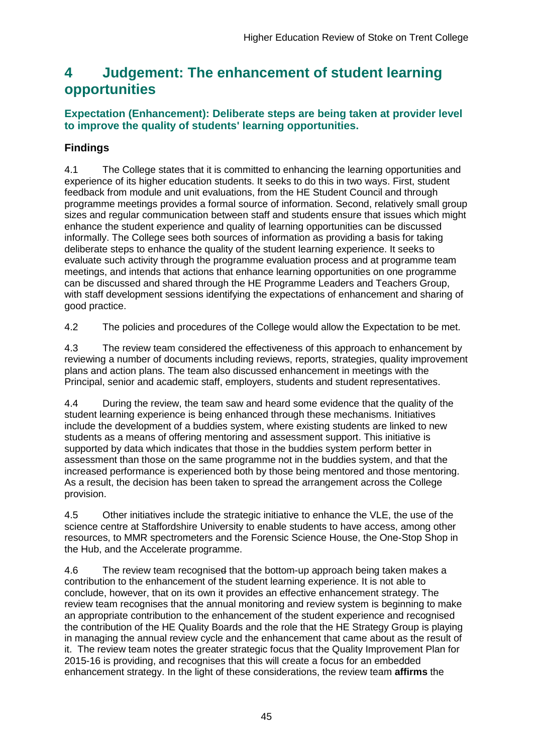# 4 Judgement: The enhancement of student learning opportunities

### Expectation (Enhancement): Deliberate steps are being taken at provider level to improve the quality of students' learning opportunities.

### Findings

4.1 The College states that it is committed to enhancing the learning opportunities and experience of its higher education students. It seeks to do this in two ways. First, student feedback from module and unit evaluations, from the HE Student Council and through programme meetings provides a formal source of information. Second, relatively small group sizes and regular communication between staff and students ensure that issues which might enhance the student experience and quality of learning opportunities can be discussed informally. The College sees both sources of information as providing a basis for taking deliberate steps to enhance the quality of the student learning experience. It seeks to evaluate such activity through the programme evaluation process and at programme team meetings, and intends that actions that enhance learning opportunities on one programme can be discussed and shared through the HE Programme Leaders and Teachers Group, with staff development sessions identifying the expectations of enhancement and sharing of good practice.

4.2 The policies and procedures of the College would allow the Expectation to be met.

4.3 The review team considered the effectiveness of this approach to enhancement by reviewing a number of documents including reviews, reports, strategies, quality improvement plans and action plans. The team also discussed enhancement in meetings with the Principal, senior and academic staff, employers, students and student representatives.

4.4 During the review, the team saw and heard some evidence that the quality of the student learning experience is being enhanced through these mechanisms. Initiatives include the development of a buddies system, where existing students are linked to new students as a means of offering mentoring and assessment support. This initiative is supported by data which indicates that those in the buddies system perform better in assessment than those on the same programme not in the buddies system, and that the increased performance is experienced both by those being mentored and those mentoring. As a result, the decision has been taken to spread the arrangement across the College provision.

4.5 Other initiatives include the strategic initiative to enhance the VLE, the use of the science centre at Staffordshire University to enable students to have access, among other resources, to MMR spectrometers and the Forensic Science House, the One-Stop Shop in the Hub, and the Accelerate programme.

4.6 The review team recognised that the bottom-up approach being taken makes a contribution to the enhancement of the student learning experience. It is not able to conclude, however, that on its own it provides an effective enhancement strategy. The review team recognises that the annual monitoring and review system is beginning to make an appropriate contribution to the enhancement of the student experience and recognised the contribution of the HE Quality Boards and the role that the HE Strategy Group is playing in managing the annual review cycle and the enhancement that came about as the result of it. The review team notes the greater strategic focus that the Quality Improvement Plan for 2015-16 is providing, and recognises that this will create a focus for an embedded enhancement strategy. In the light of these considerations, the review team **affirms** the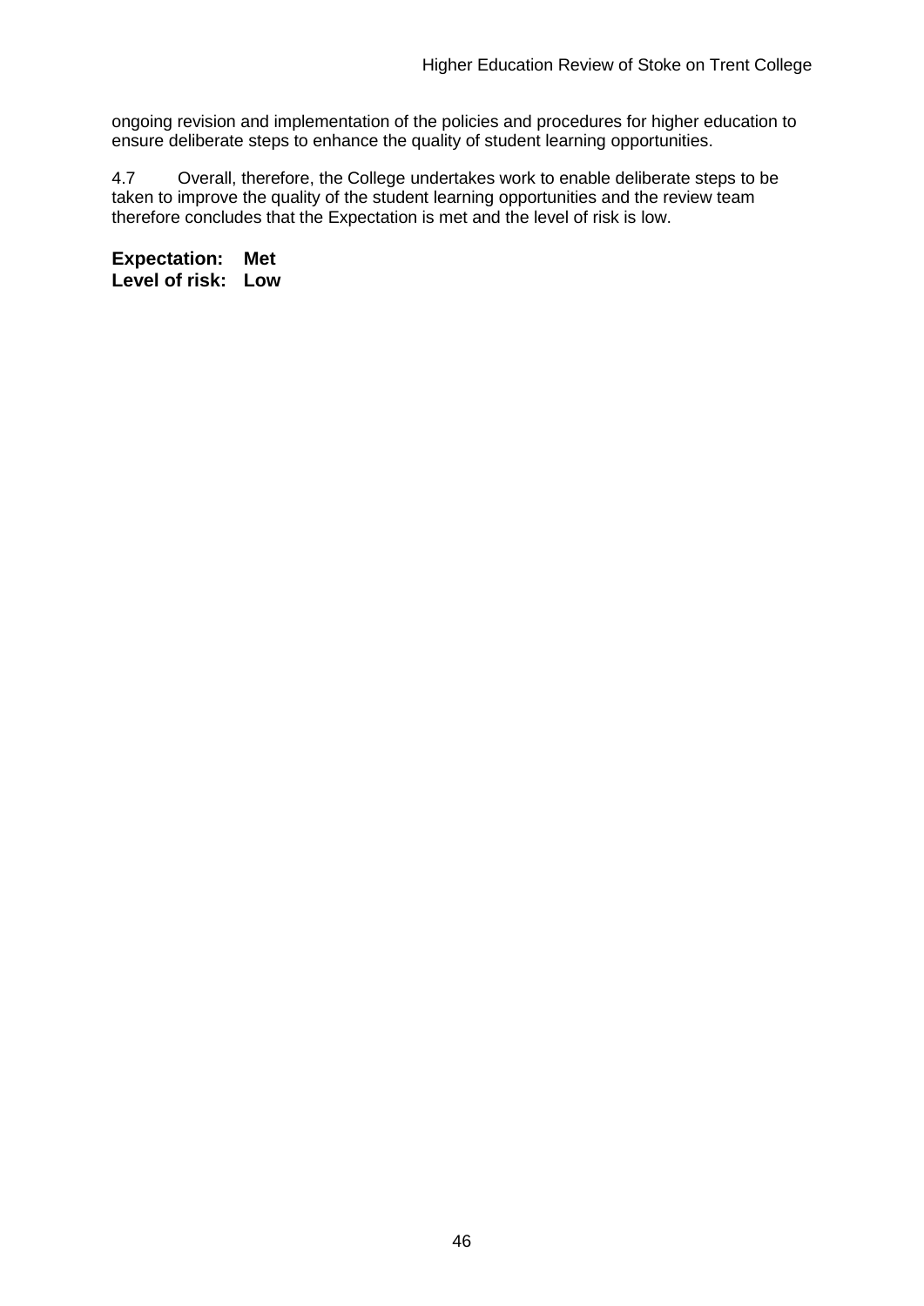ongoing revision and implementation of the policies and procedures for higher education to ensure deliberate steps to enhance the quality of student learning opportunities.

4.7 Overall, therefore, the College undertakes work to enable deliberate steps to be taken to improve the quality of the student learning opportunities and the review team therefore concludes that the Expectation is met and the level of risk is low.

**Expectation: Met**
**Level of risk: Low**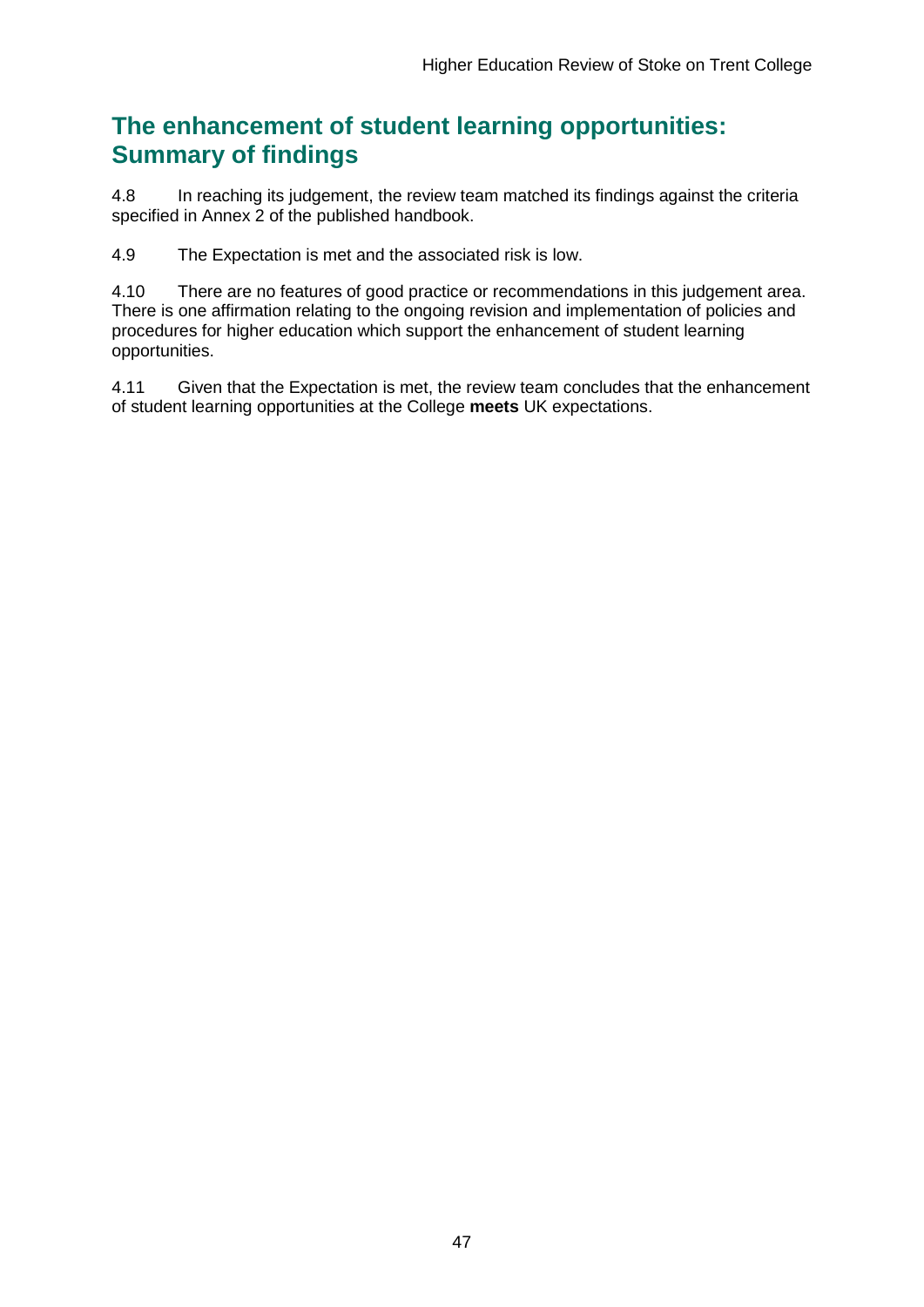## The enhancement of student learning opportunities: Summary of findings

4.8 In reaching its judgement, the review team matched its findings against the criteria specified in Annex 2 of the published handbook.

4.9 The Expectation is met and the associated risk is low.

4.10 There are no features of good practice or recommendations in this judgement area. There is one affirmation relating to the ongoing revision and implementation of policies and procedures for higher education which support the enhancement of student learning opportunities.

4.11 Given that the Expectation is met, the review team concludes that the enhancement of student learning opportunities at the College **meets** UK expectations.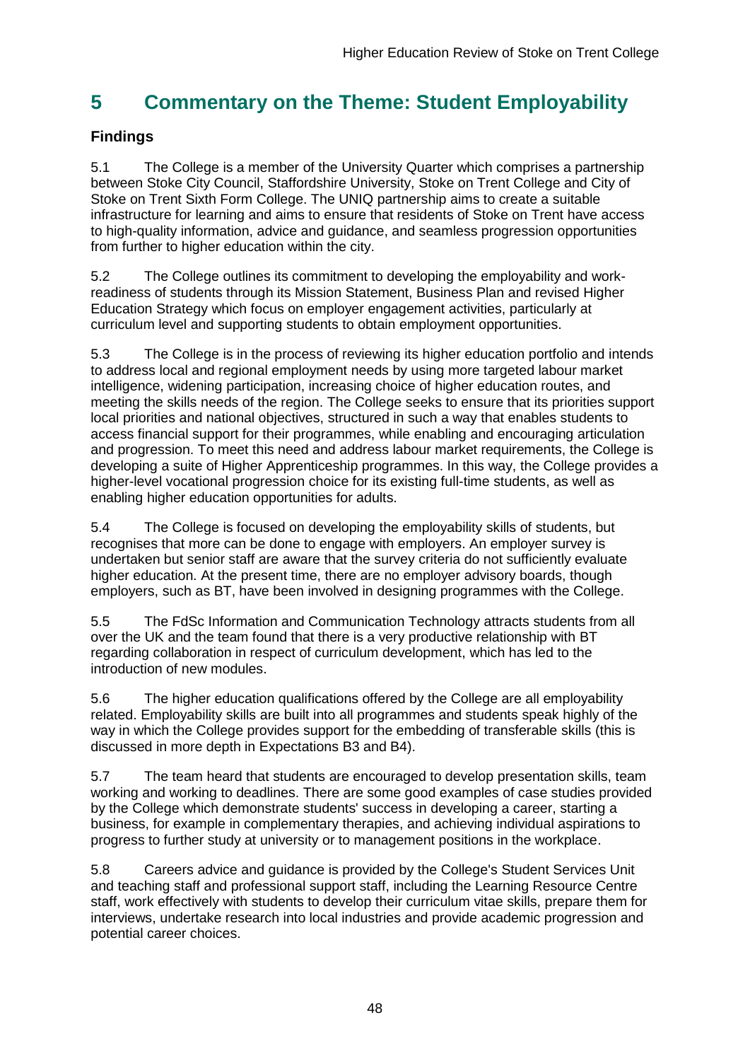# 5 Commentary on the Theme: Student Employability

### Findings

5.1 The College is a member of the University Quarter which comprises a partnership between Stoke City Council, Staffordshire University, Stoke on Trent College and City of Stoke on Trent Sixth Form College. The UNIQ partnership aims to create a suitable infrastructure for learning and aims to ensure that residents of Stoke on Trent have access to high-quality information, advice and guidance, and seamless progression opportunities from further to higher education within the city.

5.2 The College outlines its commitment to developing the employability and work-readiness of students through its Mission Statement, Business Plan and revised Higher Education Strategy which focus on employer engagement activities, particularly at curriculum level and supporting students to obtain employment opportunities.

5.3 The College is in the process of reviewing its higher education portfolio and intends to address local and regional employment needs by using more targeted labour market intelligence, widening participation, increasing choice of higher education routes, and meeting the skills needs of the region. The College seeks to ensure that its priorities support local priorities and national objectives, structured in such a way that enables students to access financial support for their programmes, while enabling and encouraging articulation and progression. To meet this need and address labour market requirements, the College is developing a suite of Higher Apprenticeship programmes. In this way, the College provides a higher-level vocational progression choice for its existing full-time students, as well as enabling higher education opportunities for adults.

5.4 The College is focused on developing the employability skills of students, but recognises that more can be done to engage with employers. An employer survey is undertaken but senior staff are aware that the survey criteria do not sufficiently evaluate higher education. At the present time, there are no employer advisory boards, though employers, such as BT, have been involved in designing programmes with the College.

5.5 The FdSc Information and Communication Technology attracts students from all over the UK and the team found that there is a very productive relationship with BT regarding collaboration in respect of curriculum development, which has led to the introduction of new modules.

5.6 The higher education qualifications offered by the College are all employability related. Employability skills are built into all programmes and students speak highly of the way in which the College provides support for the embedding of transferable skills (this is discussed in more depth in Expectations B3 and B4).

5.7 The team heard that students are encouraged to develop presentation skills, team working and working to deadlines. There are some good examples of case studies provided by the College which demonstrate students' success in developing a career, starting a business, for example in complementary therapies, and achieving individual aspirations to progress to further study at university or to management positions in the workplace.

5.8 Careers advice and guidance is provided by the College's Student Services Unit and teaching staff and professional support staff, including the Learning Resource Centre staff, work effectively with students to develop their curriculum vitae skills, prepare them for interviews, undertake research into local industries and provide academic progression and potential career choices.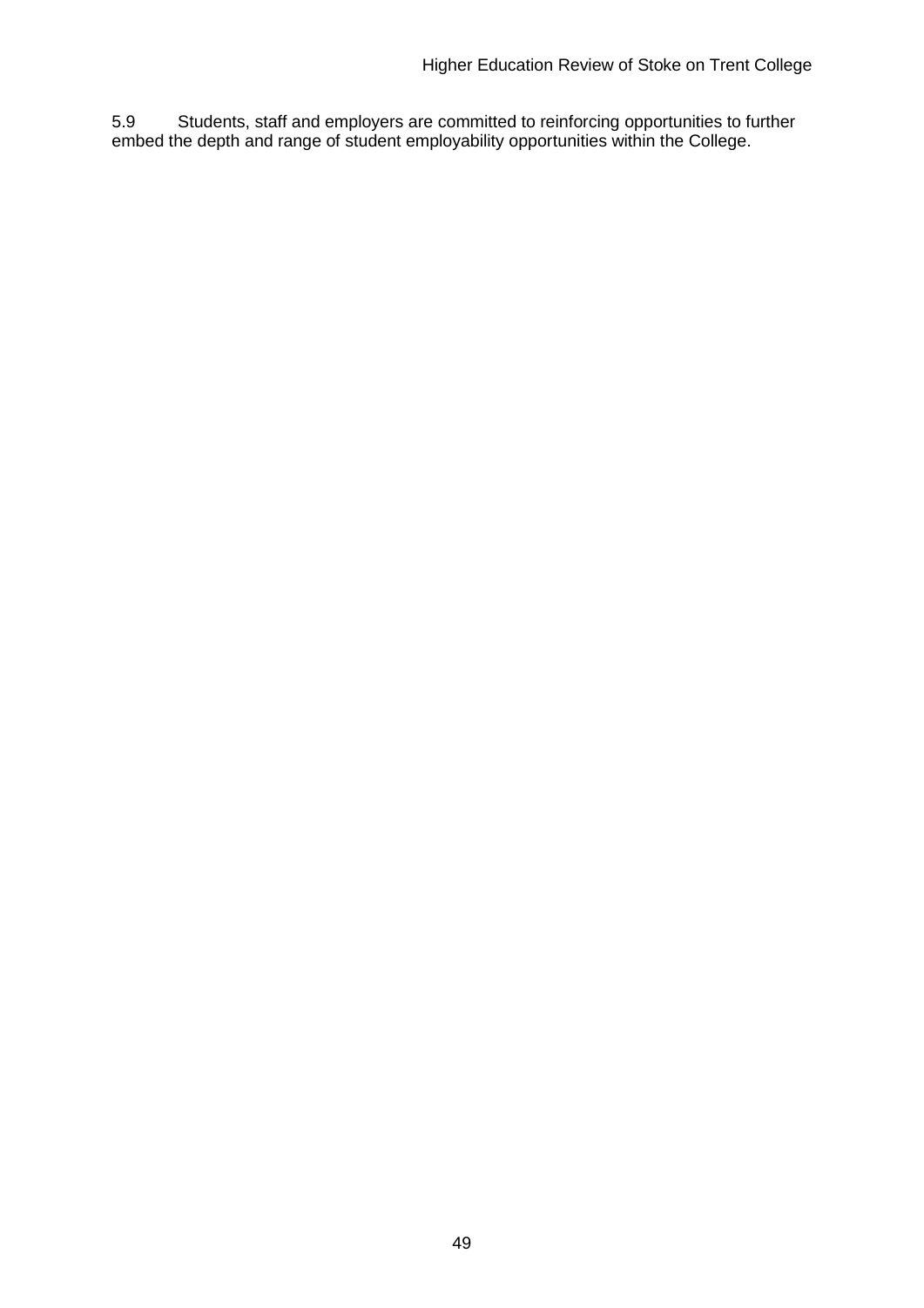5.9 Students, staff and employers are committed to reinforcing opportunities to further embed the depth and range of student employability opportunities within the College.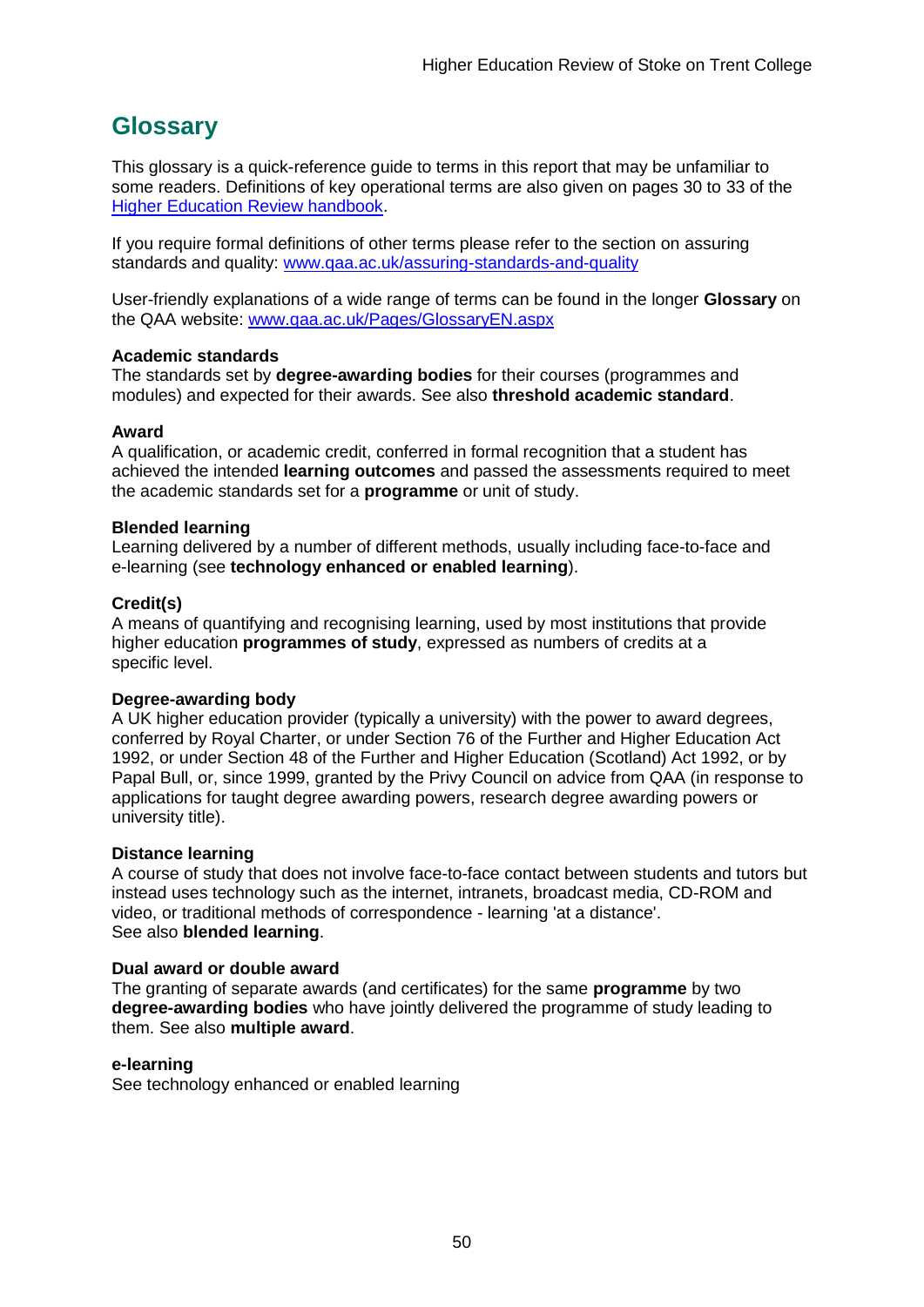## Glossary

This glossary is a quick-reference guide to terms in this report that may be unfamiliar to some readers. Definitions of key operational terms are also given on pages 30 to 33 of the [Higher Education Review handbook](#).

If you require formal definitions of other terms please refer to the section on assuring standards and quality: [www.qaa.ac.uk/assuring-standards-and-quality](www.qaa.ac.uk/assuring-standards-and-quality)

User-friendly explanations of a wide range of terms can be found in the longer **Glossary** on the QAA website: [www.qaa.ac.uk/Pages/GlossaryEN.aspx](www.qaa.ac.uk/Pages/GlossaryEN.aspx)

**Academic standards**
The standards set by **degree-awarding bodies** for their courses (programmes and modules) and expected for their awards. See also **threshold academic standard**.

**Award**
A qualification, or academic credit, conferred in formal recognition that a student has achieved the intended **learning outcomes** and passed the assessments required to meet the academic standards set for a **programme** or unit of study.

**Blended learning**
Learning delivered by a number of different methods, usually including face-to-face and e-learning (see **technology enhanced or enabled learning**).

**Credit(s)**
A means of quantifying and recognising learning, used by most institutions that provide higher education **programmes of study**, expressed as numbers of credits at a specific level.

**Degree-awarding body**
A UK higher education provider (typically a university) with the power to award degrees, conferred by Royal Charter, or under Section 76 of the Further and Higher Education Act 1992, or under Section 48 of the Further and Higher Education (Scotland) Act 1992, or by Papal Bull, or, since 1999, granted by the Privy Council on advice from QAA (in response to applications for taught degree awarding powers, research degree awarding powers or university title).

**Distance learning**
A course of study that does not involve face-to-face contact between students and tutors but instead uses technology such as the internet, intranets, broadcast media, CD-ROM and video, or traditional methods of correspondence - learning 'at a distance'.
See also **blended learning**.

**Dual award or double award**
The granting of separate awards (and certificates) for the same **programme** by two **degree-awarding bodies** who have jointly delivered the programme of study leading to them. See also **multiple award**.

**e-learning**
See technology enhanced or enabled learning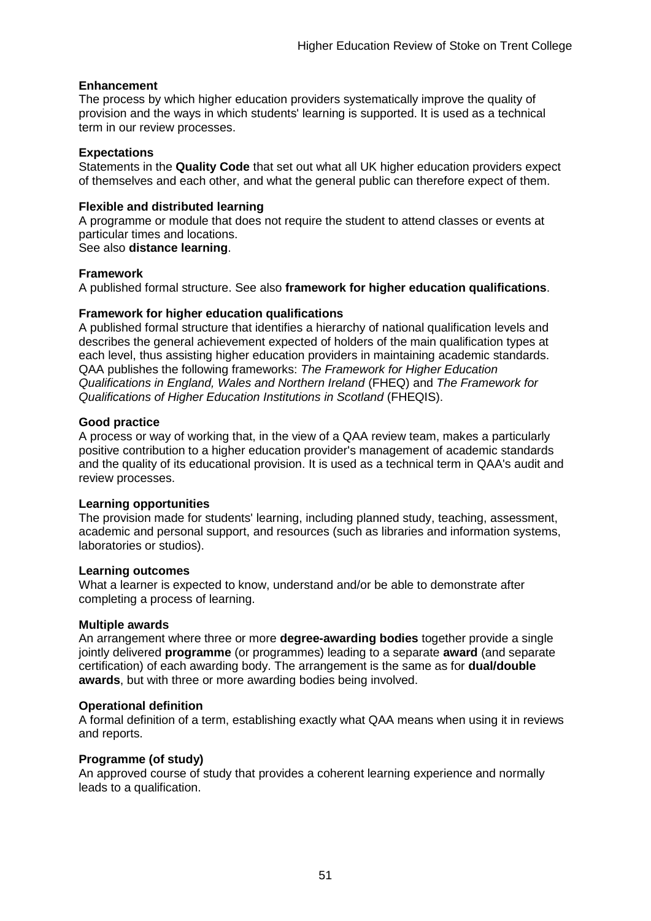**Enhancement**
The process by which higher education providers systematically improve the quality of provision and the ways in which students' learning is supported. It is used as a technical term in our review processes.

**Expectations**
Statements in the **Quality Code** that set out what all UK higher education providers expect of themselves and each other, and what the general public can therefore expect of them.

**Flexible and distributed learning**
A programme or module that does not require the student to attend classes or events at particular times and locations.
See also **distance learning**.

**Framework**
A published formal structure. See also **framework for higher education qualifications**.

**Framework for higher education qualifications**
A published formal structure that identifies a hierarchy of national qualification levels and describes the general achievement expected of holders of the main qualification types at each level, thus assisting higher education providers in maintaining academic standards. QAA publishes the following frameworks: *The Framework for Higher Education Qualifications in England, Wales and Northern Ireland* (FHEQ) and *The Framework for Qualifications of Higher Education Institutions in Scotland* (FHEQIS).

**Good practice**
A process or way of working that, in the view of a QAA review team, makes a particularly positive contribution to a higher education provider's management of academic standards and the quality of its educational provision. It is used as a technical term in QAA's audit and review processes.

**Learning opportunities**
The provision made for students' learning, including planned study, teaching, assessment, academic and personal support, and resources (such as libraries and information systems, laboratories or studios).

**Learning outcomes**
What a learner is expected to know, understand and/or be able to demonstrate after completing a process of learning.

**Multiple awards**
An arrangement where three or more **degree-awarding bodies** together provide a single jointly delivered **programme** (or programmes) leading to a separate **award** (and separate certification) of each awarding body. The arrangement is the same as for **dual/double awards**, but with three or more awarding bodies being involved.

**Operational definition**
A formal definition of a term, establishing exactly what QAA means when using it in reviews and reports.

**Programme (of study)**
An approved course of study that provides a coherent learning experience and normally leads to a qualification.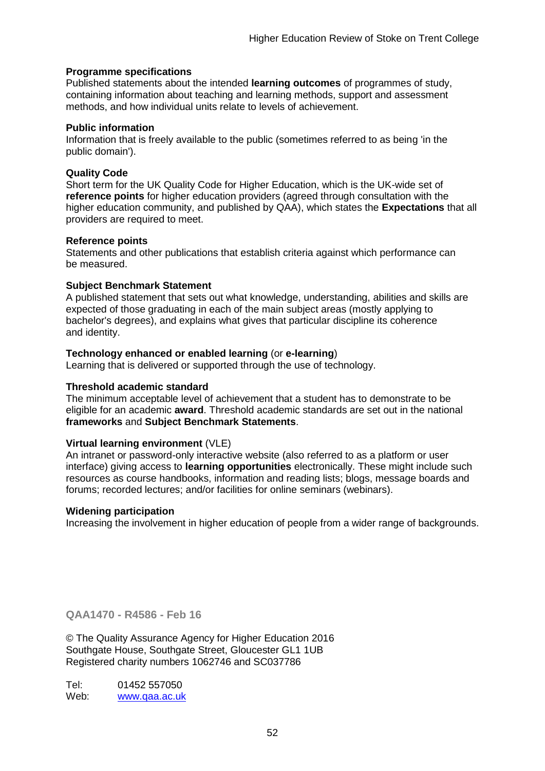**Programme specifications**
Published statements about the intended **learning outcomes** of programmes of study, containing information about teaching and learning methods, support and assessment methods, and how individual units relate to levels of achievement.

**Public information**
Information that is freely available to the public (sometimes referred to as being 'in the public domain').

**Quality Code**
Short term for the UK Quality Code for Higher Education, which is the UK-wide set of **reference points** for higher education providers (agreed through consultation with the higher education community, and published by QAA), which states the **Expectations** that all providers are required to meet.

**Reference points**
Statements and other publications that establish criteria against which performance can be measured.

**Subject Benchmark Statement**
A published statement that sets out what knowledge, understanding, abilities and skills are expected of those graduating in each of the main subject areas (mostly applying to bachelor's degrees), and explains what gives that particular discipline its coherence and identity.

**Technology enhanced or enabled learning** (or **e-learning**)
Learning that is delivered or supported through the use of technology.

**Threshold academic standard**
The minimum acceptable level of achievement that a student has to demonstrate to be eligible for an academic **award**. Threshold academic standards are set out in the national **frameworks** and **Subject Benchmark Statements**.

**Virtual learning environment** (VLE)
An intranet or password-only interactive website (also referred to as a platform or user interface) giving access to **learning opportunities** electronically. These might include such resources as course handbooks, information and reading lists; blogs, message boards and forums; recorded lectures; and/or facilities for online seminars (webinars).

**Widening participation**
Increasing the involvement in higher education of people from a wider range of backgrounds.

**QAA1470 - R4586 - Feb 16**

© The Quality Assurance Agency for Higher Education 2016
Southgate House, Southgate Street, Gloucester GL1 1UB
Registered charity numbers 1062746 and SC037786

Tel: 01452 557050
Web: www.qaa.ac.uk